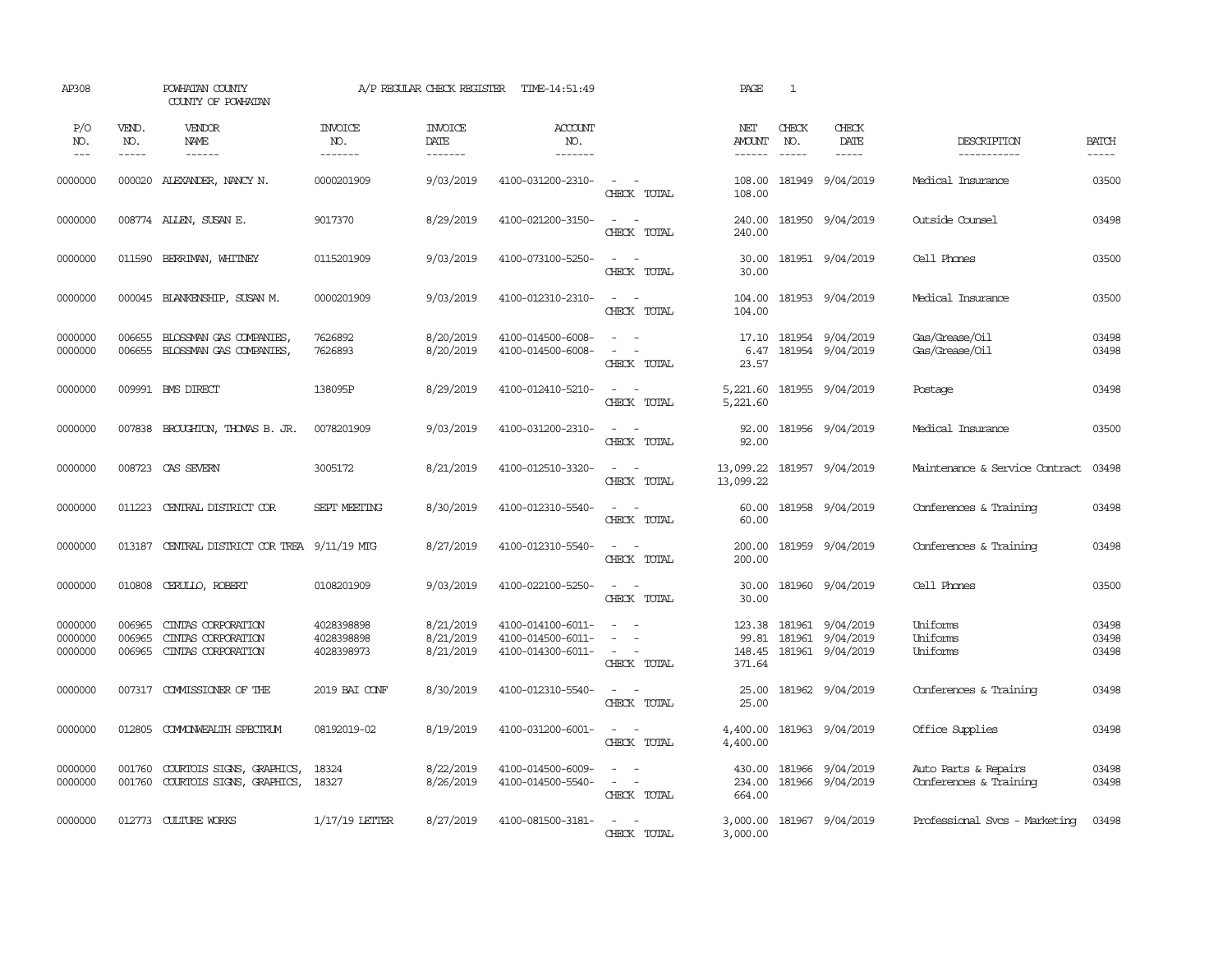AP308 POWHATAN COUNTY A/P REGULAR CHECK REGISTER TIME-14:51:49 PAGE 1

COUNTY OF POWHATAN

| P/O NO. | VEND. NO. | VENDOR NAME | INVOICE NO. | INVOICE DATE | ACCOUNT NO. | | NET AMOUNT | CHECK NO. | CHECK DATE | DESCRIPTION | BATCH |
|---|---|---|---|---|---|---|---|---|---|---|---|
| 0000000 | 000020 | ALEXANDER, NANCY N. | 0000201909 | 9/03/2019 | 4100-031200-2310- | - - | 108.00 | 181949 | 9/04/2019 | Medical Insurance | 03500 |
| | | | | | | CHECK TOTAL | 108.00 | | | | |
| 0000000 | 008774 | ALLEN, SUSAN E. | 9017370 | 8/29/2019 | 4100-021200-3150- | - - | 240.00 | 181950 | 9/04/2019 | Outside Counsel | 03498 |
| | | | | | | CHECK TOTAL | 240.00 | | | | |
| 0000000 | 011590 | BERRIMAN, WHITNEY | 0115201909 | 9/03/2019 | 4100-073100-5250- | - - | 30.00 | 181951 | 9/04/2019 | Cell Phones | 03500 |
| | | | | | | CHECK TOTAL | 30.00 | | | | |
| 0000000 | 000045 | BLANKENSHIP, SUSAN M. | 0000201909 | 9/03/2019 | 4100-012310-2310- | - - | 104.00 | 181953 | 9/04/2019 | Medical Insurance | 03500 |
| | | | | | | CHECK TOTAL | 104.00 | | | | |
| 0000000 | 006655 | BLOSSMAN GAS COMPANIES, | 7626892 | 8/20/2019 | 4100-014500-6008- | - - | 17.10 | 181954 | 9/04/2019 | Gas/Grease/Oil | 03498 |
| 0000000 | 006655 | BLOSSMAN GAS COMPANIES, | 7626893 | 8/20/2019 | 4100-014500-6008- | - - | 6.47 | 181954 | 9/04/2019 | Gas/Grease/Oil | 03498 |
| | | | | | | CHECK TOTAL | 23.57 | | | | |
| 0000000 | 009991 | BMS DIRECT | 138095P | 8/29/2019 | 4100-012410-5210- | - - | 5,221.60 | 181955 | 9/04/2019 | Postage | 03498 |
| | | | | | | CHECK TOTAL | 5,221.60 | | | | |
| 0000000 | 007838 | BROUGHTON, THOMAS B. JR. | 0078201909 | 9/03/2019 | 4100-031200-2310- | - - | 92.00 | 181956 | 9/04/2019 | Medical Insurance | 03500 |
| | | | | | | CHECK TOTAL | 92.00 | | | | |
| 0000000 | 008723 | CAS SEVERN | 3005172 | 8/21/2019 | 4100-012510-3320- | - - | 13,099.22 | 181957 | 9/04/2019 | Maintenance & Service Contract | 03498 |
| | | | | | | CHECK TOTAL | 13,099.22 | | | | |
| 0000000 | 011223 | CENTRAL DISTRICT COR | SEPT MEETING | 8/30/2019 | 4100-012310-5540- | - - | 60.00 | 181958 | 9/04/2019 | Conferences & Training | 03498 |
| | | | | | | CHECK TOTAL | 60.00 | | | | |
| 0000000 | 013187 | CENTRAL DISTRICT COR TREA | 9/11/19 MTG | 8/27/2019 | 4100-012310-5540- | - - | 200.00 | 181959 | 9/04/2019 | Conferences & Training | 03498 |
| | | | | | | CHECK TOTAL | 200.00 | | | | |
| 0000000 | 010808 | CERULLO, ROBERT | 0108201909 | 9/03/2019 | 4100-022100-5250- | - - | 30.00 | 181960 | 9/04/2019 | Cell Phones | 03500 |
| | | | | | | CHECK TOTAL | 30.00 | | | | |
| 0000000 | 006965 | CINTAS CORPORATION | 4028398898 | 8/21/2019 | 4100-014100-6011- | - - | 123.38 | 181961 | 9/04/2019 | Uniforms | 03498 |
| 0000000 | 006965 | CINTAS CORPORATION | 4028398898 | 8/21/2019 | 4100-014500-6011- | - - | 99.81 | 181961 | 9/04/2019 | Uniforms | 03498 |
| 0000000 | 006965 | CINTAS CORPORATION | 4028398973 | 8/21/2019 | 4100-014300-6011- | - - | 148.45 | 181961 | 9/04/2019 | Uniforms | 03498 |
| | | | | | | CHECK TOTAL | 371.64 | | | | |
| 0000000 | 007317 | COMMISSIONER OF THE | 2019 BAI CONF | 8/30/2019 | 4100-012310-5540- | - - | 25.00 | 181962 | 9/04/2019 | Conferences & Training | 03498 |
| | | | | | | CHECK TOTAL | 25.00 | | | | |
| 0000000 | 012805 | COMMONWEALTH SPECTRUM | 08192019-02 | 8/19/2019 | 4100-031200-6001- | - - | 4,400.00 | 181963 | 9/04/2019 | Office Supplies | 03498 |
| | | | | | | CHECK TOTAL | 4,400.00 | | | | |
| 0000000 | 001760 | COURTOIS SIGNS, GRAPHICS, | 18324 | 8/22/2019 | 4100-014500-6009- | - - | 430.00 | 181966 | 9/04/2019 | Auto Parts & Repairs | 03498 |
| 0000000 | 001760 | COURTOIS SIGNS, GRAPHICS, | 18327 | 8/26/2019 | 4100-014500-5540- | - - | 234.00 | 181966 | 9/04/2019 | Conferences & Training | 03498 |
| | | | | | | CHECK TOTAL | 664.00 | | | | |
| 0000000 | 012773 | CULTURE WORKS | 1/17/19 LETTER | 8/27/2019 | 4100-081500-3181- | - - | 3,000.00 | 181967 | 9/04/2019 | Professional Svcs - Marketing | 03498 |
| | | | | | | CHECK TOTAL | 3,000.00 | | | | |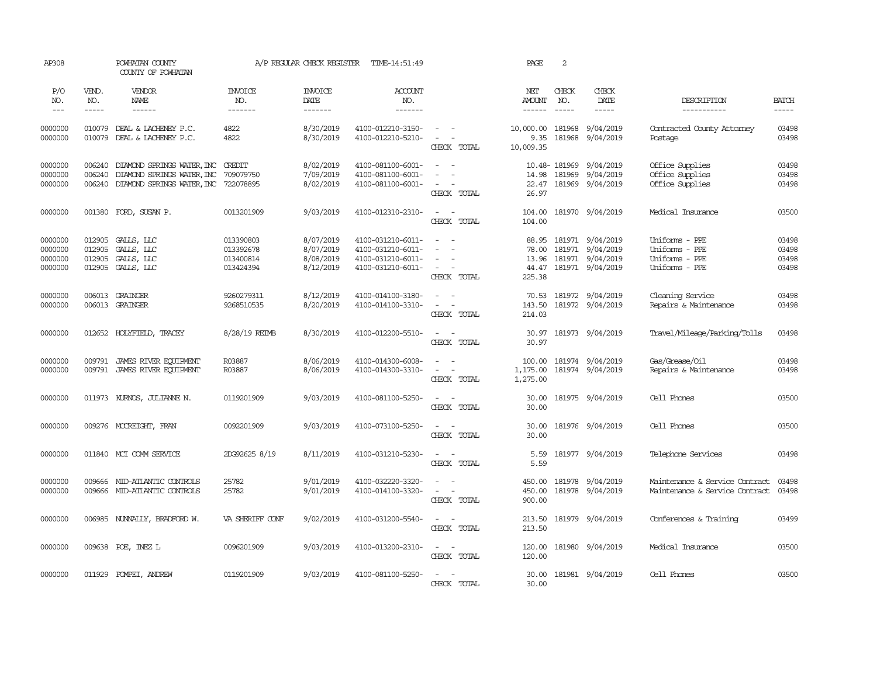AP308 POWHATAN COUNTY A/P REGULAR CHECK REGISTER TIME-14:51:49 PAGE 2

COUNTY OF POWHATAN

| P/O NO. | VEND. NO. | VENDOR NAME | INVOICE NO. | INVOICE DATE | ACCOUNT NO. | | NET AMOUNT | CHECK NO. | CHECK DATE | DESCRIPTION | BATCH |
|---|---|---|---|---|---|---|---|---|---|---|---|
| --- | ----- | ------ | ------- | ------- | ------- | | ------ | ----- | ----- | ----------- | ----- |
| 0000000 | 010079 | DEAL & LACHENEY P.C. | 4822 | 8/30/2019 | 4100-012210-3150- | - - | 10,000.00 | 181968 | 9/04/2019 | Contracted County Attorney | 03498 |
| 0000000 | 010079 | DEAL & LACHENEY P.C. | 4822 | 8/30/2019 | 4100-012210-5210- | - - | 9.35 | 181968 | 9/04/2019 | Postage | 03498 |
| | | | | | | CHECK TOTAL | 10,009.35 | | | | |
| 0000000 | 006240 | DIAMOND SPRINGS WATER,INC | CREDIT | 8/02/2019 | 4100-081100-6001- | - - | 10.48- | 181969 | 9/04/2019 | Office Supplies | 03498 |
| 0000000 | 006240 | DIAMOND SPRINGS WATER,INC | 709079750 | 7/09/2019 | 4100-081100-6001- | - - | 14.98 | 181969 | 9/04/2019 | Office Supplies | 03498 |
| 0000000 | 006240 | DIAMOND SPRINGS WATER,INC | 722078895 | 8/02/2019 | 4100-081100-6001- | - - | 22.47 | 181969 | 9/04/2019 | Office Supplies | 03498 |
| | | | | | | CHECK TOTAL | 26.97 | | | | |
| 0000000 | 001380 | FORD, SUSAN P. | 0013201909 | 9/03/2019 | 4100-012310-2310- | - - | 104.00 | 181970 | 9/04/2019 | Medical Insurance | 03500 |
| | | | | | | CHECK TOTAL | 104.00 | | | | |
| 0000000 | 012905 | GALLS, LLC | 013390803 | 8/07/2019 | 4100-031210-6011- | - - | 88.95 | 181971 | 9/04/2019 | Uniforms - PPE | 03498 |
| 0000000 | 012905 | GALLS, LLC | 013392678 | 8/07/2019 | 4100-031210-6011- | - - | 78.00 | 181971 | 9/04/2019 | Uniforms - PPE | 03498 |
| 0000000 | 012905 | GALLS, LLC | 013400814 | 8/08/2019 | 4100-031210-6011- | - - | 13.96 | 181971 | 9/04/2019 | Uniforms - PPE | 03498 |
| 0000000 | 012905 | GALLS, LLC | 013424394 | 8/12/2019 | 4100-031210-6011- | - - | 44.47 | 181971 | 9/04/2019 | Uniforms - PPE | 03498 |
| | | | | | | CHECK TOTAL | 225.38 | | | | |
| 0000000 | 006013 | GRAINGER | 9260279311 | 8/12/2019 | 4100-014100-3180- | - - | 70.53 | 181972 | 9/04/2019 | Cleaning Service | 03498 |
| 0000000 | 006013 | GRAINGER | 9268510535 | 8/20/2019 | 4100-014100-3310- | - - | 143.50 | 181972 | 9/04/2019 | Repairs & Maintenance | 03498 |
| | | | | | | CHECK TOTAL | 214.03 | | | | |
| 0000000 | 012652 | HOLYFIELD, TRACEY | 8/28/19 REIMB | 8/30/2019 | 4100-012200-5510- | - - | 30.97 | 181973 | 9/04/2019 | Travel/Mileage/Parking/Tolls | 03498 |
| | | | | | | CHECK TOTAL | 30.97 | | | | |
| 0000000 | 009791 | JAMES RIVER EQUIPMENT | R03887 | 8/06/2019 | 4100-014300-6008- | - - | 100.00 | 181974 | 9/04/2019 | Gas/Grease/Oil | 03498 |
| 0000000 | 009791 | JAMES RIVER EQUIPMENT | R03887 | 8/06/2019 | 4100-014300-3310- | - - | 1,175.00 | 181974 | 9/04/2019 | Repairs & Maintenance | 03498 |
| | | | | | | CHECK TOTAL | 1,275.00 | | | | |
| 0000000 | 011973 | KURNOS, JULIANNE N. | 0119201909 | 9/03/2019 | 4100-081100-5250- | - - | 30.00 | 181975 | 9/04/2019 | Cell Phones | 03500 |
| | | | | | | CHECK TOTAL | 30.00 | | | | |
| 0000000 | 009276 | MCCREIGHT, FRAN | 0092201909 | 9/03/2019 | 4100-073100-5250- | - - | 30.00 | 181976 | 9/04/2019 | Cell Phones | 03500 |
| | | | | | | CHECK TOTAL | 30.00 | | | | |
| 0000000 | 011840 | MCI COMM SERVICE | 2DG92625 8/19 | 8/11/2019 | 4100-031210-5230- | - - | 5.59 | 181977 | 9/04/2019 | Telephone Services | 03498 |
| | | | | | | CHECK TOTAL | 5.59 | | | | |
| 0000000 | 009666 | MID-ATLANTIC CONTROLS | 25782 | 9/01/2019 | 4100-032220-3320- | - - | 450.00 | 181978 | 9/04/2019 | Maintenance & Service Contract | 03498 |
| 0000000 | 009666 | MID-ATLANTIC CONTROLS | 25782 | 9/01/2019 | 4100-014100-3320- | - - | 450.00 | 181978 | 9/04/2019 | Maintenance & Service Contract | 03498 |
| | | | | | | CHECK TOTAL | 900.00 | | | | |
| 0000000 | 006985 | NUNNALLY, BRADFORD W. | VA SHERIFF CONF | 9/02/2019 | 4100-031200-5540- | - - | 213.50 | 181979 | 9/04/2019 | Conferences & Training | 03499 |
| | | | | | | CHECK TOTAL | 213.50 | | | | |
| 0000000 | 009638 | POE, INEZ L | 0096201909 | 9/03/2019 | 4100-013200-2310- | - - | 120.00 | 181980 | 9/04/2019 | Medical Insurance | 03500 |
| | | | | | | CHECK TOTAL | 120.00 | | | | |
| 0000000 | 011929 | POMPEI, ANDREW | 0119201909 | 9/03/2019 | 4100-081100-5250- | - - | 30.00 | 181981 | 9/04/2019 | Cell Phones | 03500 |
| | | | | | | CHECK TOTAL | 30.00 | | | | |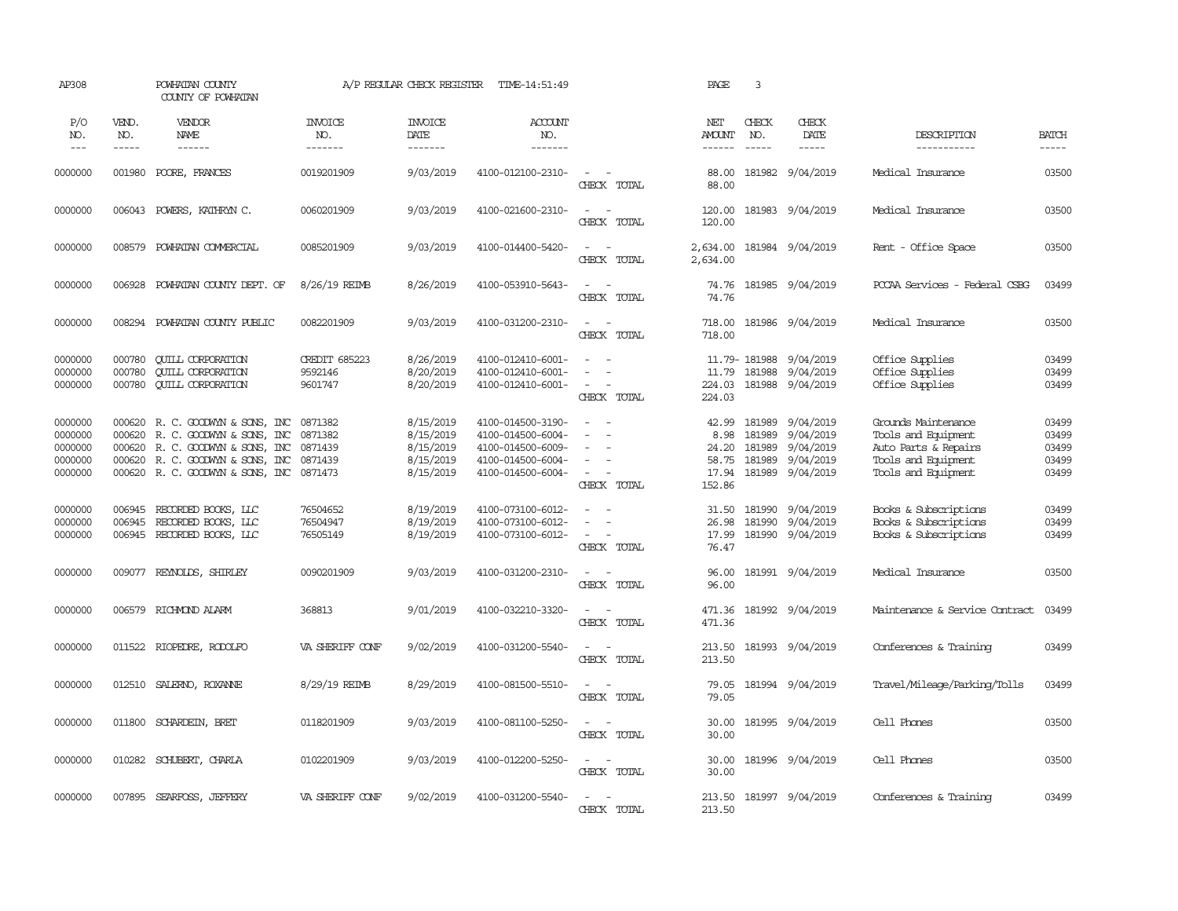AP308 POWHATAN COUNTY A/P REGULAR CHECK REGISTER TIME-14:51:49 PAGE 3

COUNTY OF POWHATAN

| P/O NO. | VEND. NO. | VENDOR NAME | INVOICE NO. | INVOICE DATE | ACCOUNT NO. | | NET AMOUNT | CHECK NO. | CHECK DATE | DESCRIPTION | BATCH |
|---|---|---|---|---|---|---|---|---|---|---|---|
| --- | ----- | ------ | ------- | ------- | ------- | | ------ | ----- | ----- | ----------- | ----- |
| 0000000 | 001980 | POORE, FRANCES | 0019201909 | 9/03/2019 | 4100-012100-2310- | - - | 88.00 | 181982 | 9/04/2019 | Medical Insurance | 03500 |
| | | | | | | CHECK TOTAL | 88.00 | | | | |
| 0000000 | 006043 | POWERS, KATHRYN C. | 0060201909 | 9/03/2019 | 4100-021600-2310- | - - | 120.00 | 181983 | 9/04/2019 | Medical Insurance | 03500 |
| | | | | | | CHECK TOTAL | 120.00 | | | | |
| 0000000 | 008579 | POWHATAN COMMERCIAL | 0085201909 | 9/03/2019 | 4100-014400-5420- | - - | 2,634.00 | 181984 | 9/04/2019 | Rent - Office Space | 03500 |
| | | | | | | CHECK TOTAL | 2,634.00 | | | | |
| 0000000 | 006928 | POWHATAN COUNTY DEPT. OF | 8/26/19 REIMB | 8/26/2019 | 4100-053910-5643- | - - | 74.76 | 181985 | 9/04/2019 | PCCAA Services - Federal CSBG | 03499 |
| | | | | | | CHECK TOTAL | 74.76 | | | | |
| 0000000 | 008294 | POWHATAN COUNTY PUBLIC | 0082201909 | 9/03/2019 | 4100-031200-2310- | - - | 718.00 | 181986 | 9/04/2019 | Medical Insurance | 03500 |
| | | | | | | CHECK TOTAL | 718.00 | | | | |
| 0000000 | 000780 | QUILL CORPORATION | CREDIT 685223 | 8/26/2019 | 4100-012410-6001- | - - | 11.79- | 181988 | 9/04/2019 | Office Supplies | 03499 |
| 0000000 | 000780 | QUILL CORPORATION | 9592146 | 8/20/2019 | 4100-012410-6001- | - - | 11.79 | 181988 | 9/04/2019 | Office Supplies | 03499 |
| 0000000 | 000780 | QUILL CORPORATION | 9601747 | 8/20/2019 | 4100-012410-6001- | - - | 224.03 | 181988 | 9/04/2019 | Office Supplies | 03499 |
| | | | | | | CHECK TOTAL | 224.03 | | | | |
| 0000000 | 000620 | R. C. GOODWYN & SONS, INC | 0871382 | 8/15/2019 | 4100-014500-3190- | - - | 42.99 | 181989 | 9/04/2019 | Grounds Maintenance | 03499 |
| 0000000 | 000620 | R. C. GOODWYN & SONS, INC | 0871382 | 8/15/2019 | 4100-014500-6004- | - - | 8.98 | 181989 | 9/04/2019 | Tools and Equipment | 03499 |
| 0000000 | 000620 | R. C. GOODWYN & SONS, INC | 0871439 | 8/15/2019 | 4100-014500-6009- | - - | 24.20 | 181989 | 9/04/2019 | Auto Parts & Repairs | 03499 |
| 0000000 | 000620 | R. C. GOODWYN & SONS, INC | 0871439 | 8/15/2019 | 4100-014500-6004- | - - | 58.75 | 181989 | 9/04/2019 | Tools and Equipment | 03499 |
| 0000000 | 000620 | R. C. GOODWYN & SONS, INC | 0871473 | 8/15/2019 | 4100-014500-6004- | - - | 17.94 | 181989 | 9/04/2019 | Tools and Equipment | 03499 |
| | | | | | | CHECK TOTAL | 152.86 | | | | |
| 0000000 | 006945 | RECORDED BOOKS, LLC | 76504652 | 8/19/2019 | 4100-073100-6012- | - - | 31.50 | 181990 | 9/04/2019 | Books & Subscriptions | 03499 |
| 0000000 | 006945 | RECORDED BOOKS, LLC | 76504947 | 8/19/2019 | 4100-073100-6012- | - - | 26.98 | 181990 | 9/04/2019 | Books & Subscriptions | 03499 |
| 0000000 | 006945 | RECORDED BOOKS, LLC | 76505149 | 8/19/2019 | 4100-073100-6012- | - - | 17.99 | 181990 | 9/04/2019 | Books & Subscriptions | 03499 |
| | | | | | | CHECK TOTAL | 76.47 | | | | |
| 0000000 | 009077 | REYNOLDS, SHIRLEY | 0090201909 | 9/03/2019 | 4100-031200-2310- | - - | 96.00 | 181991 | 9/04/2019 | Medical Insurance | 03500 |
| | | | | | | CHECK TOTAL | 96.00 | | | | |
| 0000000 | 006579 | RICHMOND ALARM | 368813 | 9/01/2019 | 4100-032210-3320- | - - | 471.36 | 181992 | 9/04/2019 | Maintenance & Service Contract | 03499 |
| | | | | | | CHECK TOTAL | 471.36 | | | | |
| 0000000 | 011522 | RIOPEDRE, RODOLFO | VA SHERIFF CONF | 9/02/2019 | 4100-031200-5540- | - - | 213.50 | 181993 | 9/04/2019 | Conferences & Training | 03499 |
| | | | | | | CHECK TOTAL | 213.50 | | | | |
| 0000000 | 012510 | SALERNO, ROXANNE | 8/29/19 REIMB | 8/29/2019 | 4100-081500-5510- | - - | 79.05 | 181994 | 9/04/2019 | Travel/Mileage/Parking/Tolls | 03499 |
| | | | | | | CHECK TOTAL | 79.05 | | | | |
| 0000000 | 011800 | SCHARDEIN, BRET | 0118201909 | 9/03/2019 | 4100-081100-5250- | - - | 30.00 | 181995 | 9/04/2019 | Cell Phones | 03500 |
| | | | | | | CHECK TOTAL | 30.00 | | | | |
| 0000000 | 010282 | SCHUBERT, CHARLA | 0102201909 | 9/03/2019 | 4100-012200-5250- | - - | 30.00 | 181996 | 9/04/2019 | Cell Phones | 03500 |
| | | | | | | CHECK TOTAL | 30.00 | | | | |
| 0000000 | 007895 | SEARFOSS, JEFFERY | VA SHERIFF CONF | 9/02/2019 | 4100-031200-5540- | - - | 213.50 | 181997 | 9/04/2019 | Conferences & Training | 03499 |
| | | | | | | CHECK TOTAL | 213.50 | | | | |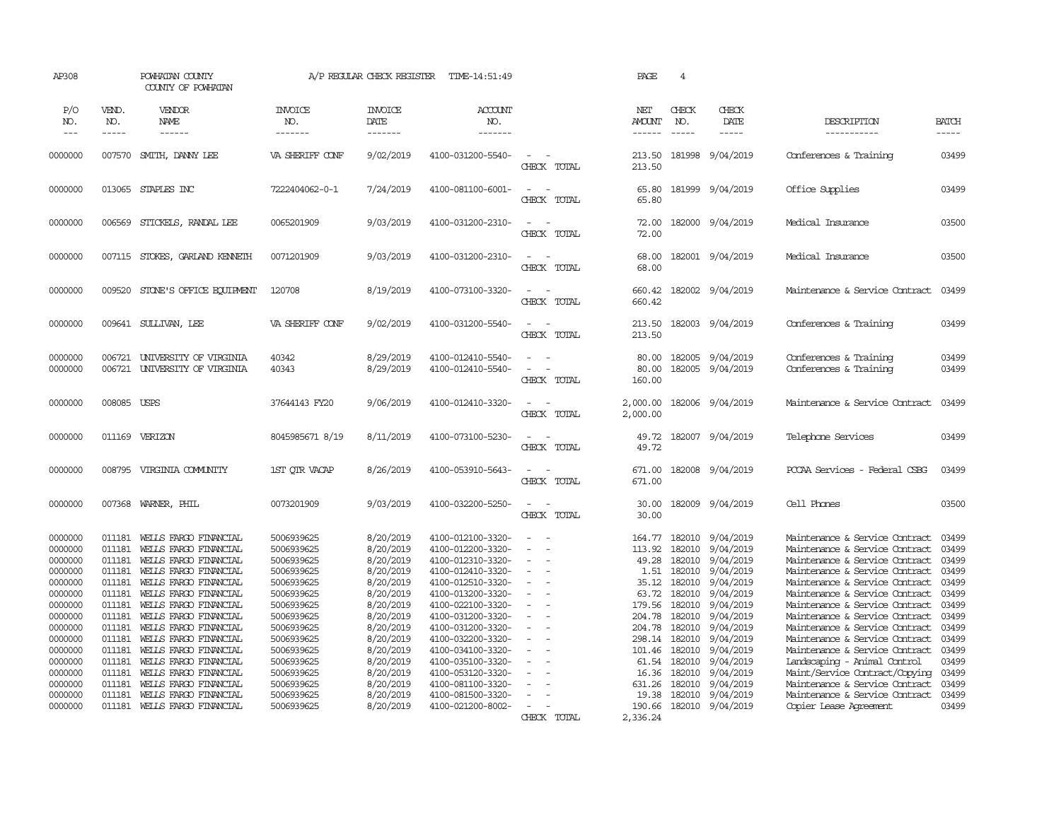AP308 POWHATAN COUNTY A/P REGULAR CHECK REGISTER TIME-14:51:49 PAGE 4
COUNTY OF POWHATAN

| P/O NO. | VEND. NO. | VENDOR NAME | INVOICE NO. | INVOICE DATE | ACCOUNT NO. | | NET AMOUNT | CHECK NO. | CHECK DATE | DESCRIPTION | BATCH |
|---|---|---|---|---|---|---|---|---|---|---|---|
| 0000000 | 007570 | SMITH, DANNY LEE | VA SHERIFF CONF | 9/02/2019 | 4100-031200-5540- | - - | 213.50 | 181998 | 9/04/2019 | Conferences & Training | 03499 |
| | | | | | | CHECK TOTAL | 213.50 | | | | |
| 0000000 | 013065 | STAPLES INC | 7222404062-0-1 | 7/24/2019 | 4100-081100-6001- | - - | 65.80 | 181999 | 9/04/2019 | Office Supplies | 03499 |
| | | | | | | CHECK TOTAL | 65.80 | | | | |
| 0000000 | 006569 | STICKELS, RANDAL LEE | 0065201909 | 9/03/2019 | 4100-031200-2310- | - - | 72.00 | 182000 | 9/04/2019 | Medical Insurance | 03500 |
| | | | | | | CHECK TOTAL | 72.00 | | | | |
| 0000000 | 007115 | STOKES, GARLAND KENNETH | 0071201909 | 9/03/2019 | 4100-031200-2310- | - - | 68.00 | 182001 | 9/04/2019 | Medical Insurance | 03500 |
| | | | | | | CHECK TOTAL | 68.00 | | | | |
| 0000000 | 009520 | STONE'S OFFICE EQUIPMENT | 120708 | 8/19/2019 | 4100-073100-3320- | - - | 660.42 | 182002 | 9/04/2019 | Maintenance & Service Contract | 03499 |
| | | | | | | CHECK TOTAL | 660.42 | | | | |
| 0000000 | 009641 | SULLIVAN, LEE | VA SHERIFF CONF | 9/02/2019 | 4100-031200-5540- | - - | 213.50 | 182003 | 9/04/2019 | Conferences & Training | 03499 |
| | | | | | | CHECK TOTAL | 213.50 | | | | |
| 0000000 | 006721 | UNIVERSITY OF VIRGINIA | 40342 | 8/29/2019 | 4100-012410-5540- | - - | 80.00 | 182005 | 9/04/2019 | Conferences & Training | 03499 |
| 0000000 | 006721 | UNIVERSITY OF VIRGINIA | 40343 | 8/29/2019 | 4100-012410-5540- | - - | 80.00 | 182005 | 9/04/2019 | Conferences & Training | 03499 |
| | | | | | | CHECK TOTAL | 160.00 | | | | |
| 0000000 | 008085 | USPS | 37644143 FY20 | 9/06/2019 | 4100-012410-3320- | - - | 2,000.00 | 182006 | 9/04/2019 | Maintenance & Service Contract | 03499 |
| | | | | | | CHECK TOTAL | 2,000.00 | | | | |
| 0000000 | 011169 | VERIZON | 8045985671 8/19 | 8/11/2019 | 4100-073100-5230- | - - | 49.72 | 182007 | 9/04/2019 | Telephone Services | 03499 |
| | | | | | | CHECK TOTAL | 49.72 | | | | |
| 0000000 | 008795 | VIRGINIA COMMUNITY | 1ST QTR VACAP | 8/26/2019 | 4100-053910-5643- | - - | 671.00 | 182008 | 9/04/2019 | PCCAA Services - Federal CSBG | 03499 |
| | | | | | | CHECK TOTAL | 671.00 | | | | |
| 0000000 | 007368 | WARNER, PHIL | 0073201909 | 9/03/2019 | 4100-032200-5250- | - - | 30.00 | 182009 | 9/04/2019 | Cell Phones | 03500 |
| | | | | | | CHECK TOTAL | 30.00 | | | | |
| 0000000 | 011181 | WELLS FARGO FINANCIAL | 5006939625 | 8/20/2019 | 4100-012100-3320- | - - | 164.77 | 182010 | 9/04/2019 | Maintenance & Service Contract | 03499 |
| 0000000 | 011181 | WELLS FARGO FINANCIAL | 5006939625 | 8/20/2019 | 4100-012200-3320- | - - | 113.92 | 182010 | 9/04/2019 | Maintenance & Service Contract | 03499 |
| 0000000 | 011181 | WELLS FARGO FINANCIAL | 5006939625 | 8/20/2019 | 4100-012310-3320- | - - | 49.28 | 182010 | 9/04/2019 | Maintenance & Service Contract | 03499 |
| 0000000 | 011181 | WELLS FARGO FINANCIAL | 5006939625 | 8/20/2019 | 4100-012410-3320- | - - | 1.51 | 182010 | 9/04/2019 | Maintenance & Service Contract | 03499 |
| 0000000 | 011181 | WELLS FARGO FINANCIAL | 5006939625 | 8/20/2019 | 4100-012510-3320- | - - | 35.12 | 182010 | 9/04/2019 | Maintenance & Service Contract | 03499 |
| 0000000 | 011181 | WELLS FARGO FINANCIAL | 5006939625 | 8/20/2019 | 4100-013200-3320- | - - | 63.72 | 182010 | 9/04/2019 | Maintenance & Service Contract | 03499 |
| 0000000 | 011181 | WELLS FARGO FINANCIAL | 5006939625 | 8/20/2019 | 4100-022100-3320- | - - | 179.56 | 182010 | 9/04/2019 | Maintenance & Service Contract | 03499 |
| 0000000 | 011181 | WELLS FARGO FINANCIAL | 5006939625 | 8/20/2019 | 4100-031200-3320- | - - | 204.78 | 182010 | 9/04/2019 | Maintenance & Service Contract | 03499 |
| 0000000 | 011181 | WELLS FARGO FINANCIAL | 5006939625 | 8/20/2019 | 4100-031200-3320- | - - | 204.78 | 182010 | 9/04/2019 | Maintenance & Service Contract | 03499 |
| 0000000 | 011181 | WELLS FARGO FINANCIAL | 5006939625 | 8/20/2019 | 4100-032200-3320- | - - | 298.14 | 182010 | 9/04/2019 | Maintenance & Service Contract | 03499 |
| 0000000 | 011181 | WELLS FARGO FINANCIAL | 5006939625 | 8/20/2019 | 4100-034100-3320- | - - | 101.46 | 182010 | 9/04/2019 | Maintenance & Service Contract | 03499 |
| 0000000 | 011181 | WELLS FARGO FINANCIAL | 5006939625 | 8/20/2019 | 4100-035100-3320- | - - | 61.54 | 182010 | 9/04/2019 | Landscaping - Animal Control | 03499 |
| 0000000 | 011181 | WELLS FARGO FINANCIAL | 5006939625 | 8/20/2019 | 4100-053120-3320- | - - | 16.36 | 182010 | 9/04/2019 | Maint/Service Contract/Copying | 03499 |
| 0000000 | 011181 | WELLS FARGO FINANCIAL | 5006939625 | 8/20/2019 | 4100-081100-3320- | - - | 631.26 | 182010 | 9/04/2019 | Maintenance & Service Contract | 03499 |
| 0000000 | 011181 | WELLS FARGO FINANCIAL | 5006939625 | 8/20/2019 | 4100-081500-3320- | - - | 19.38 | 182010 | 9/04/2019 | Maintenance & Service Contract | 03499 |
| 0000000 | 011181 | WELLS FARGO FINANCIAL | 5006939625 | 8/20/2019 | 4100-021200-8002- | - - | 190.66 | 182010 | 9/04/2019 | Copier Lease Agreement | 03499 |
| | | | | | | CHECK TOTAL | 2,336.24 | | | | |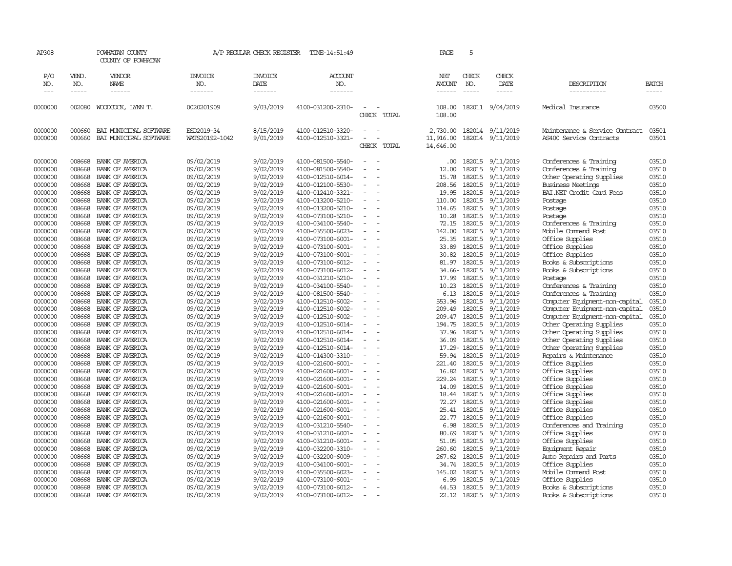AP308 POWHATAN COUNTY A/P REGULAR CHECK REGISTER TIME-14:51:49 PAGE 5

COUNTY OF POWHATAN

| P/O NO. | VEND. NO. | VENDOR NAME | INVOICE NO. | INVOICE DATE | ACCOUNT NO. | | NET AMOUNT | CHECK NO. | CHECK DATE | DESCRIPTION | BATCH |
|---|---|---|---|---|---|---|---|---|---|---|---|
| 0000000 | 002080 | WOODCOCK, LYNN T. | 0020201909 | 9/03/2019 | 4100-031200-2310- | - - | 108.00 | 182011 | 9/04/2019 | Medical Insurance | 03500 |
| | | | | | | CHECK TOTAL | 108.00 | | | | |
| 0000000 | 000660 | BAI MUNICIPAL SOFTWARE | ESD2019-34 | 8/15/2019 | 4100-012510-3320- | - - | 2,730.00 | 182014 | 9/11/2019 | Maintenance & Service Contract | 03501 |
| 0000000 | 000660 | BAI MUNICIPAL SOFTWARE | WATS20192-1042 | 9/01/2019 | 4100-012510-3321- | - - | 11,916.00 | 182014 | 9/11/2019 | AS400 Service Contracts | 03501 |
| | | | | | | CHECK TOTAL | 14,646.00 | | | | |
| 0000000 | 008668 | BANK OF AMERICA | 09/02/2019 | 9/02/2019 | 4100-081500-5540- | - - | .00 | 182015 | 9/11/2019 | Conferences & Training | 03510 |
| 0000000 | 008668 | BANK OF AMERICA | 09/02/2019 | 9/02/2019 | 4100-081500-5540- | - - | 12.00 | 182015 | 9/11/2019 | Conferences & Training | 03510 |
| 0000000 | 008668 | BANK OF AMERICA | 09/02/2019 | 9/02/2019 | 4100-012510-6014- | - - | 15.78 | 182015 | 9/11/2019 | Other Operating Supplies | 03510 |
| 0000000 | 008668 | BANK OF AMERICA | 09/02/2019 | 9/02/2019 | 4100-012100-5530- | - - | 208.56 | 182015 | 9/11/2019 | Business Meetings | 03510 |
| 0000000 | 008668 | BANK OF AMERICA | 09/02/2019 | 9/02/2019 | 4100-012410-3321- | - - | 19.95 | 182015 | 9/11/2019 | BAI.NET Credit Card Fees | 03510 |
| 0000000 | 008668 | BANK OF AMERICA | 09/02/2019 | 9/02/2019 | 4100-013200-5210- | - - | 110.00 | 182015 | 9/11/2019 | Postage | 03510 |
| 0000000 | 008668 | BANK OF AMERICA | 09/02/2019 | 9/02/2019 | 4100-013200-5210- | - - | 114.65 | 182015 | 9/11/2019 | Postage | 03510 |
| 0000000 | 008668 | BANK OF AMERICA | 09/02/2019 | 9/02/2019 | 4100-073100-5210- | - - | 10.28 | 182015 | 9/11/2019 | Postage | 03510 |
| 0000000 | 008668 | BANK OF AMERICA | 09/02/2019 | 9/02/2019 | 4100-034100-5540- | - - | 72.15 | 182015 | 9/11/2019 | Conferences & Training | 03510 |
| 0000000 | 008668 | BANK OF AMERICA | 09/02/2019 | 9/02/2019 | 4100-035500-6023- | - - | 142.00 | 182015 | 9/11/2019 | Mobile Command Post | 03510 |
| 0000000 | 008668 | BANK OF AMERICA | 09/02/2019 | 9/02/2019 | 4100-073100-6001- | - - | 25.35 | 182015 | 9/11/2019 | Office Supplies | 03510 |
| 0000000 | 008668 | BANK OF AMERICA | 09/02/2019 | 9/02/2019 | 4100-073100-6001- | - - | 33.89 | 182015 | 9/11/2019 | Office Supplies | 03510 |
| 0000000 | 008668 | BANK OF AMERICA | 09/02/2019 | 9/02/2019 | 4100-073100-6001- | - - | 30.82 | 182015 | 9/11/2019 | Office Supplies | 03510 |
| 0000000 | 008668 | BANK OF AMERICA | 09/02/2019 | 9/02/2019 | 4100-073100-6012- | - - | 81.97 | 182015 | 9/11/2019 | Books & Subscriptions | 03510 |
| 0000000 | 008668 | BANK OF AMERICA | 09/02/2019 | 9/02/2019 | 4100-073100-6012- | - - | 34.66- | 182015 | 9/11/2019 | Books & Subscriptions | 03510 |
| 0000000 | 008668 | BANK OF AMERICA | 09/02/2019 | 9/02/2019 | 4100-031210-5210- | - - | 17.99 | 182015 | 9/11/2019 | Postage | 03510 |
| 0000000 | 008668 | BANK OF AMERICA | 09/02/2019 | 9/02/2019 | 4100-034100-5540- | - - | 10.23 | 182015 | 9/11/2019 | Conferences & Training | 03510 |
| 0000000 | 008668 | BANK OF AMERICA | 09/02/2019 | 9/02/2019 | 4100-081500-5540- | - - | 6.13 | 182015 | 9/11/2019 | Conferences & Training | 03510 |
| 0000000 | 008668 | BANK OF AMERICA | 09/02/2019 | 9/02/2019 | 4100-012510-6002- | - - | 553.96 | 182015 | 9/11/2019 | Computer Equipment-non-capital | 03510 |
| 0000000 | 008668 | BANK OF AMERICA | 09/02/2019 | 9/02/2019 | 4100-012510-6002- | - - | 209.49 | 182015 | 9/11/2019 | Computer Equipment-non-capital | 03510 |
| 0000000 | 008668 | BANK OF AMERICA | 09/02/2019 | 9/02/2019 | 4100-012510-6002- | - - | 209.47 | 182015 | 9/11/2019 | Computer Equipment-non-capital | 03510 |
| 0000000 | 008668 | BANK OF AMERICA | 09/02/2019 | 9/02/2019 | 4100-012510-6014- | - - | 194.75 | 182015 | 9/11/2019 | Other Operating Supplies | 03510 |
| 0000000 | 008668 | BANK OF AMERICA | 09/02/2019 | 9/02/2019 | 4100-012510-6014- | - - | 37.96 | 182015 | 9/11/2019 | Other Operating Supplies | 03510 |
| 0000000 | 008668 | BANK OF AMERICA | 09/02/2019 | 9/02/2019 | 4100-012510-6014- | - - | 36.09 | 182015 | 9/11/2019 | Other Operating Supplies | 03510 |
| 0000000 | 008668 | BANK OF AMERICA | 09/02/2019 | 9/02/2019 | 4100-012510-6014- | - - | 17.29- | 182015 | 9/11/2019 | Other Operating Supplies | 03510 |
| 0000000 | 008668 | BANK OF AMERICA | 09/02/2019 | 9/02/2019 | 4100-014300-3310- | - - | 59.94 | 182015 | 9/11/2019 | Repairs & Maintenance | 03510 |
| 0000000 | 008668 | BANK OF AMERICA | 09/02/2019 | 9/02/2019 | 4100-021600-6001- | - - | 221.40 | 182015 | 9/11/2019 | Office Supplies | 03510 |
| 0000000 | 008668 | BANK OF AMERICA | 09/02/2019 | 9/02/2019 | 4100-021600-6001- | - - | 16.82 | 182015 | 9/11/2019 | Office Supplies | 03510 |
| 0000000 | 008668 | BANK OF AMERICA | 09/02/2019 | 9/02/2019 | 4100-021600-6001- | - - | 229.24 | 182015 | 9/11/2019 | Office Supplies | 03510 |
| 0000000 | 008668 | BANK OF AMERICA | 09/02/2019 | 9/02/2019 | 4100-021600-6001- | - - | 14.09 | 182015 | 9/11/2019 | Office Supplies | 03510 |
| 0000000 | 008668 | BANK OF AMERICA | 09/02/2019 | 9/02/2019 | 4100-021600-6001- | - - | 18.44 | 182015 | 9/11/2019 | Office Supplies | 03510 |
| 0000000 | 008668 | BANK OF AMERICA | 09/02/2019 | 9/02/2019 | 4100-021600-6001- | - - | 72.27 | 182015 | 9/11/2019 | Office Supplies | 03510 |
| 0000000 | 008668 | BANK OF AMERICA | 09/02/2019 | 9/02/2019 | 4100-021600-6001- | - - | 25.41 | 182015 | 9/11/2019 | Office Supplies | 03510 |
| 0000000 | 008668 | BANK OF AMERICA | 09/02/2019 | 9/02/2019 | 4100-021600-6001- | - - | 22.77 | 182015 | 9/11/2019 | Office Supplies | 03510 |
| 0000000 | 008668 | BANK OF AMERICA | 09/02/2019 | 9/02/2019 | 4100-031210-5540- | - - | 6.98 | 182015 | 9/11/2019 | Conferences and Training | 03510 |
| 0000000 | 008668 | BANK OF AMERICA | 09/02/2019 | 9/02/2019 | 4100-031210-6001- | - - | 80.69 | 182015 | 9/11/2019 | Office Supplies | 03510 |
| 0000000 | 008668 | BANK OF AMERICA | 09/02/2019 | 9/02/2019 | 4100-031210-6001- | - - | 51.05 | 182015 | 9/11/2019 | Office Supplies | 03510 |
| 0000000 | 008668 | BANK OF AMERICA | 09/02/2019 | 9/02/2019 | 4100-032200-3310- | - - | 260.60 | 182015 | 9/11/2019 | Equipment Repair | 03510 |
| 0000000 | 008668 | BANK OF AMERICA | 09/02/2019 | 9/02/2019 | 4100-032200-6009- | - - | 267.62 | 182015 | 9/11/2019 | Auto Repairs and Parts | 03510 |
| 0000000 | 008668 | BANK OF AMERICA | 09/02/2019 | 9/02/2019 | 4100-034100-6001- | - - | 34.74 | 182015 | 9/11/2019 | Office Supplies | 03510 |
| 0000000 | 008668 | BANK OF AMERICA | 09/02/2019 | 9/02/2019 | 4100-035500-6023- | - - | 145.02 | 182015 | 9/11/2019 | Mobile Command Post | 03510 |
| 0000000 | 008668 | BANK OF AMERICA | 09/02/2019 | 9/02/2019 | 4100-073100-6001- | - - | 6.99 | 182015 | 9/11/2019 | Office Supplies | 03510 |
| 0000000 | 008668 | BANK OF AMERICA | 09/02/2019 | 9/02/2019 | 4100-073100-6012- | - - | 44.53 | 182015 | 9/11/2019 | Books & Subscriptions | 03510 |
| 0000000 | 008668 | BANK OF AMERICA | 09/02/2019 | 9/02/2019 | 4100-073100-6012- | - - | 22.12 | 182015 | 9/11/2019 | Books & Subscriptions | 03510 |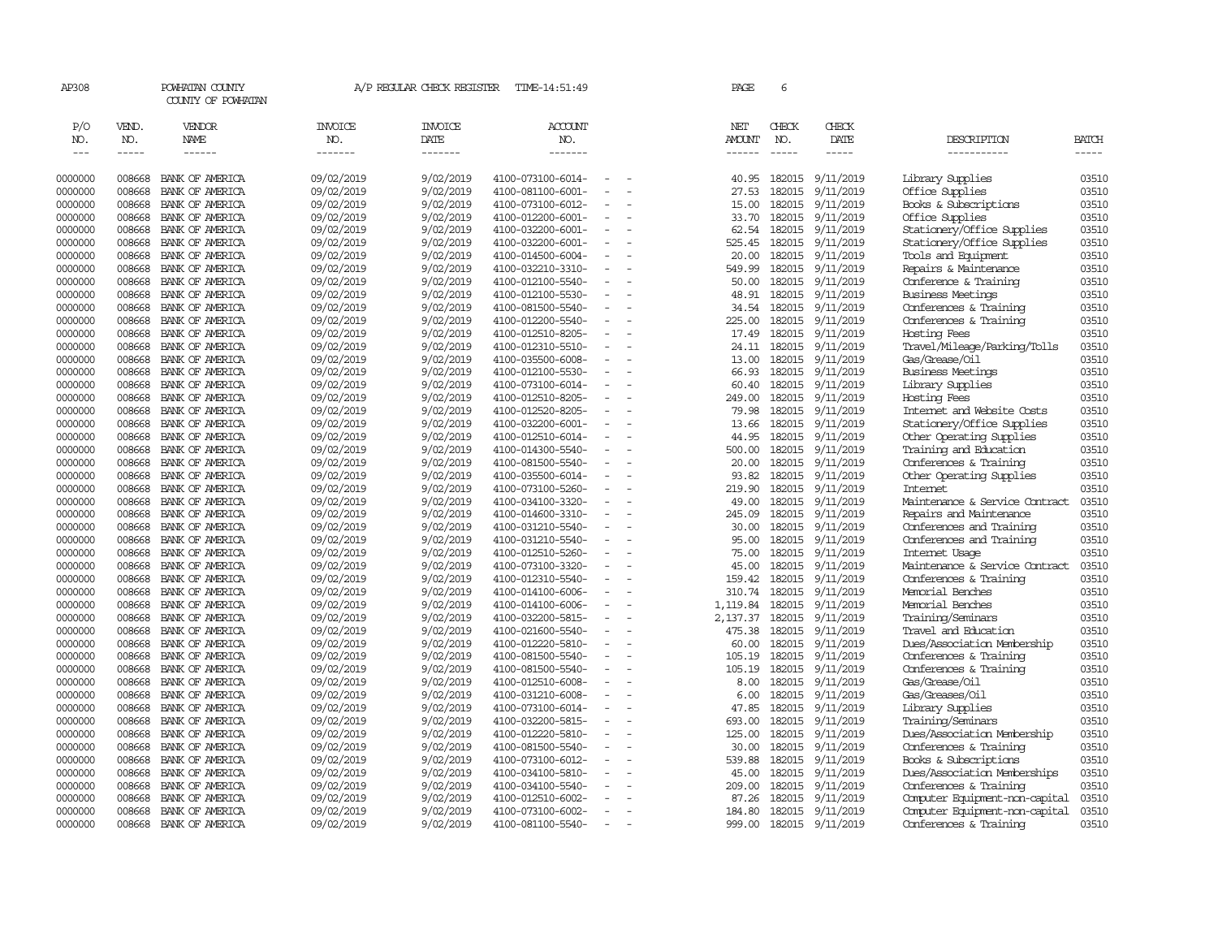AP308 POWHATAN COUNTY A/P REGULAR CHECK REGISTER TIME-14:51:49 PAGE 6

COUNTY OF POWHATAN

| P/O NO. | VEND. NO. | VENDOR NAME | INVOICE NO. | INVOICE DATE | ACCOUNT NO. | NET AMOUNT | CHECK NO. | CHECK DATE | DESCRIPTION | BATCH |
|---|---|---|---|---|---|---|---|---|---|---|
| 0000000 | 008668 | BANK OF AMERICA | 09/02/2019 | 9/02/2019 | 4100-073100-6014- - - | 40.95 | 182015 | 9/11/2019 | Library Supplies | 03510 |
| 0000000 | 008668 | BANK OF AMERICA | 09/02/2019 | 9/02/2019 | 4100-081100-6001- - - | 27.53 | 182015 | 9/11/2019 | Office Supplies | 03510 |
| 0000000 | 008668 | BANK OF AMERICA | 09/02/2019 | 9/02/2019 | 4100-073100-6012- - - | 15.00 | 182015 | 9/11/2019 | Books & Subscriptions | 03510 |
| 0000000 | 008668 | BANK OF AMERICA | 09/02/2019 | 9/02/2019 | 4100-012200-6001- - - | 33.70 | 182015 | 9/11/2019 | Office Supplies | 03510 |
| 0000000 | 008668 | BANK OF AMERICA | 09/02/2019 | 9/02/2019 | 4100-032200-6001- - - | 62.54 | 182015 | 9/11/2019 | Stationery/Office Supplies | 03510 |
| 0000000 | 008668 | BANK OF AMERICA | 09/02/2019 | 9/02/2019 | 4100-032200-6001- - - | 525.45 | 182015 | 9/11/2019 | Stationery/Office Supplies | 03510 |
| 0000000 | 008668 | BANK OF AMERICA | 09/02/2019 | 9/02/2019 | 4100-014500-6004- - - | 20.00 | 182015 | 9/11/2019 | Tools and Equipment | 03510 |
| 0000000 | 008668 | BANK OF AMERICA | 09/02/2019 | 9/02/2019 | 4100-032210-3310- - - | 549.99 | 182015 | 9/11/2019 | Repairs & Maintenance | 03510 |
| 0000000 | 008668 | BANK OF AMERICA | 09/02/2019 | 9/02/2019 | 4100-012100-5540- - - | 50.00 | 182015 | 9/11/2019 | Conference & Training | 03510 |
| 0000000 | 008668 | BANK OF AMERICA | 09/02/2019 | 9/02/2019 | 4100-012100-5530- - - | 48.91 | 182015 | 9/11/2019 | Business Meetings | 03510 |
| 0000000 | 008668 | BANK OF AMERICA | 09/02/2019 | 9/02/2019 | 4100-081500-5540- - - | 34.54 | 182015 | 9/11/2019 | Conferences & Training | 03510 |
| 0000000 | 008668 | BANK OF AMERICA | 09/02/2019 | 9/02/2019 | 4100-012200-5540- - - | 225.00 | 182015 | 9/11/2019 | Conferences & Training | 03510 |
| 0000000 | 008668 | BANK OF AMERICA | 09/02/2019 | 9/02/2019 | 4100-012510-8205- - - | 17.49 | 182015 | 9/11/2019 | Hosting Fees | 03510 |
| 0000000 | 008668 | BANK OF AMERICA | 09/02/2019 | 9/02/2019 | 4100-012310-5510- - - | 24.11 | 182015 | 9/11/2019 | Travel/Mileage/Parking/Tolls | 03510 |
| 0000000 | 008668 | BANK OF AMERICA | 09/02/2019 | 9/02/2019 | 4100-035500-6008- - - | 13.00 | 182015 | 9/11/2019 | Gas/Grease/Oil | 03510 |
| 0000000 | 008668 | BANK OF AMERICA | 09/02/2019 | 9/02/2019 | 4100-012100-5530- - - | 66.93 | 182015 | 9/11/2019 | Business Meetings | 03510 |
| 0000000 | 008668 | BANK OF AMERICA | 09/02/2019 | 9/02/2019 | 4100-073100-6014- - - | 60.40 | 182015 | 9/11/2019 | Library Supplies | 03510 |
| 0000000 | 008668 | BANK OF AMERICA | 09/02/2019 | 9/02/2019 | 4100-012510-8205- - - | 249.00 | 182015 | 9/11/2019 | Hosting Fees | 03510 |
| 0000000 | 008668 | BANK OF AMERICA | 09/02/2019 | 9/02/2019 | 4100-012520-8205- - - | 79.98 | 182015 | 9/11/2019 | Internet and Website Costs | 03510 |
| 0000000 | 008668 | BANK OF AMERICA | 09/02/2019 | 9/02/2019 | 4100-032200-6001- - - | 13.66 | 182015 | 9/11/2019 | Stationery/Office Supplies | 03510 |
| 0000000 | 008668 | BANK OF AMERICA | 09/02/2019 | 9/02/2019 | 4100-012510-6014- - - | 44.95 | 182015 | 9/11/2019 | Other Operating Supplies | 03510 |
| 0000000 | 008668 | BANK OF AMERICA | 09/02/2019 | 9/02/2019 | 4100-014300-5540- - - | 500.00 | 182015 | 9/11/2019 | Training and Education | 03510 |
| 0000000 | 008668 | BANK OF AMERICA | 09/02/2019 | 9/02/2019 | 4100-081500-5540- - - | 20.00 | 182015 | 9/11/2019 | Conferences & Training | 03510 |
| 0000000 | 008668 | BANK OF AMERICA | 09/02/2019 | 9/02/2019 | 4100-035500-6014- - - | 93.82 | 182015 | 9/11/2019 | Other Operating Supplies | 03510 |
| 0000000 | 008668 | BANK OF AMERICA | 09/02/2019 | 9/02/2019 | 4100-073100-5260- - - | 219.90 | 182015 | 9/11/2019 | Internet | 03510 |
| 0000000 | 008668 | BANK OF AMERICA | 09/02/2019 | 9/02/2019 | 4100-034100-3320- - - | 49.00 | 182015 | 9/11/2019 | Maintenance & Service Contract | 03510 |
| 0000000 | 008668 | BANK OF AMERICA | 09/02/2019 | 9/02/2019 | 4100-014600-3310- - - | 245.09 | 182015 | 9/11/2019 | Repairs and Maintenance | 03510 |
| 0000000 | 008668 | BANK OF AMERICA | 09/02/2019 | 9/02/2019 | 4100-031210-5540- - - | 30.00 | 182015 | 9/11/2019 | Conferences and Training | 03510 |
| 0000000 | 008668 | BANK OF AMERICA | 09/02/2019 | 9/02/2019 | 4100-031210-5540- - - | 95.00 | 182015 | 9/11/2019 | Conferences and Training | 03510 |
| 0000000 | 008668 | BANK OF AMERICA | 09/02/2019 | 9/02/2019 | 4100-012510-5260- - - | 75.00 | 182015 | 9/11/2019 | Internet Usage | 03510 |
| 0000000 | 008668 | BANK OF AMERICA | 09/02/2019 | 9/02/2019 | 4100-073100-3320- - - | 45.00 | 182015 | 9/11/2019 | Maintenance & Service Contract | 03510 |
| 0000000 | 008668 | BANK OF AMERICA | 09/02/2019 | 9/02/2019 | 4100-012310-5540- - - | 159.42 | 182015 | 9/11/2019 | Conferences & Training | 03510 |
| 0000000 | 008668 | BANK OF AMERICA | 09/02/2019 | 9/02/2019 | 4100-014100-6006- - - | 310.74 | 182015 | 9/11/2019 | Memorial Benches | 03510 |
| 0000000 | 008668 | BANK OF AMERICA | 09/02/2019 | 9/02/2019 | 4100-014100-6006- - - | 1,119.84 | 182015 | 9/11/2019 | Memorial Benches | 03510 |
| 0000000 | 008668 | BANK OF AMERICA | 09/02/2019 | 9/02/2019 | 4100-032200-5815- - - | 2,137.37 | 182015 | 9/11/2019 | Training/Seminars | 03510 |
| 0000000 | 008668 | BANK OF AMERICA | 09/02/2019 | 9/02/2019 | 4100-021600-5540- - - | 475.38 | 182015 | 9/11/2019 | Travel and Education | 03510 |
| 0000000 | 008668 | BANK OF AMERICA | 09/02/2019 | 9/02/2019 | 4100-012220-5810- - - | 60.00 | 182015 | 9/11/2019 | Dues/Association Membership | 03510 |
| 0000000 | 008668 | BANK OF AMERICA | 09/02/2019 | 9/02/2019 | 4100-081500-5540- - - | 105.19 | 182015 | 9/11/2019 | Conferences & Training | 03510 |
| 0000000 | 008668 | BANK OF AMERICA | 09/02/2019 | 9/02/2019 | 4100-081500-5540- - - | 105.19 | 182015 | 9/11/2019 | Conferences & Training | 03510 |
| 0000000 | 008668 | BANK OF AMERICA | 09/02/2019 | 9/02/2019 | 4100-012510-6008- - - | 8.00 | 182015 | 9/11/2019 | Gas/Grease/Oil | 03510 |
| 0000000 | 008668 | BANK OF AMERICA | 09/02/2019 | 9/02/2019 | 4100-031210-6008- - - | 6.00 | 182015 | 9/11/2019 | Gas/Greases/Oil | 03510 |
| 0000000 | 008668 | BANK OF AMERICA | 09/02/2019 | 9/02/2019 | 4100-073100-6014- - - | 47.85 | 182015 | 9/11/2019 | Library Supplies | 03510 |
| 0000000 | 008668 | BANK OF AMERICA | 09/02/2019 | 9/02/2019 | 4100-032200-5815- - - | 693.00 | 182015 | 9/11/2019 | Training/Seminars | 03510 |
| 0000000 | 008668 | BANK OF AMERICA | 09/02/2019 | 9/02/2019 | 4100-012220-5810- - - | 125.00 | 182015 | 9/11/2019 | Dues/Association Membership | 03510 |
| 0000000 | 008668 | BANK OF AMERICA | 09/02/2019 | 9/02/2019 | 4100-081500-5540- - - | 30.00 | 182015 | 9/11/2019 | Conferences & Training | 03510 |
| 0000000 | 008668 | BANK OF AMERICA | 09/02/2019 | 9/02/2019 | 4100-073100-6012- - - | 539.88 | 182015 | 9/11/2019 | Books & Subscriptions | 03510 |
| 0000000 | 008668 | BANK OF AMERICA | 09/02/2019 | 9/02/2019 | 4100-034100-5810- - - | 45.00 | 182015 | 9/11/2019 | Dues/Association Memberships | 03510 |
| 0000000 | 008668 | BANK OF AMERICA | 09/02/2019 | 9/02/2019 | 4100-034100-5540- - - | 209.00 | 182015 | 9/11/2019 | Conferences & Training | 03510 |
| 0000000 | 008668 | BANK OF AMERICA | 09/02/2019 | 9/02/2019 | 4100-012510-6002- - - | 87.26 | 182015 | 9/11/2019 | Computer Equipment-non-capital | 03510 |
| 0000000 | 008668 | BANK OF AMERICA | 09/02/2019 | 9/02/2019 | 4100-073100-6002- - - | 184.80 | 182015 | 9/11/2019 | Computer Equipment-non-capital | 03510 |
| 0000000 | 008668 | BANK OF AMERICA | 09/02/2019 | 9/02/2019 | 4100-081100-5540- - - | 999.00 | 182015 | 9/11/2019 | Conferences & Training | 03510 |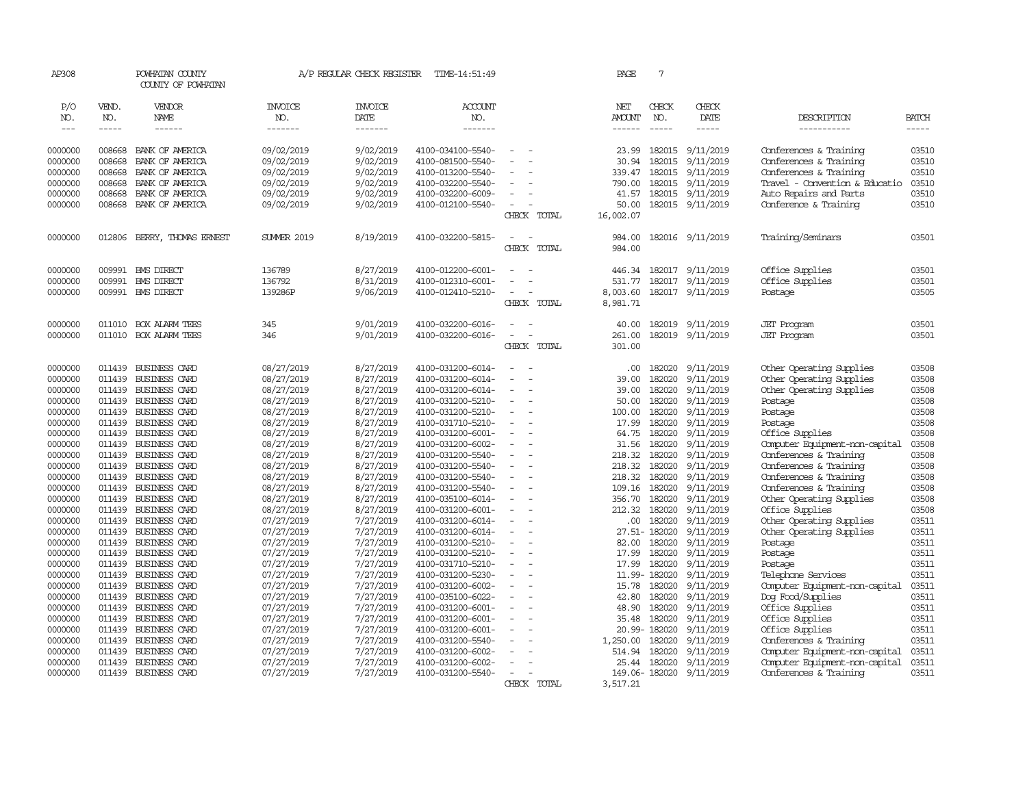AP308 POWHATAN COUNTY A/P REGULAR CHECK REGISTER TIME-14:51:49 PAGE 7

COUNTY OF POWHATAN

| P/O NO. | VEND. NO. | VENDOR NAME | INVOICE NO. | INVOICE DATE | ACCOUNT NO. | | NET AMOUNT | CHECK NO. | CHECK DATE | DESCRIPTION | BATCH |
|---|---|---|---|---|---|---|---|---|---|---|---|
| 0000000 | 008668 | BANK OF AMERICA | 09/02/2019 | 9/02/2019 | 4100-034100-5540- | - - | 23.99 | 182015 | 9/11/2019 | Conferences & Training | 03510 |
| 0000000 | 008668 | BANK OF AMERICA | 09/02/2019 | 9/02/2019 | 4100-081500-5540- | - - | 30.94 | 182015 | 9/11/2019 | Conferences & Training | 03510 |
| 0000000 | 008668 | BANK OF AMERICA | 09/02/2019 | 9/02/2019 | 4100-013200-5540- | - - | 339.47 | 182015 | 9/11/2019 | Conferences & Training | 03510 |
| 0000000 | 008668 | BANK OF AMERICA | 09/02/2019 | 9/02/2019 | 4100-032200-5540- | - - | 790.00 | 182015 | 9/11/2019 | Travel - Convention & Educatio | 03510 |
| 0000000 | 008668 | BANK OF AMERICA | 09/02/2019 | 9/02/2019 | 4100-032200-6009- | - - | 41.57 | 182015 | 9/11/2019 | Auto Repairs and Parts | 03510 |
| 0000000 | 008668 | BANK OF AMERICA | 09/02/2019 | 9/02/2019 | 4100-012100-5540- | - - | 50.00 | 182015 | 9/11/2019 | Conference & Training | 03510 |
| | | | | | | CHECK TOTAL | 16,002.07 | | | | |
| 0000000 | 012806 | BERRY, THOMAS ERNEST | SUMMER 2019 | 8/19/2019 | 4100-032200-5815- | - - | 984.00 | 182016 | 9/11/2019 | Training/Seminars | 03501 |
| | | | | | | CHECK TOTAL | 984.00 | | | | |
| 0000000 | 009991 | BMS DIRECT | 136789 | 8/27/2019 | 4100-012200-6001- | - - | 446.34 | 182017 | 9/11/2019 | Office Supplies | 03501 |
| 0000000 | 009991 | BMS DIRECT | 136792 | 8/31/2019 | 4100-012310-6001- | - - | 531.77 | 182017 | 9/11/2019 | Office Supplies | 03501 |
| 0000000 | 009991 | BMS DIRECT | 139286P | 9/06/2019 | 4100-012410-5210- | - - | 8,003.60 | 182017 | 9/11/2019 | Postage | 03505 |
| | | | | | | CHECK TOTAL | 8,981.71 | | | | |
| 0000000 | 011010 | BOX ALARM TEES | 345 | 9/01/2019 | 4100-032200-6016- | - - | 40.00 | 182019 | 9/11/2019 | JET Program | 03501 |
| 0000000 | 011010 | BOX ALARM TEES | 346 | 9/01/2019 | 4100-032200-6016- | - - | 261.00 | 182019 | 9/11/2019 | JET Program | 03501 |
| | | | | | | CHECK TOTAL | 301.00 | | | | |
| 0000000 | 011439 | BUSINESS CARD | 08/27/2019 | 8/27/2019 | 4100-031200-6014- | - - | .00 | 182020 | 9/11/2019 | Other Operating Supplies | 03508 |
| 0000000 | 011439 | BUSINESS CARD | 08/27/2019 | 8/27/2019 | 4100-031200-6014- | - - | 39.00 | 182020 | 9/11/2019 | Other Operating Supplies | 03508 |
| 0000000 | 011439 | BUSINESS CARD | 08/27/2019 | 8/27/2019 | 4100-031200-6014- | - - | 39.00 | 182020 | 9/11/2019 | Other Operating Supplies | 03508 |
| 0000000 | 011439 | BUSINESS CARD | 08/27/2019 | 8/27/2019 | 4100-031200-5210- | - - | 50.00 | 182020 | 9/11/2019 | Postage | 03508 |
| 0000000 | 011439 | BUSINESS CARD | 08/27/2019 | 8/27/2019 | 4100-031200-5210- | - - | 100.00 | 182020 | 9/11/2019 | Postage | 03508 |
| 0000000 | 011439 | BUSINESS CARD | 08/27/2019 | 8/27/2019 | 4100-031710-5210- | - - | 17.99 | 182020 | 9/11/2019 | Postage | 03508 |
| 0000000 | 011439 | BUSINESS CARD | 08/27/2019 | 8/27/2019 | 4100-031200-6001- | - - | 64.75 | 182020 | 9/11/2019 | Office Supplies | 03508 |
| 0000000 | 011439 | BUSINESS CARD | 08/27/2019 | 8/27/2019 | 4100-031200-6002- | - - | 31.56 | 182020 | 9/11/2019 | Computer Equipment-non-capital | 03508 |
| 0000000 | 011439 | BUSINESS CARD | 08/27/2019 | 8/27/2019 | 4100-031200-5540- | - - | 218.32 | 182020 | 9/11/2019 | Conferences & Training | 03508 |
| 0000000 | 011439 | BUSINESS CARD | 08/27/2019 | 8/27/2019 | 4100-031200-5540- | - - | 218.32 | 182020 | 9/11/2019 | Conferences & Training | 03508 |
| 0000000 | 011439 | BUSINESS CARD | 08/27/2019 | 8/27/2019 | 4100-031200-5540- | - - | 218.32 | 182020 | 9/11/2019 | Conferences & Training | 03508 |
| 0000000 | 011439 | BUSINESS CARD | 08/27/2019 | 8/27/2019 | 4100-031200-5540- | - - | 109.16 | 182020 | 9/11/2019 | Conferences & Training | 03508 |
| 0000000 | 011439 | BUSINESS CARD | 08/27/2019 | 8/27/2019 | 4100-035100-6014- | - - | 356.70 | 182020 | 9/11/2019 | Other Operating Supplies | 03508 |
| 0000000 | 011439 | BUSINESS CARD | 08/27/2019 | 8/27/2019 | 4100-031200-6001- | - - | 212.32 | 182020 | 9/11/2019 | Office Supplies | 03508 |
| 0000000 | 011439 | BUSINESS CARD | 07/27/2019 | 7/27/2019 | 4100-031200-6014- | - - | .00 | 182020 | 9/11/2019 | Other Operating Supplies | 03511 |
| 0000000 | 011439 | BUSINESS CARD | 07/27/2019 | 7/27/2019 | 4100-031200-6014- | - - | 27.51- | 182020 | 9/11/2019 | Other Operating Supplies | 03511 |
| 0000000 | 011439 | BUSINESS CARD | 07/27/2019 | 7/27/2019 | 4100-031200-5210- | - - | 82.00 | 182020 | 9/11/2019 | Postage | 03511 |
| 0000000 | 011439 | BUSINESS CARD | 07/27/2019 | 7/27/2019 | 4100-031200-5210- | - - | 17.99 | 182020 | 9/11/2019 | Postage | 03511 |
| 0000000 | 011439 | BUSINESS CARD | 07/27/2019 | 7/27/2019 | 4100-031710-5210- | - - | 17.99 | 182020 | 9/11/2019 | Postage | 03511 |
| 0000000 | 011439 | BUSINESS CARD | 07/27/2019 | 7/27/2019 | 4100-031200-5230- | - - | 11.99- | 182020 | 9/11/2019 | Telephone Services | 03511 |
| 0000000 | 011439 | BUSINESS CARD | 07/27/2019 | 7/27/2019 | 4100-031200-6002- | - - | 15.78 | 182020 | 9/11/2019 | Computer Equipment-non-capital | 03511 |
| 0000000 | 011439 | BUSINESS CARD | 07/27/2019 | 7/27/2019 | 4100-035100-6022- | - - | 42.80 | 182020 | 9/11/2019 | Dog Food/Supplies | 03511 |
| 0000000 | 011439 | BUSINESS CARD | 07/27/2019 | 7/27/2019 | 4100-031200-6001- | - - | 48.90 | 182020 | 9/11/2019 | Office Supplies | 03511 |
| 0000000 | 011439 | BUSINESS CARD | 07/27/2019 | 7/27/2019 | 4100-031200-6001- | - - | 35.48 | 182020 | 9/11/2019 | Office Supplies | 03511 |
| 0000000 | 011439 | BUSINESS CARD | 07/27/2019 | 7/27/2019 | 4100-031200-6001- | - - | 20.99- | 182020 | 9/11/2019 | Office Supplies | 03511 |
| 0000000 | 011439 | BUSINESS CARD | 07/27/2019 | 7/27/2019 | 4100-031200-5540- | - - | 1,250.00 | 182020 | 9/11/2019 | Conferences & Training | 03511 |
| 0000000 | 011439 | BUSINESS CARD | 07/27/2019 | 7/27/2019 | 4100-031200-6002- | - - | 514.94 | 182020 | 9/11/2019 | Computer Equipment-non-capital | 03511 |
| 0000000 | 011439 | BUSINESS CARD | 07/27/2019 | 7/27/2019 | 4100-031200-6002- | - - | 25.44 | 182020 | 9/11/2019 | Computer Equipment-non-capital | 03511 |
| 0000000 | 011439 | BUSINESS CARD | 07/27/2019 | 7/27/2019 | 4100-031200-5540- | - - | 149.06- | 182020 | 9/11/2019 | Conferences & Training | 03511 |
| | | | | | | CHECK TOTAL | 3,517.21 | | | | |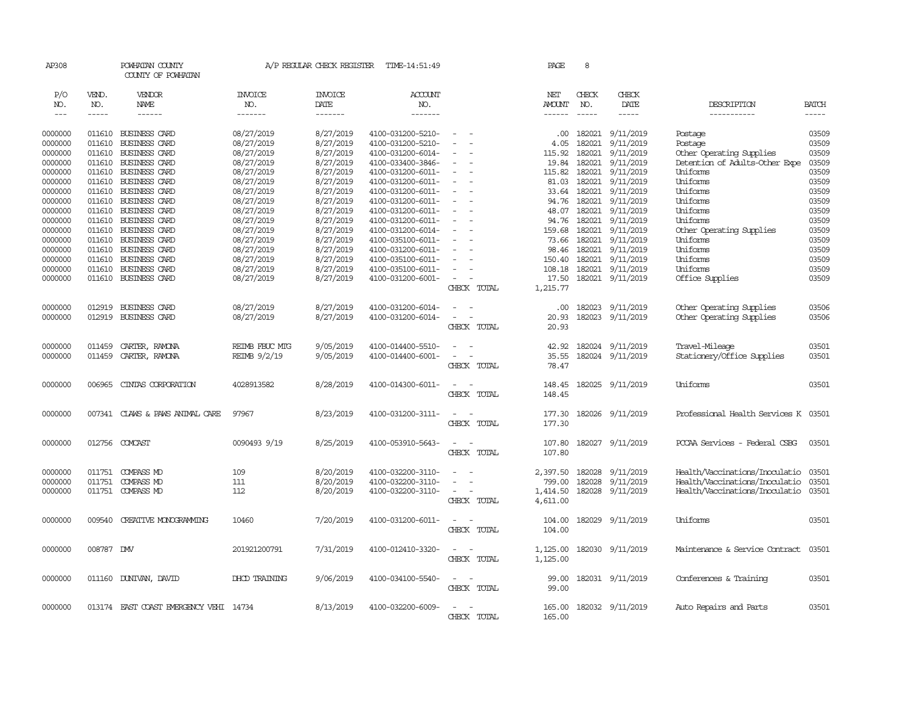AP308 POWHATAN COUNTY A/P REGULAR CHECK REGISTER TIME-14:51:49 PAGE 8

COUNTY OF POWHATAN

| P/O NO. | VEND. NO. | VENDOR NAME | INVOICE NO. | INVOICE DATE | ACCOUNT NO. | | NET AMOUNT | CHECK NO. | CHECK DATE | DESCRIPTION | BATCH |
|---|---|---|---|---|---|---|---|---|---|---|---|
| --- | ----- | ------ | ------- | ------- | ------- | | ------ | ----- | ----- | ----------- | ----- |
| 0000000 | 011610 | BUSINESS CARD | 08/27/2019 | 8/27/2019 | 4100-031200-5210- | - - | .00 | 182021 | 9/11/2019 | Postage | 03509 |
| 0000000 | 011610 | BUSINESS CARD | 08/27/2019 | 8/27/2019 | 4100-031200-5210- | - - | 4.05 | 182021 | 9/11/2019 | Postage | 03509 |
| 0000000 | 011610 | BUSINESS CARD | 08/27/2019 | 8/27/2019 | 4100-031200-6014- | - - | 115.92 | 182021 | 9/11/2019 | Other Operating Supplies | 03509 |
| 0000000 | 011610 | BUSINESS CARD | 08/27/2019 | 8/27/2019 | 4100-033400-3846- | - - | 19.84 | 182021 | 9/11/2019 | Detention of Adults-Other Expe | 03509 |
| 0000000 | 011610 | BUSINESS CARD | 08/27/2019 | 8/27/2019 | 4100-031200-6011- | - - | 115.82 | 182021 | 9/11/2019 | Uniforms | 03509 |
| 0000000 | 011610 | BUSINESS CARD | 08/27/2019 | 8/27/2019 | 4100-031200-6011- | - - | 81.03 | 182021 | 9/11/2019 | Uniforms | 03509 |
| 0000000 | 011610 | BUSINESS CARD | 08/27/2019 | 8/27/2019 | 4100-031200-6011- | - - | 33.64 | 182021 | 9/11/2019 | Uniforms | 03509 |
| 0000000 | 011610 | BUSINESS CARD | 08/27/2019 | 8/27/2019 | 4100-031200-6011- | - - | 94.76 | 182021 | 9/11/2019 | Uniforms | 03509 |
| 0000000 | 011610 | BUSINESS CARD | 08/27/2019 | 8/27/2019 | 4100-031200-6011- | - - | 48.07 | 182021 | 9/11/2019 | Uniforms | 03509 |
| 0000000 | 011610 | BUSINESS CARD | 08/27/2019 | 8/27/2019 | 4100-031200-6011- | - - | 94.76 | 182021 | 9/11/2019 | Uniforms | 03509 |
| 0000000 | 011610 | BUSINESS CARD | 08/27/2019 | 8/27/2019 | 4100-031200-6014- | - - | 159.68 | 182021 | 9/11/2019 | Other Operating Supplies | 03509 |
| 0000000 | 011610 | BUSINESS CARD | 08/27/2019 | 8/27/2019 | 4100-035100-6011- | - - | 73.66 | 182021 | 9/11/2019 | Uniforms | 03509 |
| 0000000 | 011610 | BUSINESS CARD | 08/27/2019 | 8/27/2019 | 4100-031200-6011- | - - | 98.46 | 182021 | 9/11/2019 | Uniforms | 03509 |
| 0000000 | 011610 | BUSINESS CARD | 08/27/2019 | 8/27/2019 | 4100-035100-6011- | - - | 150.40 | 182021 | 9/11/2019 | Uniforms | 03509 |
| 0000000 | 011610 | BUSINESS CARD | 08/27/2019 | 8/27/2019 | 4100-035100-6011- | - - | 108.18 | 182021 | 9/11/2019 | Uniforms | 03509 |
| 0000000 | 011610 | BUSINESS CARD | 08/27/2019 | 8/27/2019 | 4100-031200-6001- | - - | 17.50 | 182021 | 9/11/2019 | Office Supplies | 03509 |
| | | | | | | CHECK TOTAL | 1,215.77 | | | | |
| 0000000 | 012919 | BUSINESS CARD | 08/27/2019 | 8/27/2019 | 4100-031200-6014- | - - | .00 | 182023 | 9/11/2019 | Other Operating Supplies | 03506 |
| 0000000 | 012919 | BUSINESS CARD | 08/27/2019 | 8/27/2019 | 4100-031200-6014- | - - | 20.93 | 182023 | 9/11/2019 | Other Operating Supplies | 03506 |
| | | | | | | CHECK TOTAL | 20.93 | | | | |
| 0000000 | 011459 | CARTER, RAMONA | REIMB FBUC MTG | 9/05/2019 | 4100-014400-5510- | - - | 42.92 | 182024 | 9/11/2019 | Travel-Mileage | 03501 |
| 0000000 | 011459 | CARTER, RAMONA | REIMB 9/2/19 | 9/05/2019 | 4100-014400-6001- | - - | 35.55 | 182024 | 9/11/2019 | Stationery/Office Supplies | 03501 |
| | | | | | | CHECK TOTAL | 78.47 | | | | |
| 0000000 | 006965 | CINTAS CORPORATION | 4028913582 | 8/28/2019 | 4100-014300-6011- | - - | 148.45 | 182025 | 9/11/2019 | Uniforms | 03501 |
| | | | | | | CHECK TOTAL | 148.45 | | | | |
| 0000000 | 007341 | CLAWS & PAWS ANIMAL CARE | 97967 | 8/23/2019 | 4100-031200-3111- | - - | 177.30 | 182026 | 9/11/2019 | Professional Health Services K | 03501 |
| | | | | | | CHECK TOTAL | 177.30 | | | | |
| 0000000 | 012756 | COMCAST | 0090493 9/19 | 8/25/2019 | 4100-053910-5643- | - - | 107.80 | 182027 | 9/11/2019 | PCCAA Services - Federal CSBG | 03501 |
| | | | | | | CHECK TOTAL | 107.80 | | | | |
| 0000000 | 011751 | COMPASS MD | 109 | 8/20/2019 | 4100-032200-3110- | - - | 2,397.50 | 182028 | 9/11/2019 | Health/Vaccinations/Inoculatio | 03501 |
| 0000000 | 011751 | COMPASS MD | 111 | 8/20/2019 | 4100-032200-3110- | - - | 799.00 | 182028 | 9/11/2019 | Health/Vaccinations/Inoculatio | 03501 |
| 0000000 | 011751 | COMPASS MD | 112 | 8/20/2019 | 4100-032200-3110- | - - | 1,414.50 | 182028 | 9/11/2019 | Health/Vaccinations/Inoculatio | 03501 |
| | | | | | | CHECK TOTAL | 4,611.00 | | | | |
| 0000000 | 009540 | CREATIVE MONOGRAMMING | 10460 | 7/20/2019 | 4100-031200-6011- | - - | 104.00 | 182029 | 9/11/2019 | Uniforms | 03501 |
| | | | | | | CHECK TOTAL | 104.00 | | | | |
| 0000000 | 008787 | DMV | 201921200791 | 7/31/2019 | 4100-012410-3320- | - - | 1,125.00 | 182030 | 9/11/2019 | Maintenance & Service Contract | 03501 |
| | | | | | | CHECK TOTAL | 1,125.00 | | | | |
| 0000000 | 011160 | DUNIVAN, DAVID | DHCD TRAINING | 9/06/2019 | 4100-034100-5540- | - - | 99.00 | 182031 | 9/11/2019 | Conferences & Training | 03501 |
| | | | | | | CHECK TOTAL | 99.00 | | | | |
| 0000000 | 013174 | EAST COAST EMERGENCY VEHI | 14734 | 8/13/2019 | 4100-032200-6009- | - - | 165.00 | 182032 | 9/11/2019 | Auto Repairs and Parts | 03501 |
| | | | | | | CHECK TOTAL | 165.00 | | | | |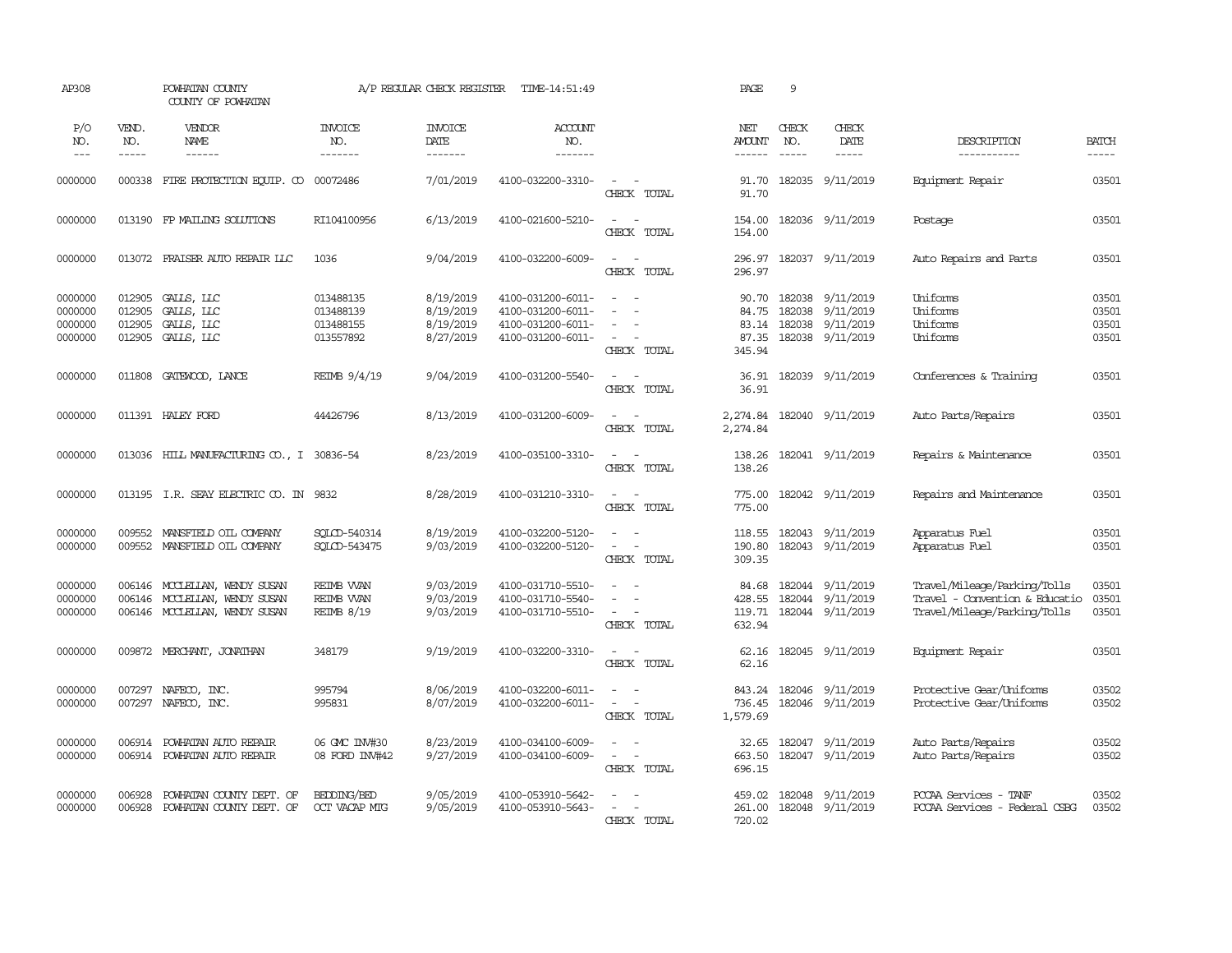AP308 POWHATAN COUNTY A/P REGULAR CHECK REGISTER TIME-14:51:49 PAGE 9

COUNTY OF POWHATAN

| P/O NO. | VEND. NO. | VENDOR NAME | INVOICE NO. | INVOICE DATE | ACCOUNT NO. | | NET AMOUNT | CHECK NO. | CHECK DATE | DESCRIPTION | BATCH |
|---|---|---|---|---|---|---|---|---|---|---|---|
| 0000000 | 000338 | FIRE PROTECTION EQUIP. CO | 00072486 | 7/01/2019 | 4100-032200-3310- | - - | 91.70 | 182035 | 9/11/2019 | Equipment Repair | 03501 |
| | | | | | | CHECK TOTAL | 91.70 | | | | |
| 0000000 | 013190 | FP MAILING SOLUTIONS | RI104100956 | 6/13/2019 | 4100-021600-5210- | - - | 154.00 | 182036 | 9/11/2019 | Postage | 03501 |
| | | | | | | CHECK TOTAL | 154.00 | | | | |
| 0000000 | 013072 | FRAISER AUTO REPAIR LLC | 1036 | 9/04/2019 | 4100-032200-6009- | - - | 296.97 | 182037 | 9/11/2019 | Auto Repairs and Parts | 03501 |
| | | | | | | CHECK TOTAL | 296.97 | | | | |
| 0000000 | 012905 | GALLS, LLC | 013488135 | 8/19/2019 | 4100-031200-6011- | - - | 90.70 | 182038 | 9/11/2019 | Uniforms | 03501 |
| 0000000 | 012905 | GALLS, LLC | 013488139 | 8/19/2019 | 4100-031200-6011- | - - | 84.75 | 182038 | 9/11/2019 | Uniforms | 03501 |
| 0000000 | 012905 | GALLS, LLC | 013488155 | 8/19/2019 | 4100-031200-6011- | - - | 83.14 | 182038 | 9/11/2019 | Uniforms | 03501 |
| 0000000 | 012905 | GALLS, LLC | 013557892 | 8/27/2019 | 4100-031200-6011- | - - | 87.35 | 182038 | 9/11/2019 | Uniforms | 03501 |
| | | | | | | CHECK TOTAL | 345.94 | | | | |
| 0000000 | 011808 | GATEWOOD, LANCE | REIMB 9/4/19 | 9/04/2019 | 4100-031200-5540- | - - | 36.91 | 182039 | 9/11/2019 | Conferences & Training | 03501 |
| | | | | | | CHECK TOTAL | 36.91 | | | | |
| 0000000 | 011391 | HALEY FORD | 44426796 | 8/13/2019 | 4100-031200-6009- | - - | 2,274.84 | 182040 | 9/11/2019 | Auto Parts/Repairs | 03501 |
| | | | | | | CHECK TOTAL | 2,274.84 | | | | |
| 0000000 | 013036 | HILL MANUFACTURING CO., I | 30836-54 | 8/23/2019 | 4100-035100-3310- | - - | 138.26 | 182041 | 9/11/2019 | Repairs & Maintenance | 03501 |
| | | | | | | CHECK TOTAL | 138.26 | | | | |
| 0000000 | 013195 | I.R. SEAY ELECTRIC CO. IN | 9832 | 8/28/2019 | 4100-031210-3310- | - - | 775.00 | 182042 | 9/11/2019 | Repairs and Maintenance | 03501 |
| | | | | | | CHECK TOTAL | 775.00 | | | | |
| 0000000 | 009552 | MANSFIELD OIL COMPANY | SQLCD-540314 | 8/19/2019 | 4100-032200-5120- | - - | 118.55 | 182043 | 9/11/2019 | Apparatus Fuel | 03501 |
| 0000000 | 009552 | MANSFIELD OIL COMPANY | SQLCD-543475 | 9/03/2019 | 4100-032200-5120- | - - | 190.80 | 182043 | 9/11/2019 | Apparatus Fuel | 03501 |
| | | | | | | CHECK TOTAL | 309.35 | | | | |
| 0000000 | 006146 | MCCLELLAN, WENDY SUSAN | REIMB VVAN | 9/03/2019 | 4100-031710-5510- | - - | 84.68 | 182044 | 9/11/2019 | Travel/Mileage/Parking/Tolls | 03501 |
| 0000000 | 006146 | MCCLELLAN, WENDY SUSAN | REIMB VVAN | 9/03/2019 | 4100-031710-5540- | - - | 428.55 | 182044 | 9/11/2019 | Travel - Convention & Educatio | 03501 |
| 0000000 | 006146 | MCCLELLAN, WENDY SUSAN | REIMB 8/19 | 9/03/2019 | 4100-031710-5510- | - - | 119.71 | 182044 | 9/11/2019 | Travel/Mileage/Parking/Tolls | 03501 |
| | | | | | | CHECK TOTAL | 632.94 | | | | |
| 0000000 | 009872 | MERCHANT, JONATHAN | 348179 | 9/19/2019 | 4100-032200-3310- | - - | 62.16 | 182045 | 9/11/2019 | Equipment Repair | 03501 |
| | | | | | | CHECK TOTAL | 62.16 | | | | |
| 0000000 | 007297 | NAFECO, INC. | 995794 | 8/06/2019 | 4100-032200-6011- | - - | 843.24 | 182046 | 9/11/2019 | Protective Gear/Uniforms | 03502 |
| 0000000 | 007297 | NAFECO, INC. | 995831 | 8/07/2019 | 4100-032200-6011- | - - | 736.45 | 182046 | 9/11/2019 | Protective Gear/Uniforms | 03502 |
| | | | | | | CHECK TOTAL | 1,579.69 | | | | |
| 0000000 | 006914 | POWHATAN AUTO REPAIR | 06 GMC INV#30 | 8/23/2019 | 4100-034100-6009- | - - | 32.65 | 182047 | 9/11/2019 | Auto Parts/Repairs | 03502 |
| 0000000 | 006914 | POWHATAN AUTO REPAIR | 08 FORD INV#42 | 9/27/2019 | 4100-034100-6009- | - - | 663.50 | 182047 | 9/11/2019 | Auto Parts/Repairs | 03502 |
| | | | | | | CHECK TOTAL | 696.15 | | | | |
| 0000000 | 006928 | POWHATAN COUNTY DEPT. OF | BEDDING/BED | 9/05/2019 | 4100-053910-5642- | - - | 459.02 | 182048 | 9/11/2019 | PCCAA Services - TANF | 03502 |
| 0000000 | 006928 | POWHATAN COUNTY DEPT. OF | OCT VACAP MTG | 9/05/2019 | 4100-053910-5643- | - - | 261.00 | 182048 | 9/11/2019 | PCCAA Services - Federal CSBG | 03502 |
| | | | | | | CHECK TOTAL | 720.02 | | | | |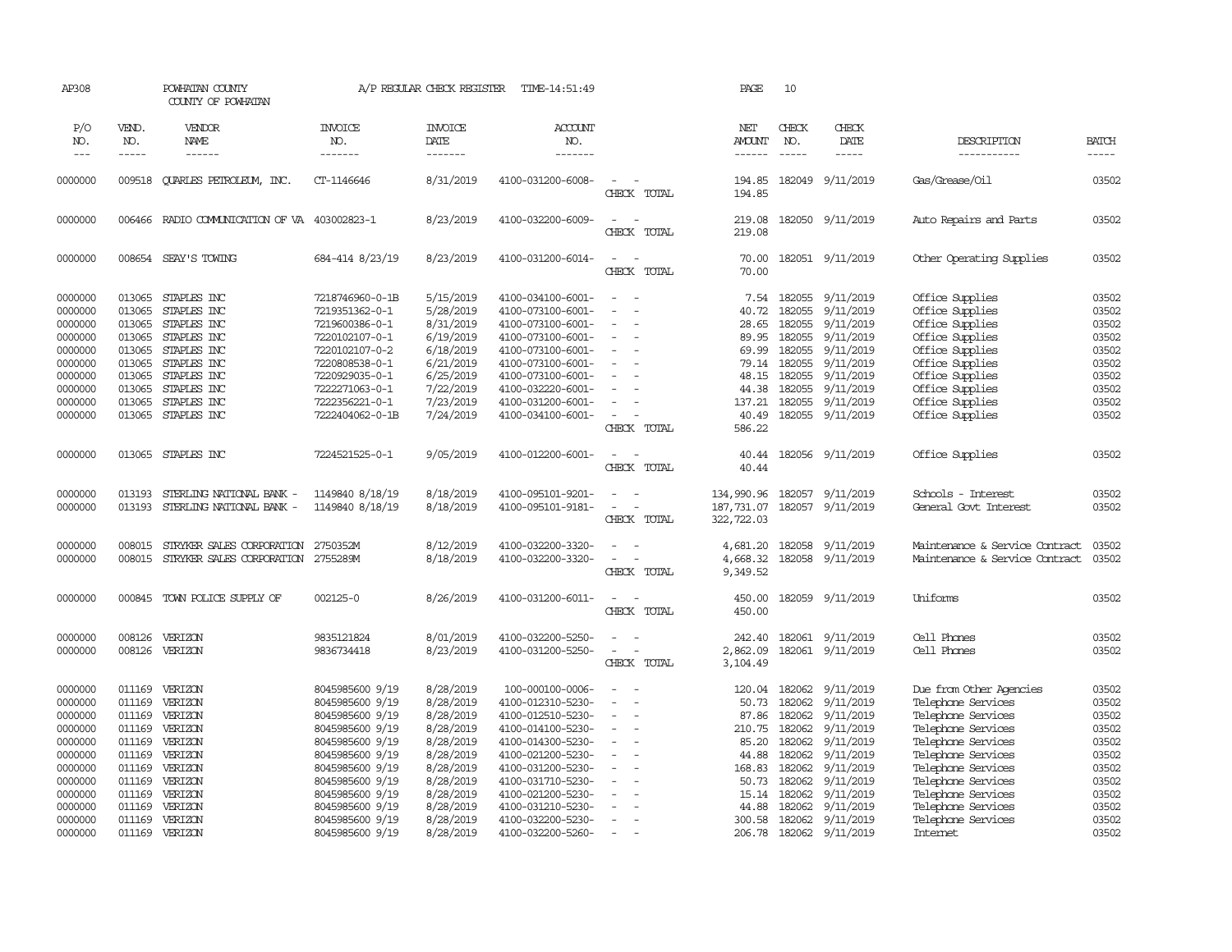AP308 POWHATAN COUNTY A/P REGULAR CHECK REGISTER TIME-14:51:49 PAGE 10

COUNTY OF POWHATAN

| P/O NO. | VEND. NO. | VENDOR NAME | INVOICE NO. | INVOICE DATE | ACCOUNT NO. | | NET AMOUNT | CHECK NO. | CHECK DATE | DESCRIPTION | BATCH |
|---|---|---|---|---|---|---|---|---|---|---|---|
| 0000000 | 009518 | QUARLES PETROLEUM, INC. | CT-1146646 | 8/31/2019 | 4100-031200-6008- | - - | 194.85 | 182049 | 9/11/2019 | Gas/Grease/Oil | 03502 |
| | | | | | | CHECK TOTAL | 194.85 | | | | |
| 0000000 | 006466 | RADIO COMMUNICATION OF VA | 403002823-1 | 8/23/2019 | 4100-032200-6009- | - - | 219.08 | 182050 | 9/11/2019 | Auto Repairs and Parts | 03502 |
| | | | | | | CHECK TOTAL | 219.08 | | | | |
| 0000000 | 008654 | SEAY'S TOWING | 684-414 8/23/19 | 8/23/2019 | 4100-031200-6014- | - - | 70.00 | 182051 | 9/11/2019 | Other Operating Supplies | 03502 |
| | | | | | | CHECK TOTAL | 70.00 | | | | |
| 0000000 | 013065 | STAPLES INC | 7218746960-0-1B | 5/15/2019 | 4100-034100-6001- | - - | 7.54 | 182055 | 9/11/2019 | Office Supplies | 03502 |
| 0000000 | 013065 | STAPLES INC | 7219351362-0-1 | 5/28/2019 | 4100-073100-6001- | - - | 40.72 | 182055 | 9/11/2019 | Office Supplies | 03502 |
| 0000000 | 013065 | STAPLES INC | 7219600386-0-1 | 8/31/2019 | 4100-073100-6001- | - - | 28.65 | 182055 | 9/11/2019 | Office Supplies | 03502 |
| 0000000 | 013065 | STAPLES INC | 7220102107-0-1 | 6/19/2019 | 4100-073100-6001- | - - | 89.95 | 182055 | 9/11/2019 | Office Supplies | 03502 |
| 0000000 | 013065 | STAPLES INC | 7220102107-0-2 | 6/18/2019 | 4100-073100-6001- | - - | 69.99 | 182055 | 9/11/2019 | Office Supplies | 03502 |
| 0000000 | 013065 | STAPLES INC | 7220808538-0-1 | 6/21/2019 | 4100-073100-6001- | - - | 79.14 | 182055 | 9/11/2019 | Office Supplies | 03502 |
| 0000000 | 013065 | STAPLES INC | 7220929035-0-1 | 6/25/2019 | 4100-073100-6001- | - - | 48.15 | 182055 | 9/11/2019 | Office Supplies | 03502 |
| 0000000 | 013065 | STAPLES INC | 7222271063-0-1 | 7/22/2019 | 4100-032220-6001- | - - | 44.38 | 182055 | 9/11/2019 | Office Supplies | 03502 |
| 0000000 | 013065 | STAPLES INC | 7222356221-0-1 | 7/23/2019 | 4100-031200-6001- | - - | 137.21 | 182055 | 9/11/2019 | Office Supplies | 03502 |
| 0000000 | 013065 | STAPLES INC | 7222404062-0-1B | 7/24/2019 | 4100-034100-6001- | - - | 40.49 | 182055 | 9/11/2019 | Office Supplies | 03502 |
| | | | | | | CHECK TOTAL | 586.22 | | | | |
| 0000000 | 013065 | STAPLES INC | 7224521525-0-1 | 9/05/2019 | 4100-012200-6001- | - - | 40.44 | 182056 | 9/11/2019 | Office Supplies | 03502 |
| | | | | | | CHECK TOTAL | 40.44 | | | | |
| 0000000 | 013193 | STERLING NATIONAL BANK - | 1149840 8/18/19 | 8/18/2019 | 4100-095101-9201- | - - | 134,990.96 | 182057 | 9/11/2019 | Schools - Interest | 03502 |
| 0000000 | 013193 | STERLING NATIONAL BANK - | 1149840 8/18/19 | 8/18/2019 | 4100-095101-9181- | - - | 187,731.07 | 182057 | 9/11/2019 | General Govt Interest | 03502 |
| | | | | | | CHECK TOTAL | 322,722.03 | | | | |
| 0000000 | 008015 | STRYKER SALES CORPORATION | 2750352M | 8/12/2019 | 4100-032200-3320- | - - | 4,681.20 | 182058 | 9/11/2019 | Maintenance & Service Contract | 03502 |
| 0000000 | 008015 | STRYKER SALES CORPORATION | 2755289M | 8/18/2019 | 4100-032200-3320- | - - | 4,668.32 | 182058 | 9/11/2019 | Maintenance & Service Contract | 03502 |
| | | | | | | CHECK TOTAL | 9,349.52 | | | | |
| 0000000 | 000845 | TOWN POLICE SUPPLY OF | 002125-0 | 8/26/2019 | 4100-031200-6011- | - - | 450.00 | 182059 | 9/11/2019 | Uniforms | 03502 |
| | | | | | | CHECK TOTAL | 450.00 | | | | |
| 0000000 | 008126 | VERIZON | 9835121824 | 8/01/2019 | 4100-032200-5250- | - - | 242.40 | 182061 | 9/11/2019 | Cell Phones | 03502 |
| 0000000 | 008126 | VERIZON | 9836734418 | 8/23/2019 | 4100-031200-5250- | - - | 2,862.09 | 182061 | 9/11/2019 | Cell Phones | 03502 |
| | | | | | | CHECK TOTAL | 3,104.49 | | | | |
| 0000000 | 011169 | VERIZON | 8045985600 9/19 | 8/28/2019 | 100-000100-0006- | - - | 120.04 | 182062 | 9/11/2019 | Due from Other Agencies | 03502 |
| 0000000 | 011169 | VERIZON | 8045985600 9/19 | 8/28/2019 | 4100-012310-5230- | - - | 50.73 | 182062 | 9/11/2019 | Telephone Services | 03502 |
| 0000000 | 011169 | VERIZON | 8045985600 9/19 | 8/28/2019 | 4100-012510-5230- | - - | 87.86 | 182062 | 9/11/2019 | Telephone Services | 03502 |
| 0000000 | 011169 | VERIZON | 8045985600 9/19 | 8/28/2019 | 4100-014100-5230- | - - | 210.75 | 182062 | 9/11/2019 | Telephone Services | 03502 |
| 0000000 | 011169 | VERIZON | 8045985600 9/19 | 8/28/2019 | 4100-014300-5230- | - - | 85.20 | 182062 | 9/11/2019 | Telephone Services | 03502 |
| 0000000 | 011169 | VERIZON | 8045985600 9/19 | 8/28/2019 | 4100-021200-5230- | - - | 44.88 | 182062 | 9/11/2019 | Telephone Services | 03502 |
| 0000000 | 011169 | VERIZON | 8045985600 9/19 | 8/28/2019 | 4100-031200-5230- | - - | 168.83 | 182062 | 9/11/2019 | Telephone Services | 03502 |
| 0000000 | 011169 | VERIZON | 8045985600 9/19 | 8/28/2019 | 4100-031710-5230- | - - | 50.73 | 182062 | 9/11/2019 | Telephone Services | 03502 |
| 0000000 | 011169 | VERIZON | 8045985600 9/19 | 8/28/2019 | 4100-021200-5230- | - - | 15.14 | 182062 | 9/11/2019 | Telephone Services | 03502 |
| 0000000 | 011169 | VERIZON | 8045985600 9/19 | 8/28/2019 | 4100-031210-5230- | - - | 44.88 | 182062 | 9/11/2019 | Telephone Services | 03502 |
| 0000000 | 011169 | VERIZON | 8045985600 9/19 | 8/28/2019 | 4100-032200-5230- | - - | 300.58 | 182062 | 9/11/2019 | Telephone Services | 03502 |
| 0000000 | 011169 | VERIZON | 8045985600 9/19 | 8/28/2019 | 4100-032200-5260- | - - | 206.78 | 182062 | 9/11/2019 | Internet | 03502 |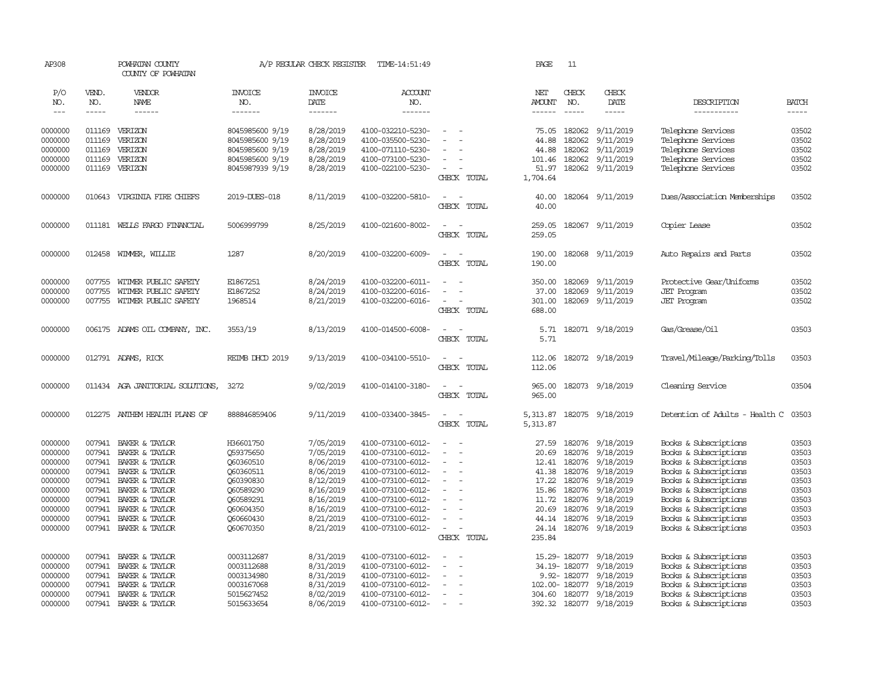AP308 POWHATAN COUNTY A/P REGULAR CHECK REGISTER TIME-14:51:49 PAGE 11

COUNTY OF POWHATAN

| P/O NO. | VEND. NO. | VENDOR NAME | INVOICE NO. | INVOICE DATE | ACCOUNT NO. | | NET AMOUNT | CHECK NO. | CHECK DATE | DESCRIPTION | BATCH |
|---|---|---|---|---|---|---|---|---|---|---|---|
| 0000000 | 011169 | VERIZON | 8045985600 9/19 | 8/28/2019 | 4100-032210-5230- | - - | 75.05 | 182062 | 9/11/2019 | Telephone Services | 03502 |
| 0000000 | 011169 | VERIZON | 8045985600 9/19 | 8/28/2019 | 4100-035500-5230- | - - | 44.88 | 182062 | 9/11/2019 | Telephone Services | 03502 |
| 0000000 | 011169 | VERIZON | 8045985600 9/19 | 8/28/2019 | 4100-071110-5230- | - - | 44.88 | 182062 | 9/11/2019 | Telephone Services | 03502 |
| 0000000 | 011169 | VERIZON | 8045985600 9/19 | 8/28/2019 | 4100-073100-5230- | - - | 101.46 | 182062 | 9/11/2019 | Telephone Services | 03502 |
| 0000000 | 011169 | VERIZON | 8045987939 9/19 | 8/28/2019 | 4100-022100-5230- | - - | 51.97 | 182062 | 9/11/2019 | Telephone Services | 03502 |
| | | | | | | CHECK TOTAL | 1,704.64 | | | | |
| 0000000 | 010643 | VIRGINIA FIRE CHIEFS | 2019-DUES-018 | 8/11/2019 | 4100-032200-5810- | - - | 40.00 | 182064 | 9/11/2019 | Dues/Association Memberships | 03502 |
| | | | | | | CHECK TOTAL | 40.00 | | | | |
| 0000000 | 011181 | WELLS FARGO FINANCIAL | 5006999799 | 8/25/2019 | 4100-021600-8002- | - - | 259.05 | 182067 | 9/11/2019 | Copier Lease | 03502 |
| | | | | | | CHECK TOTAL | 259.05 | | | | |
| 0000000 | 012458 | WIMMER, WILLIE | 1287 | 8/20/2019 | 4100-032200-6009- | - - | 190.00 | 182068 | 9/11/2019 | Auto Repairs and Parts | 03502 |
| | | | | | | CHECK TOTAL | 190.00 | | | | |
| 0000000 | 007755 | WITMER PUBLIC SAFETY | E1867251 | 8/24/2019 | 4100-032200-6011- | - - | 350.00 | 182069 | 9/11/2019 | Protective Gear/Uniforms | 03502 |
| 0000000 | 007755 | WITMER PUBLIC SAFETY | E1867252 | 8/24/2019 | 4100-032200-6016- | - - | 37.00 | 182069 | 9/11/2019 | JET Program | 03502 |
| 0000000 | 007755 | WITMER PUBLIC SAFETY | 1968514 | 8/21/2019 | 4100-032200-6016- | - - | 301.00 | 182069 | 9/11/2019 | JET Program | 03502 |
| | | | | | | CHECK TOTAL | 688.00 | | | | |
| 0000000 | 006175 | ADAMS OIL COMPANY, INC. | 3553/19 | 8/13/2019 | 4100-014500-6008- | - - | 5.71 | 182071 | 9/18/2019 | Gas/Grease/Oil | 03503 |
| | | | | | | CHECK TOTAL | 5.71 | | | | |
| 0000000 | 012791 | ADAMS, RICK | REIMB DHCD 2019 | 9/13/2019 | 4100-034100-5510- | - - | 112.06 | 182072 | 9/18/2019 | Travel/Mileage/Parking/Tolls | 03503 |
| | | | | | | CHECK TOTAL | 112.06 | | | | |
| 0000000 | 011434 | AGA JANITORIAL SOLUTIONS, | 3272 | 9/02/2019 | 4100-014100-3180- | - - | 965.00 | 182073 | 9/18/2019 | Cleaning Service | 03504 |
| | | | | | | CHECK TOTAL | 965.00 | | | | |
| 0000000 | 012275 | ANTHEM HEALTH PLANS OF | 888846859406 | 9/11/2019 | 4100-033400-3845- | - - | 5,313.87 | 182075 | 9/18/2019 | Detention of Adults - Health C | 03503 |
| | | | | | | CHECK TOTAL | 5,313.87 | | | | |
| 0000000 | 007941 | BAKER & TAYLOR | H36601750 | 7/05/2019 | 4100-073100-6012- | - - | 27.59 | 182076 | 9/18/2019 | Books & Subscriptions | 03503 |
| 0000000 | 007941 | BAKER & TAYLOR | Q59375650 | 7/05/2019 | 4100-073100-6012- | - - | 20.69 | 182076 | 9/18/2019 | Books & Subscriptions | 03503 |
| 0000000 | 007941 | BAKER & TAYLOR | Q60360510 | 8/06/2019 | 4100-073100-6012- | - - | 12.41 | 182076 | 9/18/2019 | Books & Subscriptions | 03503 |
| 0000000 | 007941 | BAKER & TAYLOR | Q60360511 | 8/06/2019 | 4100-073100-6012- | - - | 41.38 | 182076 | 9/18/2019 | Books & Subscriptions | 03503 |
| 0000000 | 007941 | BAKER & TAYLOR | Q60390830 | 8/12/2019 | 4100-073100-6012- | - - | 17.22 | 182076 | 9/18/2019 | Books & Subscriptions | 03503 |
| 0000000 | 007941 | BAKER & TAYLOR | Q60589290 | 8/16/2019 | 4100-073100-6012- | - - | 15.86 | 182076 | 9/18/2019 | Books & Subscriptions | 03503 |
| 0000000 | 007941 | BAKER & TAYLOR | Q60589291 | 8/16/2019 | 4100-073100-6012- | - - | 11.72 | 182076 | 9/18/2019 | Books & Subscriptions | 03503 |
| 0000000 | 007941 | BAKER & TAYLOR | Q60604350 | 8/16/2019 | 4100-073100-6012- | - - | 20.69 | 182076 | 9/18/2019 | Books & Subscriptions | 03503 |
| 0000000 | 007941 | BAKER & TAYLOR | Q60660430 | 8/21/2019 | 4100-073100-6012- | - - | 44.14 | 182076 | 9/18/2019 | Books & Subscriptions | 03503 |
| 0000000 | 007941 | BAKER & TAYLOR | Q60670350 | 8/21/2019 | 4100-073100-6012- | - - | 24.14 | 182076 | 9/18/2019 | Books & Subscriptions | 03503 |
| | | | | | | CHECK TOTAL | 235.84 | | | | |
| 0000000 | 007941 | BAKER & TAYLOR | 0003112687 | 8/31/2019 | 4100-073100-6012- | - - | 15.29- | 182077 | 9/18/2019 | Books & Subscriptions | 03503 |
| 0000000 | 007941 | BAKER & TAYLOR | 0003112688 | 8/31/2019 | 4100-073100-6012- | - - | 34.19- | 182077 | 9/18/2019 | Books & Subscriptions | 03503 |
| 0000000 | 007941 | BAKER & TAYLOR | 0003134980 | 8/31/2019 | 4100-073100-6012- | - - | 9.92- | 182077 | 9/18/2019 | Books & Subscriptions | 03503 |
| 0000000 | 007941 | BAKER & TAYLOR | 0003167068 | 8/31/2019 | 4100-073100-6012- | - - | 102.00- | 182077 | 9/18/2019 | Books & Subscriptions | 03503 |
| 0000000 | 007941 | BAKER & TAYLOR | 5015627452 | 8/02/2019 | 4100-073100-6012- | - - | 304.60 | 182077 | 9/18/2019 | Books & Subscriptions | 03503 |
| 0000000 | 007941 | BAKER & TAYLOR | 5015633654 | 8/06/2019 | 4100-073100-6012- | - - | 392.32 | 182077 | 9/18/2019 | Books & Subscriptions | 03503 |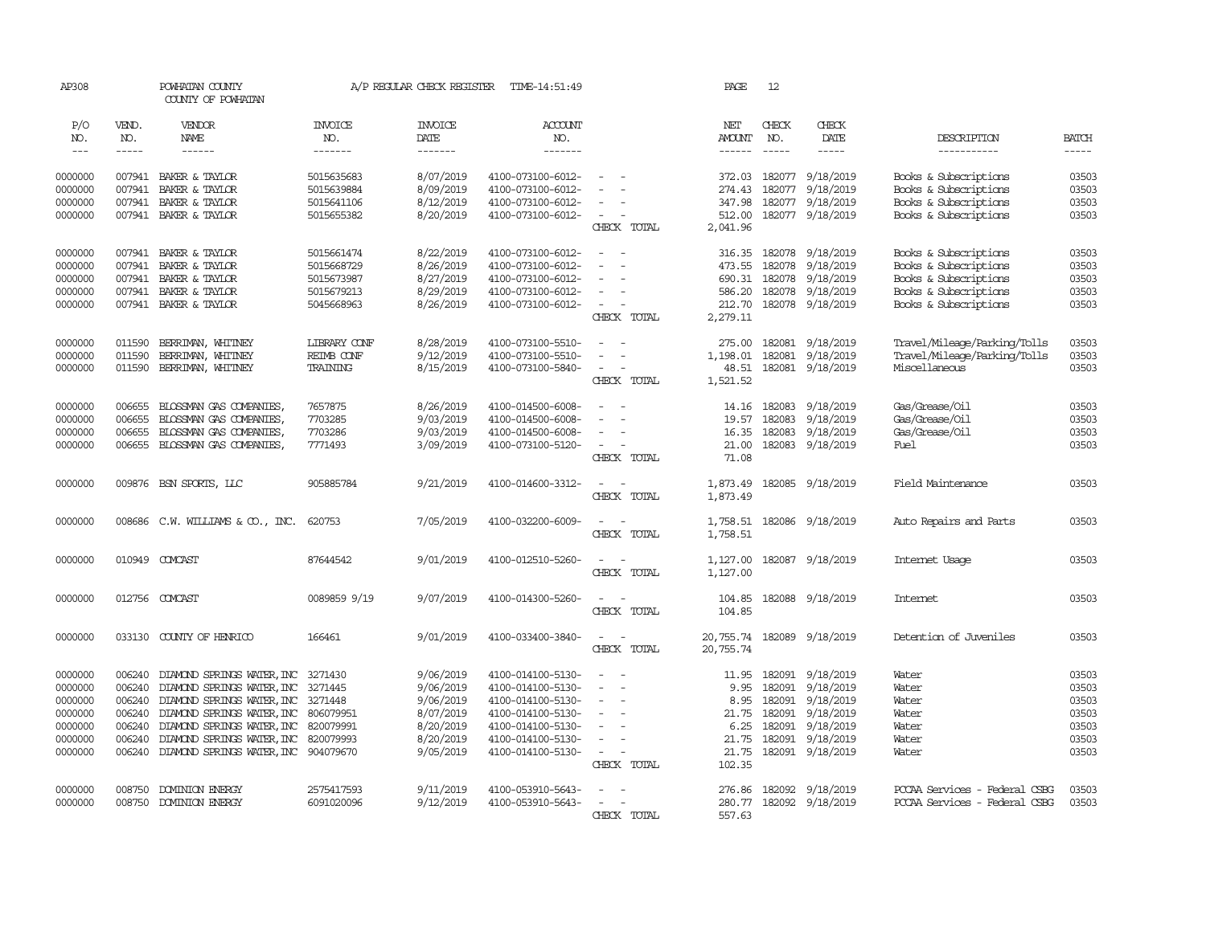AP308 POWHATAN COUNTY A/P REGULAR CHECK REGISTER TIME-14:51:49 PAGE 12

COUNTY OF POWHATAN

| P/O NO. | VEND. NO. | VENDOR NAME | INVOICE NO. | INVOICE DATE | ACCOUNT NO. | | NET AMOUNT | CHECK NO. | CHECK DATE | DESCRIPTION | BATCH |
|---|---|---|---|---|---|---|---|---|---|---|---|
| 0000000 | 007941 | BAKER & TAYLOR | 5015635683 | 8/07/2019 | 4100-073100-6012- | - - | 372.03 | 182077 | 9/18/2019 | Books & Subscriptions | 03503 |
| 0000000 | 007941 | BAKER & TAYLOR | 5015639884 | 8/09/2019 | 4100-073100-6012- | - - | 274.43 | 182077 | 9/18/2019 | Books & Subscriptions | 03503 |
| 0000000 | 007941 | BAKER & TAYLOR | 5015641106 | 8/12/2019 | 4100-073100-6012- | - - | 347.98 | 182077 | 9/18/2019 | Books & Subscriptions | 03503 |
| 0000000 | 007941 | BAKER & TAYLOR | 5015655382 | 8/20/2019 | 4100-073100-6012- | - - | 512.00 | 182077 | 9/18/2019 | Books & Subscriptions | 03503 |
| | | | | | | CHECK TOTAL | 2,041.96 | | | | |
| 0000000 | 007941 | BAKER & TAYLOR | 5015661474 | 8/22/2019 | 4100-073100-6012- | - - | 316.35 | 182078 | 9/18/2019 | Books & Subscriptions | 03503 |
| 0000000 | 007941 | BAKER & TAYLOR | 5015668729 | 8/26/2019 | 4100-073100-6012- | - - | 473.55 | 182078 | 9/18/2019 | Books & Subscriptions | 03503 |
| 0000000 | 007941 | BAKER & TAYLOR | 5015673987 | 8/27/2019 | 4100-073100-6012- | - - | 690.31 | 182078 | 9/18/2019 | Books & Subscriptions | 03503 |
| 0000000 | 007941 | BAKER & TAYLOR | 5015679213 | 8/29/2019 | 4100-073100-6012- | - - | 586.20 | 182078 | 9/18/2019 | Books & Subscriptions | 03503 |
| 0000000 | 007941 | BAKER & TAYLOR | 5045668963 | 8/26/2019 | 4100-073100-6012- | - - | 212.70 | 182078 | 9/18/2019 | Books & Subscriptions | 03503 |
| | | | | | | CHECK TOTAL | 2,279.11 | | | | |
| 0000000 | 011590 | BERRIMAN, WHITNEY | LIBRARY CONF | 8/28/2019 | 4100-073100-5510- | - - | 275.00 | 182081 | 9/18/2019 | Travel/Mileage/Parking/Tolls | 03503 |
| 0000000 | 011590 | BERRIMAN, WHITNEY | REIMB CONF | 9/12/2019 | 4100-073100-5510- | - - | 1,198.01 | 182081 | 9/18/2019 | Travel/Mileage/Parking/Tolls | 03503 |
| 0000000 | 011590 | BERRIMAN, WHITNEY | TRAINING | 8/15/2019 | 4100-073100-5840- | - - | 48.51 | 182081 | 9/18/2019 | Miscellaneous | 03503 |
| | | | | | | CHECK TOTAL | 1,521.52 | | | | |
| 0000000 | 006655 | BLOSSMAN GAS COMPANIES, | 7657875 | 8/26/2019 | 4100-014500-6008- | - - | 14.16 | 182083 | 9/18/2019 | Gas/Grease/Oil | 03503 |
| 0000000 | 006655 | BLOSSMAN GAS COMPANIES, | 7703285 | 9/03/2019 | 4100-014500-6008- | - - | 19.57 | 182083 | 9/18/2019 | Gas/Grease/Oil | 03503 |
| 0000000 | 006655 | BLOSSMAN GAS COMPANIES, | 7703286 | 9/03/2019 | 4100-014500-6008- | - - | 16.35 | 182083 | 9/18/2019 | Gas/Grease/Oil | 03503 |
| 0000000 | 006655 | BLOSSMAN GAS COMPANIES, | 7771493 | 3/09/2019 | 4100-073100-5120- | - - | 21.00 | 182083 | 9/18/2019 | Fuel | 03503 |
| | | | | | | CHECK TOTAL | 71.08 | | | | |
| 0000000 | 009876 | BSN SPORTS, LLC | 905885784 | 9/21/2019 | 4100-014600-3312- | - - | 1,873.49 | 182085 | 9/18/2019 | Field Maintenance | 03503 |
| | | | | | | CHECK TOTAL | 1,873.49 | | | | |
| 0000000 | 008686 | C.W. WILLIAMS & CO., INC. | 620753 | 7/05/2019 | 4100-032200-6009- | - - | 1,758.51 | 182086 | 9/18/2019 | Auto Repairs and Parts | 03503 |
| | | | | | | CHECK TOTAL | 1,758.51 | | | | |
| 0000000 | 010949 | COMCAST | 87644542 | 9/01/2019 | 4100-012510-5260- | - - | 1,127.00 | 182087 | 9/18/2019 | Internet Usage | 03503 |
| | | | | | | CHECK TOTAL | 1,127.00 | | | | |
| 0000000 | 012756 | COMCAST | 0089859 9/19 | 9/07/2019 | 4100-014300-5260- | - - | 104.85 | 182088 | 9/18/2019 | Internet | 03503 |
| | | | | | | CHECK TOTAL | 104.85 | | | | |
| 0000000 | 033130 | COUNTY OF HENRICO | 166461 | 9/01/2019 | 4100-033400-3840- | - - | 20,755.74 | 182089 | 9/18/2019 | Detention of Juveniles | 03503 |
| | | | | | | CHECK TOTAL | 20,755.74 | | | | |
| 0000000 | 006240 | DIAMOND SPRINGS WATER, INC | 3271430 | 9/06/2019 | 4100-014100-5130- | - - | 11.95 | 182091 | 9/18/2019 | Water | 03503 |
| 0000000 | 006240 | DIAMOND SPRINGS WATER, INC | 3271445 | 9/06/2019 | 4100-014100-5130- | - - | 9.95 | 182091 | 9/18/2019 | Water | 03503 |
| 0000000 | 006240 | DIAMOND SPRINGS WATER, INC | 3271448 | 9/06/2019 | 4100-014100-5130- | - - | 8.95 | 182091 | 9/18/2019 | Water | 03503 |
| 0000000 | 006240 | DIAMOND SPRINGS WATER, INC | 806079951 | 8/07/2019 | 4100-014100-5130- | - - | 21.75 | 182091 | 9/18/2019 | Water | 03503 |
| 0000000 | 006240 | DIAMOND SPRINGS WATER, INC | 820079991 | 8/20/2019 | 4100-014100-5130- | - - | 6.25 | 182091 | 9/18/2019 | Water | 03503 |
| 0000000 | 006240 | DIAMOND SPRINGS WATER, INC | 820079993 | 8/20/2019 | 4100-014100-5130- | - - | 21.75 | 182091 | 9/18/2019 | Water | 03503 |
| 0000000 | 006240 | DIAMOND SPRINGS WATER, INC | 904079670 | 9/05/2019 | 4100-014100-5130- | - - | 21.75 | 182091 | 9/18/2019 | Water | 03503 |
| | | | | | | CHECK TOTAL | 102.35 | | | | |
| 0000000 | 008750 | DOMINION ENERGY | 2575417593 | 9/11/2019 | 4100-053910-5643- | - - | 276.86 | 182092 | 9/18/2019 | PCCAA Services - Federal CSBG | 03503 |
| 0000000 | 008750 | DOMINION ENERGY | 6091020096 | 9/12/2019 | 4100-053910-5643- | - - | 280.77 | 182092 | 9/18/2019 | PCCAA Services - Federal CSBG | 03503 |
| | | | | | | CHECK TOTAL | 557.63 | | | | |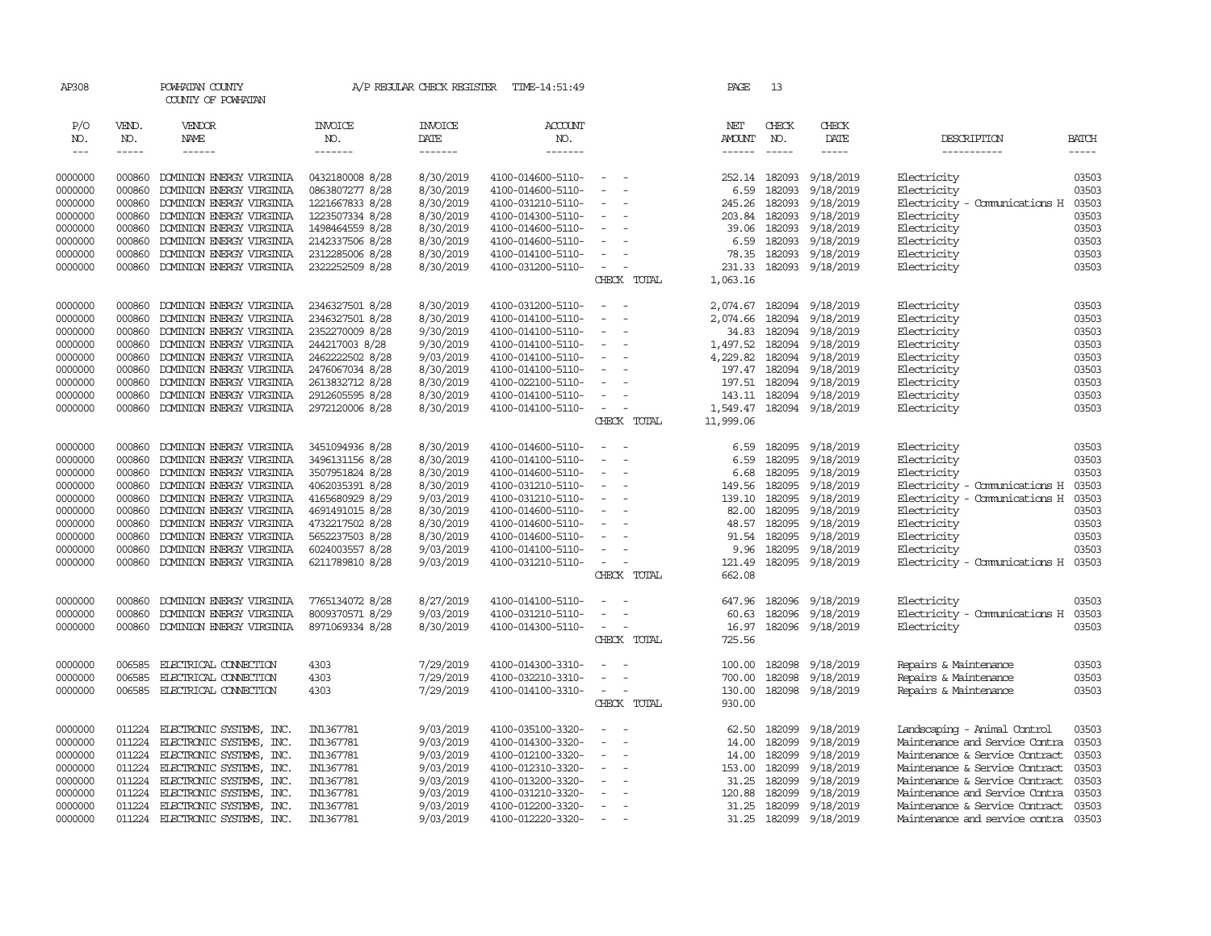AP308 POWHATAN COUNTY A/P REGULAR CHECK REGISTER TIME-14:51:49 PAGE 13

COUNTY OF POWHATAN

| P/O NO. | VEND. NO. | VENDOR NAME | INVOICE NO. | INVOICE DATE | ACCOUNT NO. | | NET AMOUNT | CHECK NO. | CHECK DATE | DESCRIPTION | BATCH |
|---|---|---|---|---|---|---|---|---|---|---|---|
| 0000000 | 000860 | DOMINION ENERGY VIRGINIA | 0432180008 8/28 | 8/30/2019 | 4100-014600-5110- | - - | 252.14 | 182093 | 9/18/2019 | Electricity | 03503 |
| 0000000 | 000860 | DOMINION ENERGY VIRGINIA | 0863807277 8/28 | 8/30/2019 | 4100-014600-5110- | - - | 6.59 | 182093 | 9/18/2019 | Electricity | 03503 |
| 0000000 | 000860 | DOMINION ENERGY VIRGINIA | 1221667833 8/28 | 8/30/2019 | 4100-031210-5110- | - - | 245.26 | 182093 | 9/18/2019 | Electricity - Comunications H | 03503 |
| 0000000 | 000860 | DOMINION ENERGY VIRGINIA | 1223507334 8/28 | 8/30/2019 | 4100-014300-5110- | - - | 203.84 | 182093 | 9/18/2019 | Electricity | 03503 |
| 0000000 | 000860 | DOMINION ENERGY VIRGINIA | 1498464559 8/28 | 8/30/2019 | 4100-014600-5110- | - - | 39.06 | 182093 | 9/18/2019 | Electricity | 03503 |
| 0000000 | 000860 | DOMINION ENERGY VIRGINIA | 2142337506 8/28 | 8/30/2019 | 4100-014600-5110- | - - | 6.59 | 182093 | 9/18/2019 | Electricity | 03503 |
| 0000000 | 000860 | DOMINION ENERGY VIRGINIA | 2312285006 8/28 | 8/30/2019 | 4100-014100-5110- | - - | 78.35 | 182093 | 9/18/2019 | Electricity | 03503 |
| 0000000 | 000860 | DOMINION ENERGY VIRGINIA | 2322252509 8/28 | 8/30/2019 | 4100-031200-5110- | - - | 231.33 | 182093 | 9/18/2019 | Electricity | 03503 |
| | | | | | | CHECK TOTAL | 1,063.16 | | | | |
| 0000000 | 000860 | DOMINION ENERGY VIRGINIA | 2346327501 8/28 | 8/30/2019 | 4100-031200-5110- | - - | 2,074.67 | 182094 | 9/18/2019 | Electricity | 03503 |
| 0000000 | 000860 | DOMINION ENERGY VIRGINIA | 2346327501 8/28 | 8/30/2019 | 4100-014100-5110- | - - | 2,074.66 | 182094 | 9/18/2019 | Electricity | 03503 |
| 0000000 | 000860 | DOMINION ENERGY VIRGINIA | 2352270009 8/28 | 9/30/2019 | 4100-014100-5110- | - - | 34.83 | 182094 | 9/18/2019 | Electricity | 03503 |
| 0000000 | 000860 | DOMINION ENERGY VIRGINIA | 244217003 8/28 | 9/30/2019 | 4100-014100-5110- | - - | 1,497.52 | 182094 | 9/18/2019 | Electricity | 03503 |
| 0000000 | 000860 | DOMINION ENERGY VIRGINIA | 2462222502 8/28 | 9/03/2019 | 4100-014100-5110- | - - | 4,229.82 | 182094 | 9/18/2019 | Electricity | 03503 |
| 0000000 | 000860 | DOMINION ENERGY VIRGINIA | 2476067034 8/28 | 8/30/2019 | 4100-014100-5110- | - - | 197.47 | 182094 | 9/18/2019 | Electricity | 03503 |
| 0000000 | 000860 | DOMINION ENERGY VIRGINIA | 2613832712 8/28 | 8/30/2019 | 4100-022100-5110- | - - | 197.51 | 182094 | 9/18/2019 | Electricity | 03503 |
| 0000000 | 000860 | DOMINION ENERGY VIRGINIA | 2912605595 8/28 | 8/30/2019 | 4100-014100-5110- | - - | 143.11 | 182094 | 9/18/2019 | Electricity | 03503 |
| 0000000 | 000860 | DOMINION ENERGY VIRGINIA | 2972120006 8/28 | 8/30/2019 | 4100-014100-5110- | - - | 1,549.47 | 182094 | 9/18/2019 | Electricity | 03503 |
| | | | | | | CHECK TOTAL | 11,999.06 | | | | |
| 0000000 | 000860 | DOMINION ENERGY VIRGINIA | 3451094936 8/28 | 8/30/2019 | 4100-014600-5110- | - - | 6.59 | 182095 | 9/18/2019 | Electricity | 03503 |
| 0000000 | 000860 | DOMINION ENERGY VIRGINIA | 3496131156 8/28 | 8/30/2019 | 4100-014100-5110- | - - | 6.59 | 182095 | 9/18/2019 | Electricity | 03503 |
| 0000000 | 000860 | DOMINION ENERGY VIRGINIA | 3507951824 8/28 | 8/30/2019 | 4100-014600-5110- | - - | 6.68 | 182095 | 9/18/2019 | Electricity | 03503 |
| 0000000 | 000860 | DOMINION ENERGY VIRGINIA | 4062035391 8/28 | 8/30/2019 | 4100-031210-5110- | - - | 149.56 | 182095 | 9/18/2019 | Electricity - Comunications H | 03503 |
| 0000000 | 000860 | DOMINION ENERGY VIRGINIA | 4165680929 8/29 | 9/03/2019 | 4100-031210-5110- | - - | 139.10 | 182095 | 9/18/2019 | Electricity - Comunications H | 03503 |
| 0000000 | 000860 | DOMINION ENERGY VIRGINIA | 4691491015 8/28 | 8/30/2019 | 4100-014600-5110- | - - | 82.00 | 182095 | 9/18/2019 | Electricity | 03503 |
| 0000000 | 000860 | DOMINION ENERGY VIRGINIA | 4732217502 8/28 | 8/30/2019 | 4100-014600-5110- | - - | 48.57 | 182095 | 9/18/2019 | Electricity | 03503 |
| 0000000 | 000860 | DOMINION ENERGY VIRGINIA | 5652237503 8/28 | 8/30/2019 | 4100-014600-5110- | - - | 91.54 | 182095 | 9/18/2019 | Electricity | 03503 |
| 0000000 | 000860 | DOMINION ENERGY VIRGINIA | 6024003557 8/28 | 9/03/2019 | 4100-014100-5110- | - - | 9.96 | 182095 | 9/18/2019 | Electricity | 03503 |
| 0000000 | 000860 | DOMINION ENERGY VIRGINIA | 6211789810 8/28 | 9/03/2019 | 4100-031210-5110- | - - | 121.49 | 182095 | 9/18/2019 | Electricity - Comunications H | 03503 |
| | | | | | | CHECK TOTAL | 662.08 | | | | |
| 0000000 | 000860 | DOMINION ENERGY VIRGINIA | 7765134072 8/28 | 8/27/2019 | 4100-014100-5110- | - - | 647.96 | 182096 | 9/18/2019 | Electricity | 03503 |
| 0000000 | 000860 | DOMINION ENERGY VIRGINIA | 8009370571 8/29 | 9/03/2019 | 4100-031210-5110- | - - | 60.63 | 182096 | 9/18/2019 | Electricity - Comunications H | 03503 |
| 0000000 | 000860 | DOMINION ENERGY VIRGINIA | 8971069334 8/28 | 8/30/2019 | 4100-014300-5110- | - - | 16.97 | 182096 | 9/18/2019 | Electricity | 03503 |
| | | | | | | CHECK TOTAL | 725.56 | | | | |
| 0000000 | 006585 | ELECTRICAL CONNECTION | 4303 | 7/29/2019 | 4100-014300-3310- | - - | 100.00 | 182098 | 9/18/2019 | Repairs & Maintenance | 03503 |
| 0000000 | 006585 | ELECTRICAL CONNECTION | 4303 | 7/29/2019 | 4100-032210-3310- | - - | 700.00 | 182098 | 9/18/2019 | Repairs & Maintenance | 03503 |
| 0000000 | 006585 | ELECTRICAL CONNECTION | 4303 | 7/29/2019 | 4100-014100-3310- | - - | 130.00 | 182098 | 9/18/2019 | Repairs & Maintenance | 03503 |
| | | | | | | CHECK TOTAL | 930.00 | | | | |
| 0000000 | 011224 | ELECTRONIC SYSTEMS, INC. | IN1367781 | 9/03/2019 | 4100-035100-3320- | - - | 62.50 | 182099 | 9/18/2019 | Landscaping - Animal Control | 03503 |
| 0000000 | 011224 | ELECTRONIC SYSTEMS, INC. | IN1367781 | 9/03/2019 | 4100-014300-3320- | - - | 14.00 | 182099 | 9/18/2019 | Maintenance and Service Contra | 03503 |
| 0000000 | 011224 | ELECTRONIC SYSTEMS, INC. | IN1367781 | 9/03/2019 | 4100-012100-3320- | - - | 14.00 | 182099 | 9/18/2019 | Maintenance & Service Contract | 03503 |
| 0000000 | 011224 | ELECTRONIC SYSTEMS, INC. | IN1367781 | 9/03/2019 | 4100-012310-3320- | - - | 153.00 | 182099 | 9/18/2019 | Maintenance & Service Contract | 03503 |
| 0000000 | 011224 | ELECTRONIC SYSTEMS, INC. | IN1367781 | 9/03/2019 | 4100-013200-3320- | - - | 31.25 | 182099 | 9/18/2019 | Maintenance & Service Contract | 03503 |
| 0000000 | 011224 | ELECTRONIC SYSTEMS, INC. | IN1367781 | 9/03/2019 | 4100-031210-3320- | - - | 120.88 | 182099 | 9/18/2019 | Maintenance and Service Contra | 03503 |
| 0000000 | 011224 | ELECTRONIC SYSTEMS, INC. | IN1367781 | 9/03/2019 | 4100-012200-3320- | - - | 31.25 | 182099 | 9/18/2019 | Maintenance & Service Contract | 03503 |
| 0000000 | 011224 | ELECTRONIC SYSTEMS, INC. | IN1367781 | 9/03/2019 | 4100-012220-3320- | - - | 31.25 | 182099 | 9/18/2019 | Maintenance and service contra | 03503 |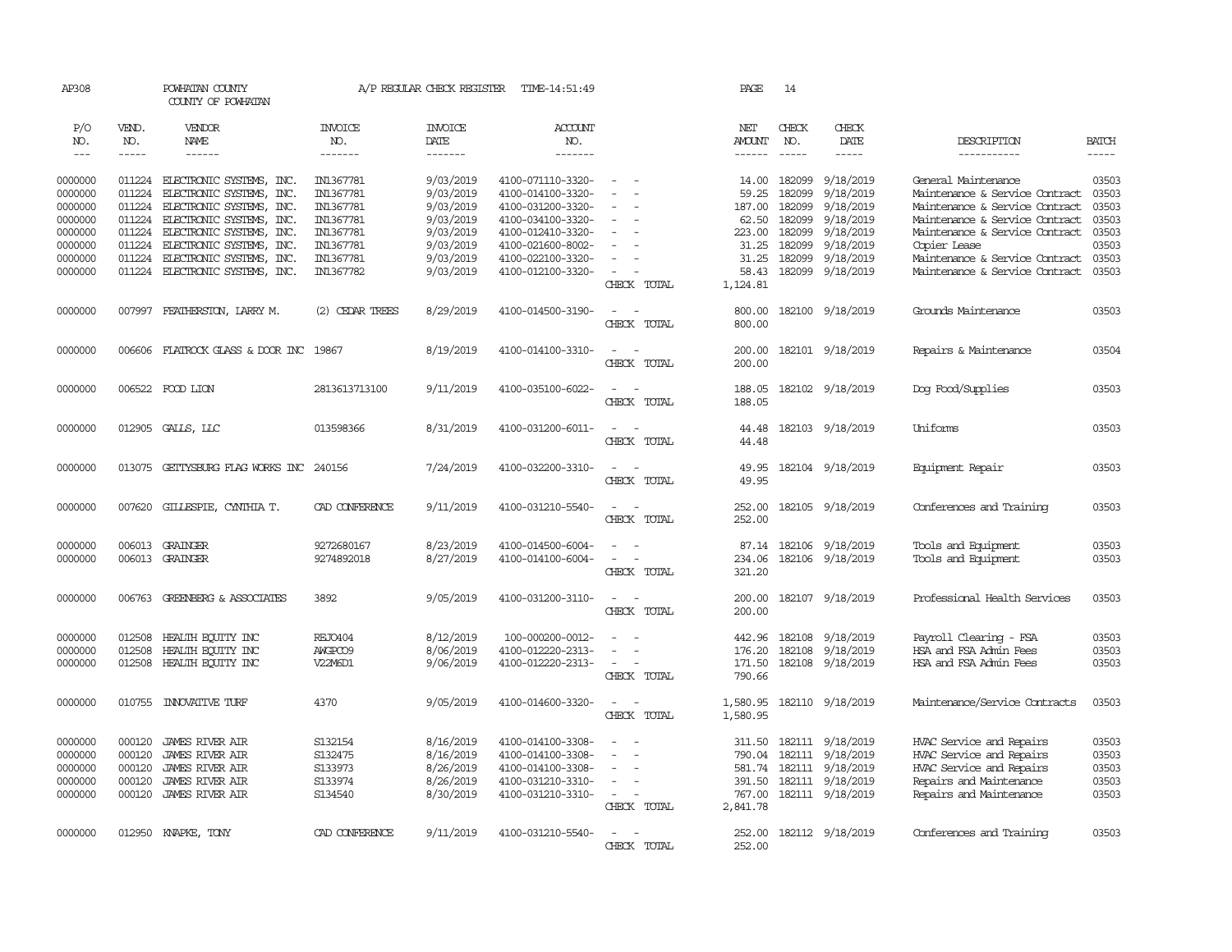AP308 POWHATAN COUNTY A/P REGULAR CHECK REGISTER TIME-14:51:49 PAGE 14
COUNTY OF POWHATAN

| P/O NO. | VEND. NO. | VENDOR NAME | INVOICE NO. | INVOICE DATE | ACCOUNT NO. | | NET AMOUNT | CHECK NO. | CHECK DATE | DESCRIPTION | BATCH |
|---|---|---|---|---|---|---|---|---|---|---|---|
| --- | ----- | ------ | ------- | ------- | ------- | | ------ | ----- | ----- | ----------- | ----- |
| 0000000 | 011224 | ELECTRONIC SYSTEMS, INC. | IN1367781 | 9/03/2019 | 4100-071110-3320- | - - | 14.00 | 182099 | 9/18/2019 | General Maintenance | 03503 |
| 0000000 | 011224 | ELECTRONIC SYSTEMS, INC. | IN1367781 | 9/03/2019 | 4100-014100-3320- | - - | 59.25 | 182099 | 9/18/2019 | Maintenance & Service Contract | 03503 |
| 0000000 | 011224 | ELECTRONIC SYSTEMS, INC. | IN1367781 | 9/03/2019 | 4100-031200-3320- | - - | 187.00 | 182099 | 9/18/2019 | Maintenance & Service Contract | 03503 |
| 0000000 | 011224 | ELECTRONIC SYSTEMS, INC. | IN1367781 | 9/03/2019 | 4100-034100-3320- | - - | 62.50 | 182099 | 9/18/2019 | Maintenance & Service Contract | 03503 |
| 0000000 | 011224 | ELECTRONIC SYSTEMS, INC. | IN1367781 | 9/03/2019 | 4100-012410-3320- | - - | 223.00 | 182099 | 9/18/2019 | Maintenance & Service Contract | 03503 |
| 0000000 | 011224 | ELECTRONIC SYSTEMS, INC. | IN1367781 | 9/03/2019 | 4100-021600-8002- | - - | 31.25 | 182099 | 9/18/2019 | Copier Lease | 03503 |
| 0000000 | 011224 | ELECTRONIC SYSTEMS, INC. | IN1367781 | 9/03/2019 | 4100-022100-3320- | - - | 31.25 | 182099 | 9/18/2019 | Maintenance & Service Contract | 03503 |
| 0000000 | 011224 | ELECTRONIC SYSTEMS, INC. | IN1367782 | 9/03/2019 | 4100-012100-3320- | - - | 58.43 | 182099 | 9/18/2019 | Maintenance & Service Contract | 03503 |
| | | | | | | CHECK TOTAL | 1,124.81 | | | | |
| 0000000 | 007997 | FEATHERSTON, LARRY M. | (2) CEDAR TREES | 8/29/2019 | 4100-014500-3190- | - - | 800.00 | 182100 | 9/18/2019 | Grounds Maintenance | 03503 |
| | | | | | | CHECK TOTAL | 800.00 | | | | |
| 0000000 | 006606 | FLATROCK GLASS & DOOR INC | 19867 | 8/19/2019 | 4100-014100-3310- | - - | 200.00 | 182101 | 9/18/2019 | Repairs & Maintenance | 03504 |
| | | | | | | CHECK TOTAL | 200.00 | | | | |
| 0000000 | 006522 | FOOD LION | 2813613713100 | 9/11/2019 | 4100-035100-6022- | - - | 188.05 | 182102 | 9/18/2019 | Dog Food/Supplies | 03503 |
| | | | | | | CHECK TOTAL | 188.05 | | | | |
| 0000000 | 012905 | GALLS, LLC | 013598366 | 8/31/2019 | 4100-031200-6011- | - - | 44.48 | 182103 | 9/18/2019 | Uniforms | 03503 |
| | | | | | | CHECK TOTAL | 44.48 | | | | |
| 0000000 | 013075 | GETTYSBURG FLAG WORKS INC | 240156 | 7/24/2019 | 4100-032200-3310- | - - | 49.95 | 182104 | 9/18/2019 | Equipment Repair | 03503 |
| | | | | | | CHECK TOTAL | 49.95 | | | | |
| 0000000 | 007620 | GILLESPIE, CYNTHIA T. | CAD CONFERENCE | 9/11/2019 | 4100-031210-5540- | - - | 252.00 | 182105 | 9/18/2019 | Conferences and Training | 03503 |
| | | | | | | CHECK TOTAL | 252.00 | | | | |
| 0000000 | 006013 | GRAINGER | 9272680167 | 8/23/2019 | 4100-014500-6004- | - - | 87.14 | 182106 | 9/18/2019 | Tools and Equipment | 03503 |
| 0000000 | 006013 | GRAINGER | 9274892018 | 8/27/2019 | 4100-014100-6004- | - - | 234.06 | 182106 | 9/18/2019 | Tools and Equipment | 03503 |
| | | | | | | CHECK TOTAL | 321.20 | | | | |
| 0000000 | 006763 | GREENBERG & ASSOCIATES | 3892 | 9/05/2019 | 4100-031200-3110- | - - | 200.00 | 182107 | 9/18/2019 | Professional Health Services | 03503 |
| | | | | | | CHECK TOTAL | 200.00 | | | | |
| 0000000 | 012508 | HEALTH EQUITY INC | REJO404 | 8/12/2019 | 100-000200-0012- | - - | 442.96 | 182108 | 9/18/2019 | Payroll Clearing - FSA | 03503 |
| 0000000 | 012508 | HEALTH EQUITY INC | AWGPCO9 | 8/06/2019 | 4100-012220-2313- | - - | 176.20 | 182108 | 9/18/2019 | HSA and FSA Admin Fees | 03503 |
| 0000000 | 012508 | HEALTH EQUITY INC | V22M6D1 | 9/06/2019 | 4100-012220-2313- | - - | 171.50 | 182108 | 9/18/2019 | HSA and FSA Admin Fees | 03503 |
| | | | | | | CHECK TOTAL | 790.66 | | | | |
| 0000000 | 010755 | INNOVATIVE TURF | 4370 | 9/05/2019 | 4100-014600-3320- | - - | 1,580.95 | 182110 | 9/18/2019 | Maintenance/Service Contracts | 03503 |
| | | | | | | CHECK TOTAL | 1,580.95 | | | | |
| 0000000 | 000120 | JAMES RIVER AIR | S132154 | 8/16/2019 | 4100-014100-3308- | - - | 311.50 | 182111 | 9/18/2019 | HVAC Service and Repairs | 03503 |
| 0000000 | 000120 | JAMES RIVER AIR | S132475 | 8/16/2019 | 4100-014100-3308- | - - | 790.04 | 182111 | 9/18/2019 | HVAC Service and Repairs | 03503 |
| 0000000 | 000120 | JAMES RIVER AIR | S133973 | 8/26/2019 | 4100-014100-3308- | - - | 581.74 | 182111 | 9/18/2019 | HVAC Service and Repairs | 03503 |
| 0000000 | 000120 | JAMES RIVER AIR | S133974 | 8/26/2019 | 4100-031210-3310- | - - | 391.50 | 182111 | 9/18/2019 | Repairs and Maintenance | 03503 |
| 0000000 | 000120 | JAMES RIVER AIR | S134540 | 8/30/2019 | 4100-031210-3310- | - - | 767.00 | 182111 | 9/18/2019 | Repairs and Maintenance | 03503 |
| | | | | | | CHECK TOTAL | 2,841.78 | | | | |
| 0000000 | 012950 | KNAPKE, TONY | CAD CONFERENCE | 9/11/2019 | 4100-031210-5540- | - - | 252.00 | 182112 | 9/18/2019 | Conferences and Training | 03503 |
| | | | | | | CHECK TOTAL | 252.00 | | | | |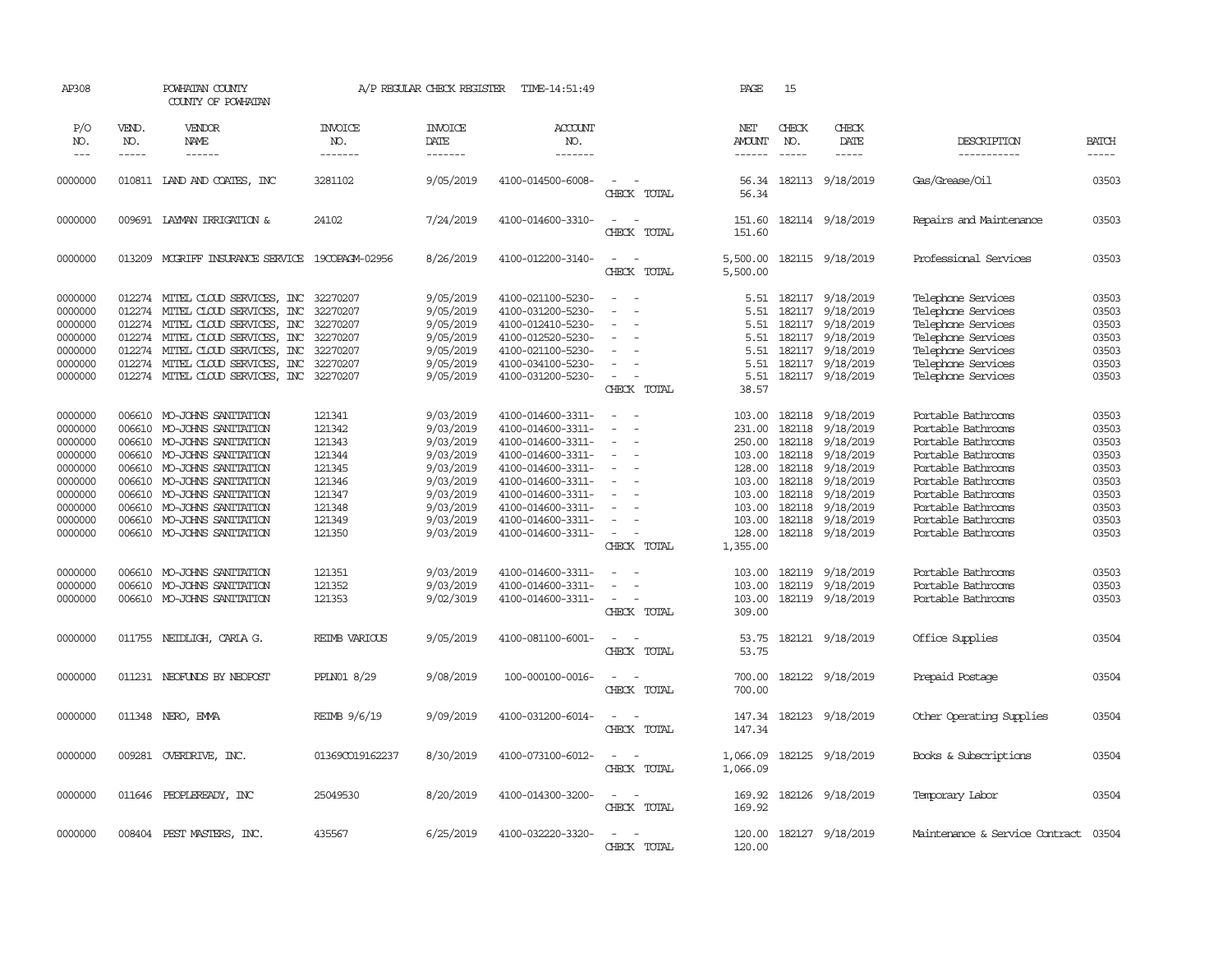AP308 POWHATAN COUNTY A/P REGULAR CHECK REGISTER TIME-14:51:49 PAGE 15

COUNTY OF POWHATAN

| P/O NO. | VEND. NO. | VENDOR NAME | INVOICE NO. | INVOICE DATE | ACCOUNT NO. | | NET AMOUNT | CHECK NO. | CHECK DATE | DESCRIPTION | BATCH |
|---|---|---|---|---|---|---|---|---|---|---|---|
| 0000000 | 010811 | LAND AND COATES, INC | 3281102 | 9/05/2019 | 4100-014500-6008- | - - | 56.34 | 182113 | 9/18/2019 | Gas/Grease/Oil | 03503 |
| | | | | | | CHECK TOTAL | 56.34 | | | | |
| 0000000 | 009691 | LAYMAN IRRIGATION & | 24102 | 7/24/2019 | 4100-014600-3310- | - - | 151.60 | 182114 | 9/18/2019 | Repairs and Maintenance | 03503 |
| | | | | | | CHECK TOTAL | 151.60 | | | | |
| 0000000 | 013209 | MCGRIFF INSURANCE SERVICE | 19COPAGM-02956 | 8/26/2019 | 4100-012200-3140- | - - | 5,500.00 | 182115 | 9/18/2019 | Professional Services | 03503 |
| | | | | | | CHECK TOTAL | 5,500.00 | | | | |
| 0000000 | 012274 | MITEL CLOUD SERVICES, INC | 32270207 | 9/05/2019 | 4100-021100-5230- | - - | 5.51 | 182117 | 9/18/2019 | Telephone Services | 03503 |
| 0000000 | 012274 | MITEL CLOUD SERVICES, INC | 32270207 | 9/05/2019 | 4100-031200-5230- | - - | 5.51 | 182117 | 9/18/2019 | Telephone Services | 03503 |
| 0000000 | 012274 | MITEL CLOUD SERVICES, INC | 32270207 | 9/05/2019 | 4100-012410-5230- | - - | 5.51 | 182117 | 9/18/2019 | Telephone Services | 03503 |
| 0000000 | 012274 | MITEL CLOUD SERVICES, INC | 32270207 | 9/05/2019 | 4100-012520-5230- | - - | 5.51 | 182117 | 9/18/2019 | Telephone Services | 03503 |
| 0000000 | 012274 | MITEL CLOUD SERVICES, INC | 32270207 | 9/05/2019 | 4100-021100-5230- | - - | 5.51 | 182117 | 9/18/2019 | Telephone Services | 03503 |
| 0000000 | 012274 | MITEL CLOUD SERVICES, INC | 32270207 | 9/05/2019 | 4100-034100-5230- | - - | 5.51 | 182117 | 9/18/2019 | Telephone Services | 03503 |
| 0000000 | 012274 | MITEL CLOUD SERVICES, INC | 32270207 | 9/05/2019 | 4100-031200-5230- | - - | 5.51 | 182117 | 9/18/2019 | Telephone Services | 03503 |
| | | | | | | CHECK TOTAL | 38.57 | | | | |
| 0000000 | 006610 | MO-JOHNS SANITATION | 121341 | 9/03/2019 | 4100-014600-3311- | - - | 103.00 | 182118 | 9/18/2019 | Portable Bathrooms | 03503 |
| 0000000 | 006610 | MO-JOHNS SANITATION | 121342 | 9/03/2019 | 4100-014600-3311- | - - | 231.00 | 182118 | 9/18/2019 | Portable Bathrooms | 03503 |
| 0000000 | 006610 | MO-JOHNS SANITATION | 121343 | 9/03/2019 | 4100-014600-3311- | - - | 250.00 | 182118 | 9/18/2019 | Portable Bathrooms | 03503 |
| 0000000 | 006610 | MO-JOHNS SANITATION | 121344 | 9/03/2019 | 4100-014600-3311- | - - | 103.00 | 182118 | 9/18/2019 | Portable Bathrooms | 03503 |
| 0000000 | 006610 | MO-JOHNS SANITATION | 121345 | 9/03/2019 | 4100-014600-3311- | - - | 128.00 | 182118 | 9/18/2019 | Portable Bathrooms | 03503 |
| 0000000 | 006610 | MO-JOHNS SANITATION | 121346 | 9/03/2019 | 4100-014600-3311- | - - | 103.00 | 182118 | 9/18/2019 | Portable Bathrooms | 03503 |
| 0000000 | 006610 | MO-JOHNS SANITATION | 121347 | 9/03/2019 | 4100-014600-3311- | - - | 103.00 | 182118 | 9/18/2019 | Portable Bathrooms | 03503 |
| 0000000 | 006610 | MO-JOHNS SANITATION | 121348 | 9/03/2019 | 4100-014600-3311- | - - | 103.00 | 182118 | 9/18/2019 | Portable Bathrooms | 03503 |
| 0000000 | 006610 | MO-JOHNS SANITATION | 121349 | 9/03/2019 | 4100-014600-3311- | - - | 103.00 | 182118 | 9/18/2019 | Portable Bathrooms | 03503 |
| 0000000 | 006610 | MO-JOHNS SANITATION | 121350 | 9/03/2019 | 4100-014600-3311- | - - | 128.00 | 182118 | 9/18/2019 | Portable Bathrooms | 03503 |
| | | | | | | CHECK TOTAL | 1,355.00 | | | | |
| 0000000 | 006610 | MO-JOHNS SANITATION | 121351 | 9/03/2019 | 4100-014600-3311- | - - | 103.00 | 182119 | 9/18/2019 | Portable Bathrooms | 03503 |
| 0000000 | 006610 | MO-JOHNS SANITATION | 121352 | 9/03/2019 | 4100-014600-3311- | - - | 103.00 | 182119 | 9/18/2019 | Portable Bathrooms | 03503 |
| 0000000 | 006610 | MO-JOHNS SANITATION | 121353 | 9/02/3019 | 4100-014600-3311- | - - | 103.00 | 182119 | 9/18/2019 | Portable Bathrooms | 03503 |
| | | | | | | CHECK TOTAL | 309.00 | | | | |
| 0000000 | 011755 | NEIDLIGH, CARLA G. | REIMB VARIOUS | 9/05/2019 | 4100-081100-6001- | - - | 53.75 | 182121 | 9/18/2019 | Office Supplies | 03504 |
| | | | | | | CHECK TOTAL | 53.75 | | | | |
| 0000000 | 011231 | NEOFUNDS BY NEOPOST | PPLN01 8/29 | 9/08/2019 | 100-000100-0016- | - - | 700.00 | 182122 | 9/18/2019 | Prepaid Postage | 03504 |
| | | | | | | CHECK TOTAL | 700.00 | | | | |
| 0000000 | 011348 | NERO, EMMA | REIMB 9/6/19 | 9/09/2019 | 4100-031200-6014- | - - | 147.34 | 182123 | 9/18/2019 | Other Operating Supplies | 03504 |
| | | | | | | CHECK TOTAL | 147.34 | | | | |
| 0000000 | 009281 | OVERDRIVE, INC. | 01369CO19162237 | 8/30/2019 | 4100-073100-6012- | - - | 1,066.09 | 182125 | 9/18/2019 | Books & Subscriptions | 03504 |
| | | | | | | CHECK TOTAL | 1,066.09 | | | | |
| 0000000 | 011646 | PEOPLEREADY, INC | 25049530 | 8/20/2019 | 4100-014300-3200- | - - | 169.92 | 182126 | 9/18/2019 | Temporary Labor | 03504 |
| | | | | | | CHECK TOTAL | 169.92 | | | | |
| 0000000 | 008404 | PEST MASTERS, INC. | 435567 | 6/25/2019 | 4100-032220-3320- | - - | 120.00 | 182127 | 9/18/2019 | Maintenance & Service Contract | 03504 |
| | | | | | | CHECK TOTAL | 120.00 | | | | |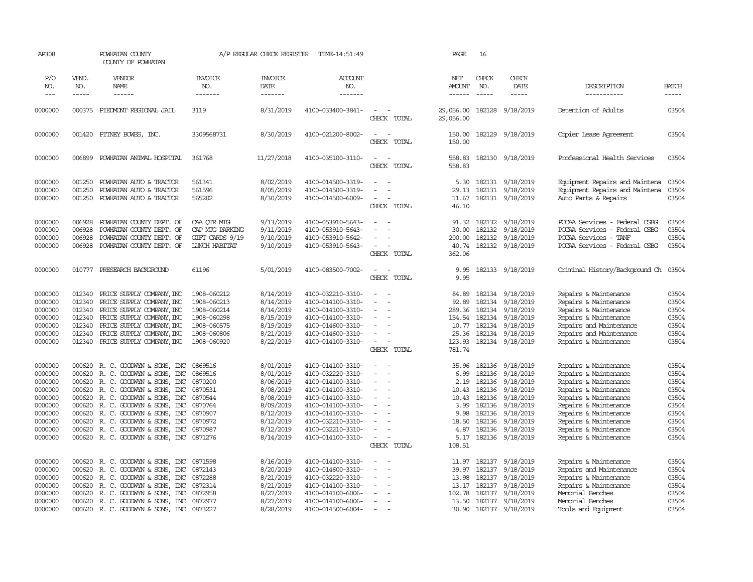AP308 POWHATAN COUNTY A/P REGULAR CHECK REGISTER TIME-14:51:49 PAGE 16

COUNTY OF POWHATAN

| P/O NO. | VEND. NO. | VENDOR NAME | INVOICE NO. | INVOICE DATE | ACCOUNT NO. | | NET AMOUNT | CHECK NO. | CHECK DATE | DESCRIPTION | BATCH |
|---|---|---|---|---|---|---|---|---|---|---|---|
| 0000000 | 000375 | PIEDMONT REGIONAL JAIL | 3119 | 8/31/2019 | 4100-033400-3841- | - - | 29,056.00 | 182128 | 9/18/2019 | Detention of Adults | 03504 |
| | | | | | | CHECK TOTAL | 29,056.00 | | | | |
| 0000000 | 001420 | PITNEY BOWES, INC. | 3309568731 | 8/30/2019 | 4100-021200-8002- | - - | 150.00 | 182129 | 9/18/2019 | Copier Lease Agreement | 03504 |
| | | | | | | CHECK TOTAL | 150.00 | | | | |
| 0000000 | 006899 | POWHATAN ANIMAL HOSPITAL | 361768 | 11/27/2018 | 4100-035100-3110- | - - | 558.83 | 182130 | 9/18/2019 | Professional Health Services | 03504 |
| | | | | | | CHECK TOTAL | 558.83 | | | | |
| 0000000 | 001250 | POWHATAN AUTO & TRACTOR | 561341 | 8/02/2019 | 4100-014500-3319- | - - | 5.30 | 182131 | 9/18/2019 | Equipment Repairs and Maintena | 03504 |
| 0000000 | 001250 | POWHATAN AUTO & TRACTOR | 561596 | 8/05/2019 | 4100-014500-3319- | - - | 29.13 | 182131 | 9/18/2019 | Equipment Repairs and Maintena | 03504 |
| 0000000 | 001250 | POWHATAN AUTO & TRACTOR | 565202 | 8/30/2019 | 4100-014500-6009- | - - | 11.67 | 182131 | 9/18/2019 | Auto Parts & Repairs | 03504 |
| | | | | | | CHECK TOTAL | 46.10 | | | | |
| 0000000 | 006928 | POWHATAN COUNTY DEPT. OF | CAA QTR MTG | 9/13/2019 | 4100-053910-5643- | - - | 91.32 | 182132 | 9/18/2019 | PCCAA Services - Federal CSBG | 03504 |
| 0000000 | 006928 | POWHATAN COUNTY DEPT. OF | CAP MTG PARKING | 9/11/2019 | 4100-053910-5643- | - - | 30.00 | 182132 | 9/18/2019 | PCCAA Services - Federal CSBG | 03504 |
| 0000000 | 006928 | POWHATAN COUNTY DEPT. OF | GIFT CARDS 9/19 | 9/10/2019 | 4100-053910-5642- | - - | 200.00 | 182132 | 9/18/2019 | PCCAA Services - TANF | 03504 |
| 0000000 | 006928 | POWHATAN COUNTY DEPT. OF | LUNCH HABITAT | 9/10/2019 | 4100-053910-5643- | - - | 40.74 | 182132 | 9/18/2019 | PCCAA Services - Federal CSBG | 03504 |
| | | | | | | CHECK TOTAL | 362.06 | | | | |
| 0000000 | 010777 | PRESEARCH BACKGROUND | 61196 | 5/01/2019 | 4100-083500-7002- | - - | 9.95 | 182133 | 9/18/2019 | Criminal History/Background Ch | 03504 |
| | | | | | | CHECK TOTAL | 9.95 | | | | |
| 0000000 | 012340 | PRICE SUPPLY COMPANY,INC | 1908-060212 | 8/14/2019 | 4100-032210-3310- | - - | 84.89 | 182134 | 9/18/2019 | Repairs & Maintenance | 03504 |
| 0000000 | 012340 | PRICE SUPPLY COMPANY,INC | 1908-060213 | 8/14/2019 | 4100-014100-3310- | - - | 92.89 | 182134 | 9/18/2019 | Repairs & Maintenance | 03504 |
| 0000000 | 012340 | PRICE SUPPLY COMPANY,INC | 1908-060214 | 8/14/2019 | 4100-014100-3310- | - - | 289.36 | 182134 | 9/18/2019 | Repairs & Maintenance | 03504 |
| 0000000 | 012340 | PRICE SUPPLY COMPANY,INC | 1908-060298 | 8/15/2019 | 4100-014100-3310- | - - | 154.54 | 182134 | 9/18/2019 | Repairs & Maintenance | 03504 |
| 0000000 | 012340 | PRICE SUPPLY COMPANY,INC | 1908-060575 | 8/19/2019 | 4100-014600-3310- | - - | 10.77 | 182134 | 9/18/2019 | Repairs and Maintenance | 03504 |
| 0000000 | 012340 | PRICE SUPPLY COMPANY,INC | 1908-060806 | 8/21/2019 | 4100-014600-3310- | - - | 25.36 | 182134 | 9/18/2019 | Repairs and Maintenance | 03504 |
| 0000000 | 012340 | PRICE SUPPLY COMPANY,INC | 1908-060920 | 8/22/2019 | 4100-014100-3310- | - - | 123.93 | 182134 | 9/18/2019 | Repairs & Maintenance | 03504 |
| | | | | | | CHECK TOTAL | 781.74 | | | | |
| 0000000 | 000620 | R. C. GOODWYN & SONS, INC | 0869516 | 8/01/2019 | 4100-014100-3310- | - - | 35.96 | 182136 | 9/18/2019 | Repairs & Maintenance | 03504 |
| 0000000 | 000620 | R. C. GOODWYN & SONS, INC | 0869516 | 8/01/2019 | 4100-032220-3310- | - - | 6.99 | 182136 | 9/18/2019 | Repairs & Maintenance | 03504 |
| 0000000 | 000620 | R. C. GOODWYN & SONS, INC | 0870200 | 8/06/2019 | 4100-014100-3310- | - - | 2.19 | 182136 | 9/18/2019 | Repairs & Maintenance | 03504 |
| 0000000 | 000620 | R. C. GOODWYN & SONS, INC | 0870531 | 8/08/2019 | 4100-014100-3310- | - - | 10.43 | 182136 | 9/18/2019 | Repairs & Maintenance | 03504 |
| 0000000 | 000620 | R. C. GOODWYN & SONS, INC | 0870544 | 8/08/2019 | 4100-014100-3310- | - - | 10.43 | 182136 | 9/18/2019 | Repairs & Maintenance | 03504 |
| 0000000 | 000620 | R. C. GOODWYN & SONS, INC | 0870764 | 8/09/2019 | 4100-014100-3310- | - - | 3.99 | 182136 | 9/18/2019 | Repairs & Maintenance | 03504 |
| 0000000 | 000620 | R. C. GOODWYN & SONS, INC | 0870907 | 8/12/2019 | 4100-014100-3310- | - - | 9.98 | 182136 | 9/18/2019 | Repairs & Maintenance | 03504 |
| 0000000 | 000620 | R. C. GOODWYN & SONS, INC | 0870972 | 8/12/2019 | 4100-032210-3310- | - - | 18.50 | 182136 | 9/18/2019 | Repairs & Maintenance | 03504 |
| 0000000 | 000620 | R. C. GOODWYN & SONS, INC | 0870987 | 8/12/2019 | 4100-032210-3310- | - - | 4.87 | 182136 | 9/18/2019 | Repairs & Maintenance | 03504 |
| 0000000 | 000620 | R. C. GOODWYN & SONS, INC | 0871276 | 8/14/2019 | 4100-014100-3310- | - - | 5.17 | 182136 | 9/18/2019 | Repairs & Maintenance | 03504 |
| | | | | | | CHECK TOTAL | 108.51 | | | | |
| 0000000 | 000620 | R. C. GOODWYN & SONS, INC | 0871598 | 8/16/2019 | 4100-014100-3310- | - - | 11.97 | 182137 | 9/18/2019 | Repairs & Maintenance | 03504 |
| 0000000 | 000620 | R. C. GOODWYN & SONS, INC | 0872143 | 8/20/2019 | 4100-014600-3310- | - - | 39.97 | 182137 | 9/18/2019 | Repairs and Maintenance | 03504 |
| 0000000 | 000620 | R. C. GOODWYN & SONS, INC | 0872288 | 8/21/2019 | 4100-032220-3310- | - - | 13.98 | 182137 | 9/18/2019 | Repairs & Maintenance | 03504 |
| 0000000 | 000620 | R. C. GOODWYN & SONS, INC | 0872314 | 8/21/2019 | 4100-014100-3310- | - - | 13.17 | 182137 | 9/18/2019 | Repairs & Maintenance | 03504 |
| 0000000 | 000620 | R. C. GOODWYN & SONS, INC | 0872958 | 8/27/2019 | 4100-014100-6006- | - - | 102.78 | 182137 | 9/18/2019 | Memorial Benches | 03504 |
| 0000000 | 000620 | R. C. GOODWYN & SONS, INC | 0872977 | 8/27/2019 | 4100-014100-6006- | - - | 13.50 | 182137 | 9/18/2019 | Memorial Benches | 03504 |
| 0000000 | 000620 | R. C. GOODWYN & SONS, INC | 0873227 | 8/28/2019 | 4100-014500-6004- | - - | 30.90 | 182137 | 9/18/2019 | Tools and Equipment | 03504 |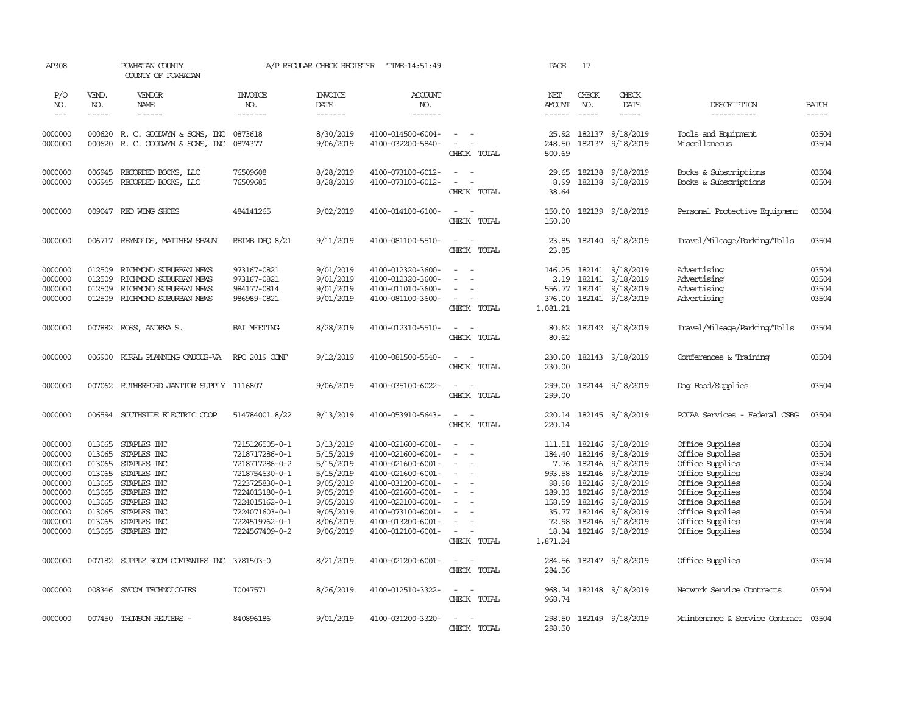AP308 POWHATAN COUNTY A/P REGULAR CHECK REGISTER TIME-14:51:49 PAGE 17

COUNTY OF POWHATAN

| P/O NO. | VEND. NO. | VENDOR NAME | INVOICE NO. | INVOICE DATE | ACCOUNT NO. | | NET AMOUNT | CHECK NO. | CHECK DATE | DESCRIPTION | BATCH |
|---|---|---|---|---|---|---|---|---|---|---|---|
| 0000000 | 000620 | R. C. GOODWYN & SONS, INC | 0873618 | 8/30/2019 | 4100-014500-6004- | - - | 25.92 | 182137 | 9/18/2019 | Tools and Equipment | 03504 |
| 0000000 | 000620 | R. C. GOODWYN & SONS, INC | 0874377 | 9/06/2019 | 4100-032200-5840- | - - | 248.50 | 182137 | 9/18/2019 | Miscellaneous | 03504 |
| | | | | | | CHECK TOTAL | 500.69 | | | | |
| 0000000 | 006945 | RECORDED BOOKS, LLC | 76509608 | 8/28/2019 | 4100-073100-6012- | - - | 29.65 | 182138 | 9/18/2019 | Books & Subscriptions | 03504 |
| 0000000 | 006945 | RECORDED BOOKS, LLC | 76509685 | 8/28/2019 | 4100-073100-6012- | - - | 8.99 | 182138 | 9/18/2019 | Books & Subscriptions | 03504 |
| | | | | | | CHECK TOTAL | 38.64 | | | | |
| 0000000 | 009047 | RED WING SHOES | 484141265 | 9/02/2019 | 4100-014100-6100- | - - | 150.00 | 182139 | 9/18/2019 | Personal Protective Equipment | 03504 |
| | | | | | | CHECK TOTAL | 150.00 | | | | |
| 0000000 | 006717 | REYNOLDS, MATTHEW SHAUN | REIMB DEQ 8/21 | 9/11/2019 | 4100-081100-5510- | - - | 23.85 | 182140 | 9/18/2019 | Travel/Mileage/Parking/Tolls | 03504 |
| | | | | | | CHECK TOTAL | 23.85 | | | | |
| 0000000 | 012509 | RICHMOND SUBURBAN NEWS | 973167-0821 | 9/01/2019 | 4100-012320-3600- | - - | 146.25 | 182141 | 9/18/2019 | Advertising | 03504 |
| 0000000 | 012509 | RICHMOND SUBURBAN NEWS | 973167-0821 | 9/01/2019 | 4100-012320-3600- | - - | 2.19 | 182141 | 9/18/2019 | Advertising | 03504 |
| 0000000 | 012509 | RICHMOND SUBURBAN NEWS | 984177-0814 | 9/01/2019 | 4100-011010-3600- | - - | 556.77 | 182141 | 9/18/2019 | Advertising | 03504 |
| 0000000 | 012509 | RICHMOND SUBURBAN NEWS | 986989-0821 | 9/01/2019 | 4100-081100-3600- | - - | 376.00 | 182141 | 9/18/2019 | Advertising | 03504 |
| | | | | | | CHECK TOTAL | 1,081.21 | | | | |
| 0000000 | 007882 | ROSS, ANDREA S. | BAI MEETING | 8/28/2019 | 4100-012310-5510- | - - | 80.62 | 182142 | 9/18/2019 | Travel/Mileage/Parking/Tolls | 03504 |
| | | | | | | CHECK TOTAL | 80.62 | | | | |
| 0000000 | 006900 | RURAL PLANNING CAUCUS-VA | RPC 2019 CONF | 9/12/2019 | 4100-081500-5540- | - - | 230.00 | 182143 | 9/18/2019 | Conferences & Training | 03504 |
| | | | | | | CHECK TOTAL | 230.00 | | | | |
| 0000000 | 007062 | RUTHERFORD JANITOR SUPPLY | 1116807 | 9/06/2019 | 4100-035100-6022- | - - | 299.00 | 182144 | 9/18/2019 | Dog Food/Supplies | 03504 |
| | | | | | | CHECK TOTAL | 299.00 | | | | |
| 0000000 | 006594 | SOUTHSIDE ELECTRIC COOP | 514784001 8/22 | 9/13/2019 | 4100-053910-5643- | - - | 220.14 | 182145 | 9/18/2019 | PCCAA Services - Federal CSBG | 03504 |
| | | | | | | CHECK TOTAL | 220.14 | | | | |
| 0000000 | 013065 | STAPLES INC | 7215126505-0-1 | 3/13/2019 | 4100-021600-6001- | - - | 111.51 | 182146 | 9/18/2019 | Office Supplies | 03504 |
| 0000000 | 013065 | STAPLES INC | 7218717286-0-1 | 5/15/2019 | 4100-021600-6001- | - - | 184.40 | 182146 | 9/18/2019 | Office Supplies | 03504 |
| 0000000 | 013065 | STAPLES INC | 7218717286-0-2 | 5/15/2019 | 4100-021600-6001- | - - | 7.76 | 182146 | 9/18/2019 | Office Supplies | 03504 |
| 0000000 | 013065 | STAPLES INC | 7218754630-0-1 | 5/15/2019 | 4100-021600-6001- | - - | 993.58 | 182146 | 9/18/2019 | Office Supplies | 03504 |
| 0000000 | 013065 | STAPLES INC | 7223725830-0-1 | 9/05/2019 | 4100-031200-6001- | - - | 98.98 | 182146 | 9/18/2019 | Office Supplies | 03504 |
| 0000000 | 013065 | STAPLES INC | 7224013180-0-1 | 9/05/2019 | 4100-021600-6001- | - - | 189.33 | 182146 | 9/18/2019 | Office Supplies | 03504 |
| 0000000 | 013065 | STAPLES INC | 7224015162-0-1 | 9/05/2019 | 4100-022100-6001- | - - | 158.59 | 182146 | 9/18/2019 | Office Supplies | 03504 |
| 0000000 | 013065 | STAPLES INC | 7224071603-0-1 | 9/05/2019 | 4100-073100-6001- | - - | 35.77 | 182146 | 9/18/2019 | Office Supplies | 03504 |
| 0000000 | 013065 | STAPLES INC | 7224519762-0-1 | 8/06/2019 | 4100-013200-6001- | - - | 72.98 | 182146 | 9/18/2019 | Office Supplies | 03504 |
| 0000000 | 013065 | STAPLES INC | 7224567409-0-2 | 9/06/2019 | 4100-012100-6001- | - - | 18.34 | 182146 | 9/18/2019 | Office Supplies | 03504 |
| | | | | | | CHECK TOTAL | 1,871.24 | | | | |
| 0000000 | 007182 | SUPPLY ROOM COMPANIES INC | 3781503-0 | 8/21/2019 | 4100-021200-6001- | - - | 284.56 | 182147 | 9/18/2019 | Office Supplies | 03504 |
| | | | | | | CHECK TOTAL | 284.56 | | | | |
| 0000000 | 008346 | SYCOM TECHNOLOGIES | I0047571 | 8/26/2019 | 4100-012510-3322- | - - | 968.74 | 182148 | 9/18/2019 | Network Service Contracts | 03504 |
| | | | | | | CHECK TOTAL | 968.74 | | | | |
| 0000000 | 007450 | THOMSON REUTERS - | 840896186 | 9/01/2019 | 4100-031200-3320- | - - | 298.50 | 182149 | 9/18/2019 | Maintenance & Service Contract | 03504 |
| | | | | | | CHECK TOTAL | 298.50 | | | | |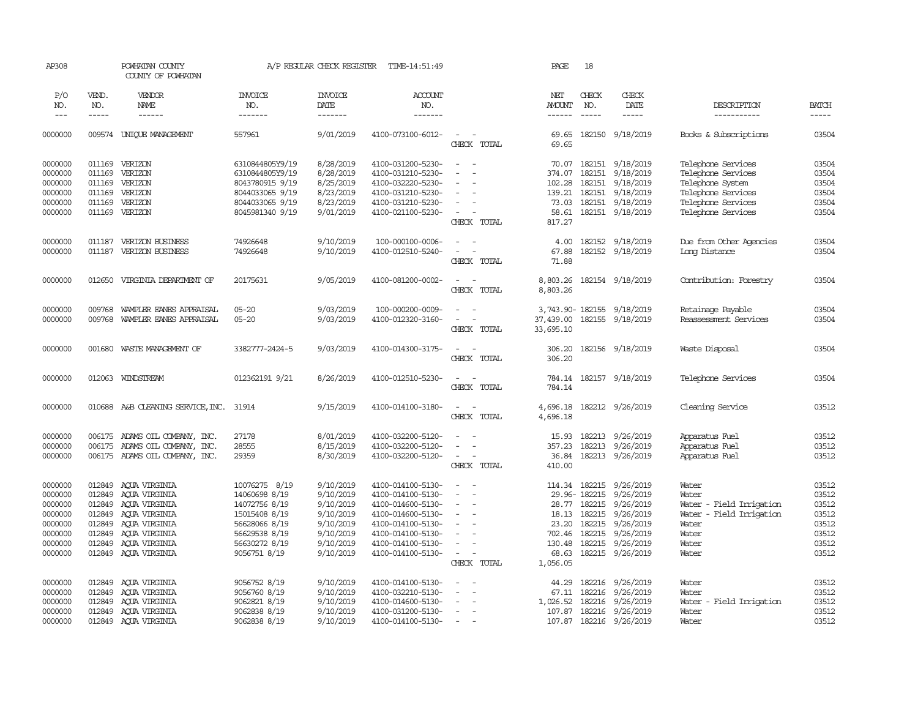AP308 POWHATAN COUNTY A/P REGULAR CHECK REGISTER TIME-14:51:49 PAGE 18

COUNTY OF POWHATAN

| P/O NO. | VEND. NO. | VENDOR NAME | INVOICE NO. | INVOICE DATE | ACCOUNT NO. | | NET AMOUNT | CHECK NO. | CHECK DATE | DESCRIPTION | BATCH |
|---|---|---|---|---|---|---|---|---|---|---|---|
| 0000000 | 009574 | UNIQUE MANAGEMENT | 557961 | 9/01/2019 | 4100-073100-6012- | - - | 69.65 | 182150 | 9/18/2019 | Books & Subscriptions | 03504 |
| | | | | | | CHECK TOTAL | 69.65 | | | | |
| 0000000 | 011169 | VERIZON | 6310844805Y9/19 | 8/28/2019 | 4100-031200-5230- | - - | 70.07 | 182151 | 9/18/2019 | Telephone Services | 03504 |
| 0000000 | 011169 | VERIZON | 6310844805Y9/19 | 8/28/2019 | 4100-031210-5230- | - - | 374.07 | 182151 | 9/18/2019 | Telephone Services | 03504 |
| 0000000 | 011169 | VERIZON | 8043780915 9/19 | 8/25/2019 | 4100-032220-5230- | - - | 102.28 | 182151 | 9/18/2019 | Telephone System | 03504 |
| 0000000 | 011169 | VERIZON | 8044033065 9/19 | 8/23/2019 | 4100-031210-5230- | - - | 139.21 | 182151 | 9/18/2019 | Telephone Services | 03504 |
| 0000000 | 011169 | VERIZON | 8044033065 9/19 | 8/23/2019 | 4100-031210-5230- | - - | 73.03 | 182151 | 9/18/2019 | Telephone Services | 03504 |
| 0000000 | 011169 | VERIZON | 8045981340 9/19 | 9/01/2019 | 4100-021100-5230- | - - | 58.61 | 182151 | 9/18/2019 | Telephone Services | 03504 |
| | | | | | | CHECK TOTAL | 817.27 | | | | |
| 0000000 | 011187 | VERIZON BUSINESS | 74926648 | 9/10/2019 | 100-000100-0006- | - - | 4.00 | 182152 | 9/18/2019 | Due from Other Agencies | 03504 |
| 0000000 | 011187 | VERIZON BUSINESS | 74926648 | 9/10/2019 | 4100-012510-5240- | - - | 67.88 | 182152 | 9/18/2019 | Long Distance | 03504 |
| | | | | | | CHECK TOTAL | 71.88 | | | | |
| 0000000 | 012650 | VIRGINIA DEPARTMENT OF | 20175631 | 9/05/2019 | 4100-081200-0002- | - - | 8,803.26 | 182154 | 9/18/2019 | Contribution: Forestry | 03504 |
| | | | | | | CHECK TOTAL | 8,803.26 | | | | |
| 0000000 | 009768 | WAMPLER EANES APPRAISAL | 05-20 | 9/03/2019 | 100-000200-0009- | - - | 3,743.90- | 182155 | 9/18/2019 | Retainage Payable | 03504 |
| 0000000 | 009768 | WAMPLER EANES APPRAISAL | 05-20 | 9/03/2019 | 4100-012320-3160- | - - | 37,439.00 | 182155 | 9/18/2019 | Reassessment Services | 03504 |
| | | | | | | CHECK TOTAL | 33,695.10 | | | | |
| 0000000 | 001680 | WASTE MANAGEMENT OF | 3382777-2424-5 | 9/03/2019 | 4100-014300-3175- | - - | 306.20 | 182156 | 9/18/2019 | Waste Disposal | 03504 |
| | | | | | | CHECK TOTAL | 306.20 | | | | |
| 0000000 | 012063 | WINDSTREAM | 012362191 9/21 | 8/26/2019 | 4100-012510-5230- | - - | 784.14 | 182157 | 9/18/2019 | Telephone Services | 03504 |
| | | | | | | CHECK TOTAL | 784.14 | | | | |
| 0000000 | 010688 | A&B CLEANING SERVICE,INC. | 31914 | 9/15/2019 | 4100-014100-3180- | - - | 4,696.18 | 182212 | 9/26/2019 | Cleaning Service | 03512 |
| | | | | | | CHECK TOTAL | 4,696.18 | | | | |
| 0000000 | 006175 | ADAMS OIL COMPANY, INC. | 27178 | 8/01/2019 | 4100-032200-5120- | - - | 15.93 | 182213 | 9/26/2019 | Apparatus Fuel | 03512 |
| 0000000 | 006175 | ADAMS OIL COMPANY, INC. | 28555 | 8/15/2019 | 4100-032200-5120- | - - | 357.23 | 182213 | 9/26/2019 | Apparatus Fuel | 03512 |
| 0000000 | 006175 | ADAMS OIL COMPANY, INC. | 29359 | 8/30/2019 | 4100-032200-5120- | - - | 36.84 | 182213 | 9/26/2019 | Apparatus Fuel | 03512 |
| | | | | | | CHECK TOTAL | 410.00 | | | | |
| 0000000 | 012849 | AQUA VIRGINIA | 10076275 8/19 | 9/10/2019 | 4100-014100-5130- | - - | 114.34 | 182215 | 9/26/2019 | Water | 03512 |
| 0000000 | 012849 | AQUA VIRGINIA | 14060698 8/19 | 9/10/2019 | 4100-014100-5130- | - - | 29.96- | 182215 | 9/26/2019 | Water | 03512 |
| 0000000 | 012849 | AQUA VIRGINIA | 14072756 8/19 | 9/10/2019 | 4100-014600-5130- | - - | 28.77 | 182215 | 9/26/2019 | Water - Field Irrigation | 03512 |
| 0000000 | 012849 | AQUA VIRGINIA | 15015408 8/19 | 9/10/2019 | 4100-014600-5130- | - - | 18.13 | 182215 | 9/26/2019 | Water - Field Irrigation | 03512 |
| 0000000 | 012849 | AQUA VIRGINIA | 56628066 8/19 | 9/10/2019 | 4100-014100-5130- | - - | 23.20 | 182215 | 9/26/2019 | Water | 03512 |
| 0000000 | 012849 | AQUA VIRGINIA | 56629538 8/19 | 9/10/2019 | 4100-014100-5130- | - - | 702.46 | 182215 | 9/26/2019 | Water | 03512 |
| 0000000 | 012849 | AQUA VIRGINIA | 56630272 8/19 | 9/10/2019 | 4100-014100-5130- | - - | 130.48 | 182215 | 9/26/2019 | Water | 03512 |
| 0000000 | 012849 | AQUA VIRGINIA | 9056751 8/19 | 9/10/2019 | 4100-014100-5130- | - - | 68.63 | 182215 | 9/26/2019 | Water | 03512 |
| | | | | | | CHECK TOTAL | 1,056.05 | | | | |
| 0000000 | 012849 | AQUA VIRGINIA | 9056752 8/19 | 9/10/2019 | 4100-014100-5130- | - - | 44.29 | 182216 | 9/26/2019 | Water | 03512 |
| 0000000 | 012849 | AQUA VIRGINIA | 9056760 8/19 | 9/10/2019 | 4100-032210-5130- | - - | 67.11 | 182216 | 9/26/2019 | Water | 03512 |
| 0000000 | 012849 | AQUA VIRGINIA | 9062821 8/19 | 9/10/2019 | 4100-014600-5130- | - - | 1,026.52 | 182216 | 9/26/2019 | Water - Field Irrigation | 03512 |
| 0000000 | 012849 | AQUA VIRGINIA | 9062838 8/19 | 9/10/2019 | 4100-031200-5130- | - - | 107.87 | 182216 | 9/26/2019 | Water | 03512 |
| 0000000 | 012849 | AQUA VIRGINIA | 9062838 8/19 | 9/10/2019 | 4100-014100-5130- | - - | 107.87 | 182216 | 9/26/2019 | Water | 03512 |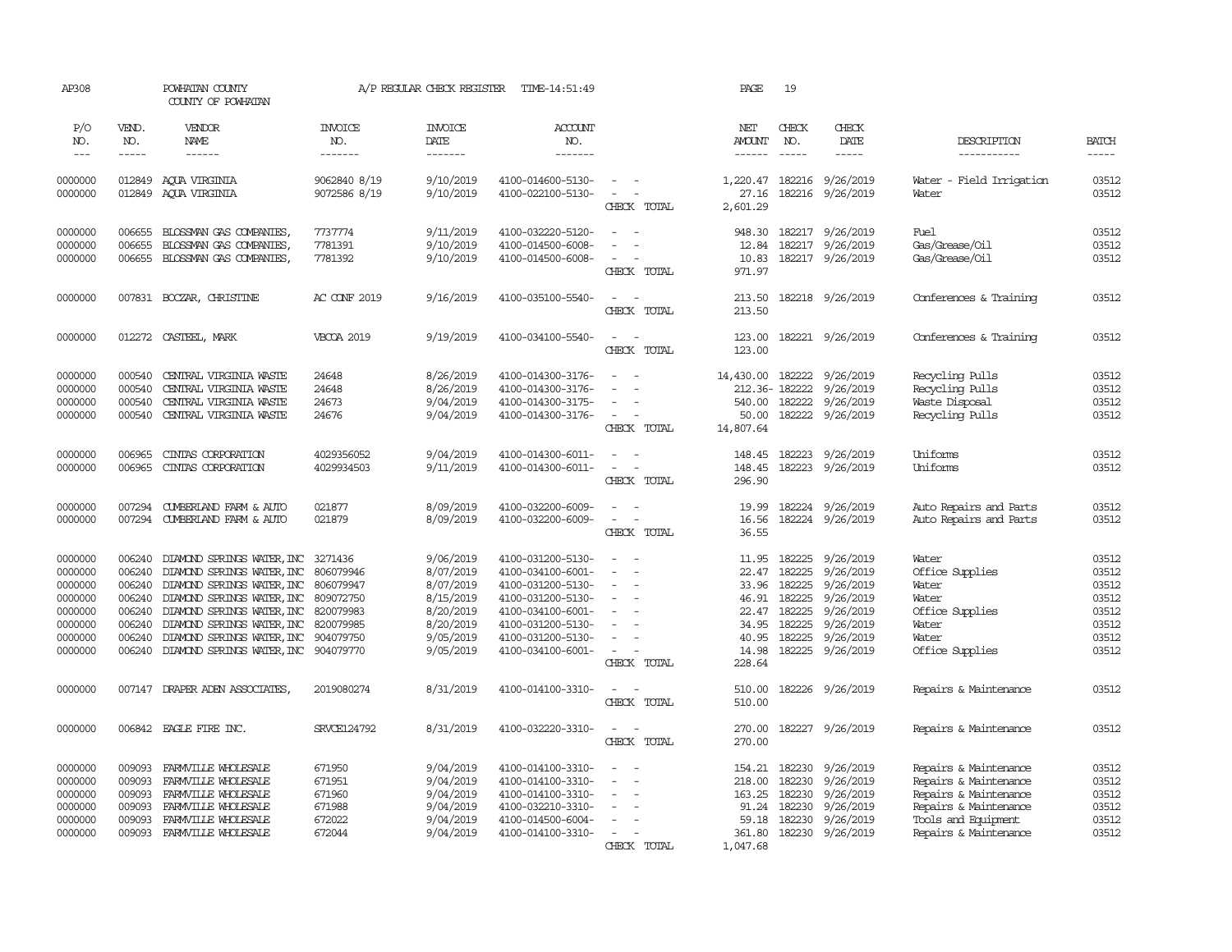AP308 POWHATAN COUNTY A/P REGULAR CHECK REGISTER TIME-14:51:49 PAGE 19

COUNTY OF POWHATAN

| P/O NO. | VEND. NO. | VENDOR NAME | INVOICE NO. | INVOICE DATE | ACCOUNT NO. | | NET AMOUNT | CHECK NO. | CHECK DATE | DESCRIPTION | BATCH |
|---|---|---|---|---|---|---|---|---|---|---|---|
| --- | ----- | ------ | ------- | ------- | ------- | | ------ | ----- | ----- | ----------- | ----- |
| 0000000 | 012849 | AQUA VIRGINIA | 9062840 8/19 | 9/10/2019 | 4100-014600-5130- | - - | 1,220.47 | 182216 | 9/26/2019 | Water - Field Irrigation | 03512 |
| 0000000 | 012849 | AQUA VIRGINIA | 9072586 8/19 | 9/10/2019 | 4100-022100-5130- | - - | 27.16 | 182216 | 9/26/2019 | Water | 03512 |
| | | | | | | CHECK TOTAL | 2,601.29 | | | | |
| 0000000 | 006655 | BLOSSMAN GAS COMPANIES, | 7737774 | 9/11/2019 | 4100-032220-5120- | - - | 948.30 | 182217 | 9/26/2019 | Fuel | 03512 |
| 0000000 | 006655 | BLOSSMAN GAS COMPANIES, | 7781391 | 9/10/2019 | 4100-014500-6008- | - - | 12.84 | 182217 | 9/26/2019 | Gas/Grease/Oil | 03512 |
| 0000000 | 006655 | BLOSSMAN GAS COMPANIES, | 7781392 | 9/10/2019 | 4100-014500-6008- | - - | 10.83 | 182217 | 9/26/2019 | Gas/Grease/Oil | 03512 |
| | | | | | | CHECK TOTAL | 971.97 | | | | |
| 0000000 | 007831 | BOCZAR, CHRISTINE | AC CONF 2019 | 9/16/2019 | 4100-035100-5540- | - - | 213.50 | 182218 | 9/26/2019 | Conferences & Training | 03512 |
| | | | | | | CHECK TOTAL | 213.50 | | | | |
| 0000000 | 012272 | CASTEEL, MARK | VBCOA 2019 | 9/19/2019 | 4100-034100-5540- | - - | 123.00 | 182221 | 9/26/2019 | Conferences & Training | 03512 |
| | | | | | | CHECK TOTAL | 123.00 | | | | |
| 0000000 | 000540 | CENTRAL VIRGINIA WASTE | 24648 | 8/26/2019 | 4100-014300-3176- | - - | 14,430.00 | 182222 | 9/26/2019 | Recycling Pulls | 03512 |
| 0000000 | 000540 | CENTRAL VIRGINIA WASTE | 24648 | 8/26/2019 | 4100-014300-3176- | - - | 212.36- | 182222 | 9/26/2019 | Recycling Pulls | 03512 |
| 0000000 | 000540 | CENTRAL VIRGINIA WASTE | 24673 | 9/04/2019 | 4100-014300-3175- | - - | 540.00 | 182222 | 9/26/2019 | Waste Disposal | 03512 |
| 0000000 | 000540 | CENTRAL VIRGINIA WASTE | 24676 | 9/04/2019 | 4100-014300-3176- | - - | 50.00 | 182222 | 9/26/2019 | Recycling Pulls | 03512 |
| | | | | | | CHECK TOTAL | 14,807.64 | | | | |
| 0000000 | 006965 | CINTAS CORPORATION | 4029356052 | 9/04/2019 | 4100-014300-6011- | - - | 148.45 | 182223 | 9/26/2019 | Uniforms | 03512 |
| 0000000 | 006965 | CINTAS CORPORATION | 4029934503 | 9/11/2019 | 4100-014300-6011- | - - | 148.45 | 182223 | 9/26/2019 | Uniforms | 03512 |
| | | | | | | CHECK TOTAL | 296.90 | | | | |
| 0000000 | 007294 | CUMBERLAND FARM & AUTO | 021877 | 8/09/2019 | 4100-032200-6009- | - - | 19.99 | 182224 | 9/26/2019 | Auto Repairs and Parts | 03512 |
| 0000000 | 007294 | CUMBERLAND FARM & AUTO | 021879 | 8/09/2019 | 4100-032200-6009- | - - | 16.56 | 182224 | 9/26/2019 | Auto Repairs and Parts | 03512 |
| | | | | | | CHECK TOTAL | 36.55 | | | | |
| 0000000 | 006240 | DIAMOND SPRINGS WATER, INC | 3271436 | 9/06/2019 | 4100-031200-5130- | - - | 11.95 | 182225 | 9/26/2019 | Water | 03512 |
| 0000000 | 006240 | DIAMOND SPRINGS WATER, INC | 806079946 | 8/07/2019 | 4100-034100-6001- | - - | 22.47 | 182225 | 9/26/2019 | Office Supplies | 03512 |
| 0000000 | 006240 | DIAMOND SPRINGS WATER, INC | 806079947 | 8/07/2019 | 4100-031200-5130- | - - | 33.96 | 182225 | 9/26/2019 | Water | 03512 |
| 0000000 | 006240 | DIAMOND SPRINGS WATER, INC | 809072750 | 8/15/2019 | 4100-031200-5130- | - - | 46.91 | 182225 | 9/26/2019 | Water | 03512 |
| 0000000 | 006240 | DIAMOND SPRINGS WATER, INC | 820079983 | 8/20/2019 | 4100-034100-6001- | - - | 22.47 | 182225 | 9/26/2019 | Office Supplies | 03512 |
| 0000000 | 006240 | DIAMOND SPRINGS WATER, INC | 820079985 | 8/20/2019 | 4100-031200-5130- | - - | 34.95 | 182225 | 9/26/2019 | Water | 03512 |
| 0000000 | 006240 | DIAMOND SPRINGS WATER, INC | 904079750 | 9/05/2019 | 4100-031200-5130- | - - | 40.95 | 182225 | 9/26/2019 | Water | 03512 |
| 0000000 | 006240 | DIAMOND SPRINGS WATER, INC | 904079770 | 9/05/2019 | 4100-034100-6001- | - - | 14.98 | 182225 | 9/26/2019 | Office Supplies | 03512 |
| | | | | | | CHECK TOTAL | 228.64 | | | | |
| 0000000 | 007147 | DRAPER ADEN ASSOCIATES, | 2019080274 | 8/31/2019 | 4100-014100-3310- | - - | 510.00 | 182226 | 9/26/2019 | Repairs & Maintenance | 03512 |
| | | | | | | CHECK TOTAL | 510.00 | | | | |
| 0000000 | 006842 | EAGLE FIRE INC. | SRVCE124792 | 8/31/2019 | 4100-032220-3310- | - - | 270.00 | 182227 | 9/26/2019 | Repairs & Maintenance | 03512 |
| | | | | | | CHECK TOTAL | 270.00 | | | | |
| 0000000 | 009093 | FARMVILLE WHOLESALE | 671950 | 9/04/2019 | 4100-014100-3310- | - - | 154.21 | 182230 | 9/26/2019 | Repairs & Maintenance | 03512 |
| 0000000 | 009093 | FARMVILLE WHOLESALE | 671951 | 9/04/2019 | 4100-014100-3310- | - - | 218.00 | 182230 | 9/26/2019 | Repairs & Maintenance | 03512 |
| 0000000 | 009093 | FARMVILLE WHOLESALE | 671960 | 9/04/2019 | 4100-014100-3310- | - - | 163.25 | 182230 | 9/26/2019 | Repairs & Maintenance | 03512 |
| 0000000 | 009093 | FARMVILLE WHOLESALE | 671988 | 9/04/2019 | 4100-032210-3310- | - - | 91.24 | 182230 | 9/26/2019 | Repairs & Maintenance | 03512 |
| 0000000 | 009093 | FARMVILLE WHOLESALE | 672022 | 9/04/2019 | 4100-014500-6004- | - - | 59.18 | 182230 | 9/26/2019 | Tools and Equipment | 03512 |
| 0000000 | 009093 | FARMVILLE WHOLESALE | 672044 | 9/04/2019 | 4100-014100-3310- | - - | 361.80 | 182230 | 9/26/2019 | Repairs & Maintenance | 03512 |
| | | | | | | CHECK TOTAL | 1,047.68 | | | | |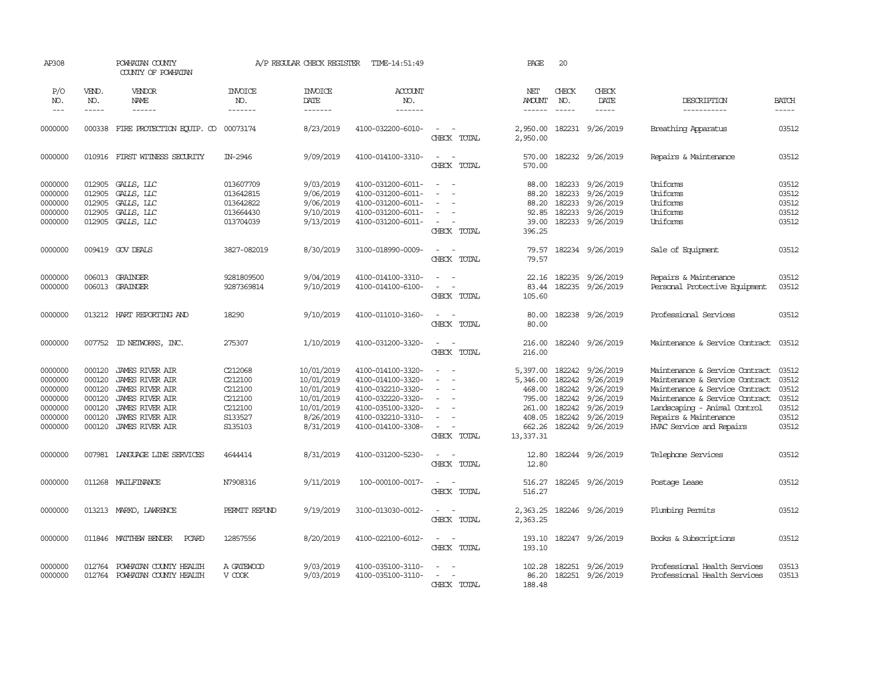AP308 POWHATAN COUNTY A/P REGULAR CHECK REGISTER TIME-14:51:49 PAGE 20

COUNTY OF POWHATAN

| P/O NO. | VEND. NO. | VENDOR NAME | INVOICE NO. | INVOICE DATE | ACCOUNT NO. | | NET AMOUNT | CHECK NO. | CHECK DATE | DESCRIPTION | BATCH |
|---|---|---|---|---|---|---|---|---|---|---|---|
| 0000000 | 000338 | FIRE PROTECTION EQUIP. CO | 00073174 | 8/23/2019 | 4100-032200-6010- | - - | 2,950.00 | 182231 | 9/26/2019 | Breathing Apparatus | 03512 |
| | | | | | | CHECK TOTAL | 2,950.00 | | | | |
| 0000000 | 010916 | FIRST WITNESS SECURITY | IN-2946 | 9/09/2019 | 4100-014100-3310- | - - | 570.00 | 182232 | 9/26/2019 | Repairs & Maintenance | 03512 |
| | | | | | | CHECK TOTAL | 570.00 | | | | |
| 0000000 | 012905 | GALLS, LLC | 013607709 | 9/03/2019 | 4100-031200-6011- | - - | 88.00 | 182233 | 9/26/2019 | Uniforms | 03512 |
| 0000000 | 012905 | GALLS, LLC | 013642815 | 9/06/2019 | 4100-031200-6011- | - - | 88.20 | 182233 | 9/26/2019 | Uniforms | 03512 |
| 0000000 | 012905 | GALLS, LLC | 013642822 | 9/06/2019 | 4100-031200-6011- | - - | 88.20 | 182233 | 9/26/2019 | Uniforms | 03512 |
| 0000000 | 012905 | GALLS, LLC | 013664430 | 9/10/2019 | 4100-031200-6011- | - - | 92.85 | 182233 | 9/26/2019 | Uniforms | 03512 |
| 0000000 | 012905 | GALLS, LLC | 013704039 | 9/13/2019 | 4100-031200-6011- | - - | 39.00 | 182233 | 9/26/2019 | Uniforms | 03512 |
| | | | | | | CHECK TOTAL | 396.25 | | | | |
| 0000000 | 009419 | GOV DEALS | 3827-082019 | 8/30/2019 | 3100-018990-0009- | - - | 79.57 | 182234 | 9/26/2019 | Sale of Equipment | 03512 |
| | | | | | | CHECK TOTAL | 79.57 | | | | |
| 0000000 | 006013 | GRAINGER | 9281809500 | 9/04/2019 | 4100-014100-3310- | - - | 22.16 | 182235 | 9/26/2019 | Repairs & Maintenance | 03512 |
| 0000000 | 006013 | GRAINGER | 9287369814 | 9/10/2019 | 4100-014100-6100- | - - | 83.44 | 182235 | 9/26/2019 | Personal Protective Equipment | 03512 |
| | | | | | | CHECK TOTAL | 105.60 | | | | |
| 0000000 | 013212 | HART REPORTING AND | 18290 | 9/10/2019 | 4100-011010-3160- | - - | 80.00 | 182238 | 9/26/2019 | Professional Services | 03512 |
| | | | | | | CHECK TOTAL | 80.00 | | | | |
| 0000000 | 007752 | ID NETWORKS, INC. | 275307 | 1/10/2019 | 4100-031200-3320- | - - | 216.00 | 182240 | 9/26/2019 | Maintenance & Service Contract | 03512 |
| | | | | | | CHECK TOTAL | 216.00 | | | | |
| 0000000 | 000120 | JAMES RIVER AIR | C212068 | 10/01/2019 | 4100-014100-3320- | - - | 5,397.00 | 182242 | 9/26/2019 | Maintenance & Service Contract | 03512 |
| 0000000 | 000120 | JAMES RIVER AIR | C212100 | 10/01/2019 | 4100-014100-3320- | - - | 5,346.00 | 182242 | 9/26/2019 | Maintenance & Service Contract | 03512 |
| 0000000 | 000120 | JAMES RIVER AIR | C212100 | 10/01/2019 | 4100-032210-3320- | - - | 468.00 | 182242 | 9/26/2019 | Maintenance & Service Contract | 03512 |
| 0000000 | 000120 | JAMES RIVER AIR | C212100 | 10/01/2019 | 4100-032220-3320- | - - | 795.00 | 182242 | 9/26/2019 | Maintenance & Service Contract | 03512 |
| 0000000 | 000120 | JAMES RIVER AIR | C212100 | 10/01/2019 | 4100-035100-3320- | - - | 261.00 | 182242 | 9/26/2019 | Landscaping - Animal Control | 03512 |
| 0000000 | 000120 | JAMES RIVER AIR | S133527 | 8/26/2019 | 4100-032210-3310- | - - | 408.05 | 182242 | 9/26/2019 | Repairs & Maintenance | 03512 |
| 0000000 | 000120 | JAMES RIVER AIR | S135103 | 8/31/2019 | 4100-014100-3308- | - - | 662.26 | 182242 | 9/26/2019 | HVAC Service and Repairs | 03512 |
| | | | | | | CHECK TOTAL | 13,337.31 | | | | |
| 0000000 | 007981 | LANGUAGE LINE SERVICES | 4644414 | 8/31/2019 | 4100-031200-5230- | - - | 12.80 | 182244 | 9/26/2019 | Telephone Services | 03512 |
| | | | | | | CHECK TOTAL | 12.80 | | | | |
| 0000000 | 011268 | MAILFINANCE | N7908316 | 9/11/2019 | 100-000100-0017- | - - | 516.27 | 182245 | 9/26/2019 | Postage Lease | 03512 |
| | | | | | | CHECK TOTAL | 516.27 | | | | |
| 0000000 | 013213 | MARKO, LAWRENCE | PERMIT REFUND | 9/19/2019 | 3100-013030-0012- | - - | 2,363.25 | 182246 | 9/26/2019 | Plumbing Permits | 03512 |
| | | | | | | CHECK TOTAL | 2,363.25 | | | | |
| 0000000 | 011846 | MATTHEW BENDER PCARD | 12857556 | 8/20/2019 | 4100-022100-6012- | - - | 193.10 | 182247 | 9/26/2019 | Books & Subscriptions | 03512 |
| | | | | | | CHECK TOTAL | 193.10 | | | | |
| 0000000 | 012764 | POWHATAN COUNTY HEALTH | A GATEWOOD | 9/03/2019 | 4100-035100-3110- | - - | 102.28 | 182251 | 9/26/2019 | Professional Health Services | 03513 |
| 0000000 | 012764 | POWHATAN COUNTY HEALTH | V COOK | 9/03/2019 | 4100-035100-3110- | - - | 86.20 | 182251 | 9/26/2019 | Professional Health Services | 03513 |
| | | | | | | CHECK TOTAL | 188.48 | | | | |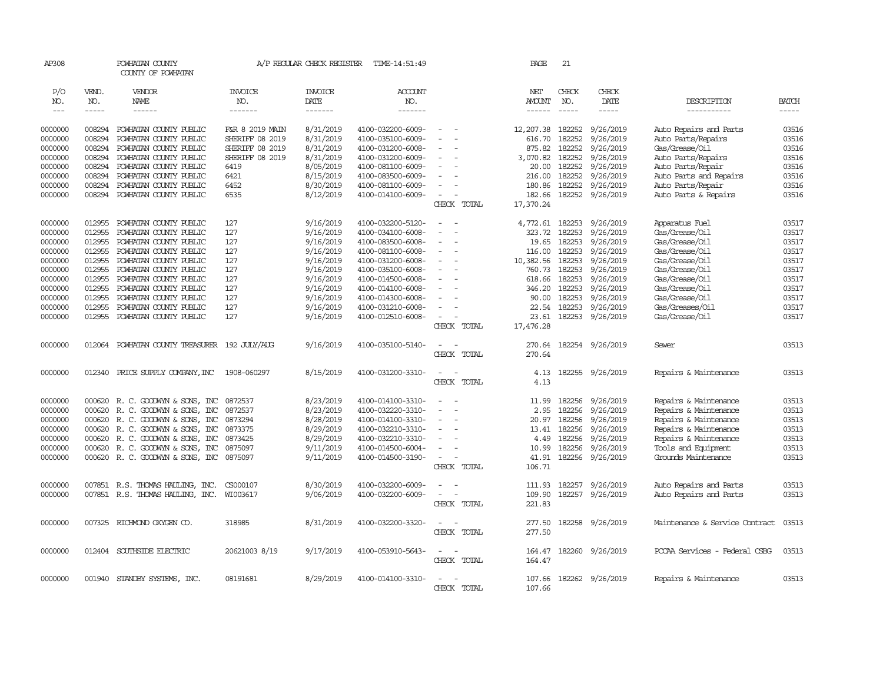AP308 POWHATAN COUNTY A/P REGULAR CHECK REGISTER TIME-14:51:49 PAGE 21

COUNTY OF POWHATAN

| P/O NO. | VEND. NO. | VENDOR NAME | INVOICE NO. | INVOICE DATE | ACCOUNT NO. | | NET AMOUNT | CHECK NO. | CHECK DATE | DESCRIPTION | BATCH |
|---|---|---|---|---|---|---|---|---|---|---|---|
| 0000000 | 008294 | POWHATAN COUNTY PUBLIC | F&R 8 2019 MAIN | 8/31/2019 | 4100-032200-6009- | - - | 12,207.38 | 182252 | 9/26/2019 | Auto Repairs and Parts | 03516 |
| 0000000 | 008294 | POWHATAN COUNTY PUBLIC | SHERIFF 08 2019 | 8/31/2019 | 4100-035100-6009- | - - | 616.70 | 182252 | 9/26/2019 | Auto Parts/Repairs | 03516 |
| 0000000 | 008294 | POWHATAN COUNTY PUBLIC | SHERIFF 08 2019 | 8/31/2019 | 4100-031200-6008- | - - | 875.82 | 182252 | 9/26/2019 | Gas/Grease/Oil | 03516 |
| 0000000 | 008294 | POWHATAN COUNTY PUBLIC | SHERIFF 08 2019 | 8/31/2019 | 4100-031200-6009- | - - | 3,070.82 | 182252 | 9/26/2019 | Auto Parts/Repairs | 03516 |
| 0000000 | 008294 | POWHATAN COUNTY PUBLIC | 6419 | 8/05/2019 | 4100-081100-6009- | - - | 20.00 | 182252 | 9/26/2019 | Auto Parts/Repair | 03516 |
| 0000000 | 008294 | POWHATAN COUNTY PUBLIC | 6421 | 8/15/2019 | 4100-083500-6009- | - - | 216.00 | 182252 | 9/26/2019 | Auto Parts and Repairs | 03516 |
| 0000000 | 008294 | POWHATAN COUNTY PUBLIC | 6452 | 8/30/2019 | 4100-081100-6009- | - - | 180.86 | 182252 | 9/26/2019 | Auto Parts/Repair | 03516 |
| 0000000 | 008294 | POWHATAN COUNTY PUBLIC | 6535 | 8/12/2019 | 4100-014100-6009- | - - | 182.66 | 182252 | 9/26/2019 | Auto Parts & Repairs | 03516 |
| | | | | | | CHECK TOTAL | 17,370.24 | | | | |
| 0000000 | 012955 | POWHATAN COUNTY PUBLIC | 127 | 9/16/2019 | 4100-032200-5120- | - - | 4,772.61 | 182253 | 9/26/2019 | Apparatus Fuel | 03517 |
| 0000000 | 012955 | POWHATAN COUNTY PUBLIC | 127 | 9/16/2019 | 4100-034100-6008- | - - | 323.72 | 182253 | 9/26/2019 | Gas/Grease/Oil | 03517 |
| 0000000 | 012955 | POWHATAN COUNTY PUBLIC | 127 | 9/16/2019 | 4100-083500-6008- | - - | 19.65 | 182253 | 9/26/2019 | Gas/Grease/Oil | 03517 |
| 0000000 | 012955 | POWHATAN COUNTY PUBLIC | 127 | 9/16/2019 | 4100-081100-6008- | - - | 116.00 | 182253 | 9/26/2019 | Gas/Grease/Oil | 03517 |
| 0000000 | 012955 | POWHATAN COUNTY PUBLIC | 127 | 9/16/2019 | 4100-031200-6008- | - - | 10,382.56 | 182253 | 9/26/2019 | Gas/Grease/Oil | 03517 |
| 0000000 | 012955 | POWHATAN COUNTY PUBLIC | 127 | 9/16/2019 | 4100-035100-6008- | - - | 760.73 | 182253 | 9/26/2019 | Gas/Grease/Oil | 03517 |
| 0000000 | 012955 | POWHATAN COUNTY PUBLIC | 127 | 9/16/2019 | 4100-014500-6008- | - - | 618.66 | 182253 | 9/26/2019 | Gas/Grease/Oil | 03517 |
| 0000000 | 012955 | POWHATAN COUNTY PUBLIC | 127 | 9/16/2019 | 4100-014100-6008- | - - | 346.20 | 182253 | 9/26/2019 | Gas/Grease/Oil | 03517 |
| 0000000 | 012955 | POWHATAN COUNTY PUBLIC | 127 | 9/16/2019 | 4100-014300-6008- | - - | 90.00 | 182253 | 9/26/2019 | Gas/Grease/Oil | 03517 |
| 0000000 | 012955 | POWHATAN COUNTY PUBLIC | 127 | 9/16/2019 | 4100-031210-6008- | - - | 22.54 | 182253 | 9/26/2019 | Gas/Greases/Oil | 03517 |
| 0000000 | 012955 | POWHATAN COUNTY PUBLIC | 127 | 9/16/2019 | 4100-012510-6008- | - - | 23.61 | 182253 | 9/26/2019 | Gas/Grease/Oil | 03517 |
| | | | | | | CHECK TOTAL | 17,476.28 | | | | |
| 0000000 | 012064 | POWHATAN COUNTY TREASURER | 192 JULY/AUG | 9/16/2019 | 4100-035100-5140- | - - | 270.64 | 182254 | 9/26/2019 | Sewer | 03513 |
| | | | | | | CHECK TOTAL | 270.64 | | | | |
| 0000000 | 012340 | PRICE SUPPLY COMPANY,INC | 1908-060297 | 8/15/2019 | 4100-031200-3310- | - - | 4.13 | 182255 | 9/26/2019 | Repairs & Maintenance | 03513 |
| | | | | | | CHECK TOTAL | 4.13 | | | | |
| 0000000 | 000620 | R. C. GOODWYN & SONS, INC | 0872537 | 8/23/2019 | 4100-014100-3310- | - - | 11.99 | 182256 | 9/26/2019 | Repairs & Maintenance | 03513 |
| 0000000 | 000620 | R. C. GOODWYN & SONS, INC | 0872537 | 8/23/2019 | 4100-032220-3310- | - - | 2.95 | 182256 | 9/26/2019 | Repairs & Maintenance | 03513 |
| 0000000 | 000620 | R. C. GOODWYN & SONS, INC | 0873294 | 8/28/2019 | 4100-014100-3310- | - - | 20.97 | 182256 | 9/26/2019 | Repairs & Maintenance | 03513 |
| 0000000 | 000620 | R. C. GOODWYN & SONS, INC | 0873375 | 8/29/2019 | 4100-032210-3310- | - - | 13.41 | 182256 | 9/26/2019 | Repairs & Maintenance | 03513 |
| 0000000 | 000620 | R. C. GOODWYN & SONS, INC | 0873425 | 8/29/2019 | 4100-032210-3310- | - - | 4.49 | 182256 | 9/26/2019 | Repairs & Maintenance | 03513 |
| 0000000 | 000620 | R. C. GOODWYN & SONS, INC | 0875097 | 9/11/2019 | 4100-014500-6004- | - - | 10.99 | 182256 | 9/26/2019 | Tools and Equipment | 03513 |
| 0000000 | 000620 | R. C. GOODWYN & SONS, INC | 0875097 | 9/11/2019 | 4100-014500-3190- | - - | 41.91 | 182256 | 9/26/2019 | Grounds Maintenance | 03513 |
| | | | | | | CHECK TOTAL | 106.71 | | | | |
| 0000000 | 007851 | R.S. THOMAS HAULING, INC. | CS000107 | 8/30/2019 | 4100-032200-6009- | - - | 111.93 | 182257 | 9/26/2019 | Auto Repairs and Parts | 03513 |
| 0000000 | 007851 | R.S. THOMAS HAULING, INC. | WI003617 | 9/06/2019 | 4100-032200-6009- | - - | 109.90 | 182257 | 9/26/2019 | Auto Repairs and Parts | 03513 |
| | | | | | | CHECK TOTAL | 221.83 | | | | |
| 0000000 | 007325 | RICHMOND OXYGEN CO. | 318985 | 8/31/2019 | 4100-032200-3320- | - - | 277.50 | 182258 | 9/26/2019 | Maintenance & Service Contract | 03513 |
| | | | | | | CHECK TOTAL | 277.50 | | | | |
| 0000000 | 012404 | SOUTHSIDE ELECTRIC | 20621003 8/19 | 9/17/2019 | 4100-053910-5643- | - - | 164.47 | 182260 | 9/26/2019 | PCCAA Services - Federal CSBG | 03513 |
| | | | | | | CHECK TOTAL | 164.47 | | | | |
| 0000000 | 001940 | STANDBY SYSTEMS, INC. | 08191681 | 8/29/2019 | 4100-014100-3310- | - - | 107.66 | 182262 | 9/26/2019 | Repairs & Maintenance | 03513 |
| | | | | | | CHECK TOTAL | 107.66 | | | | |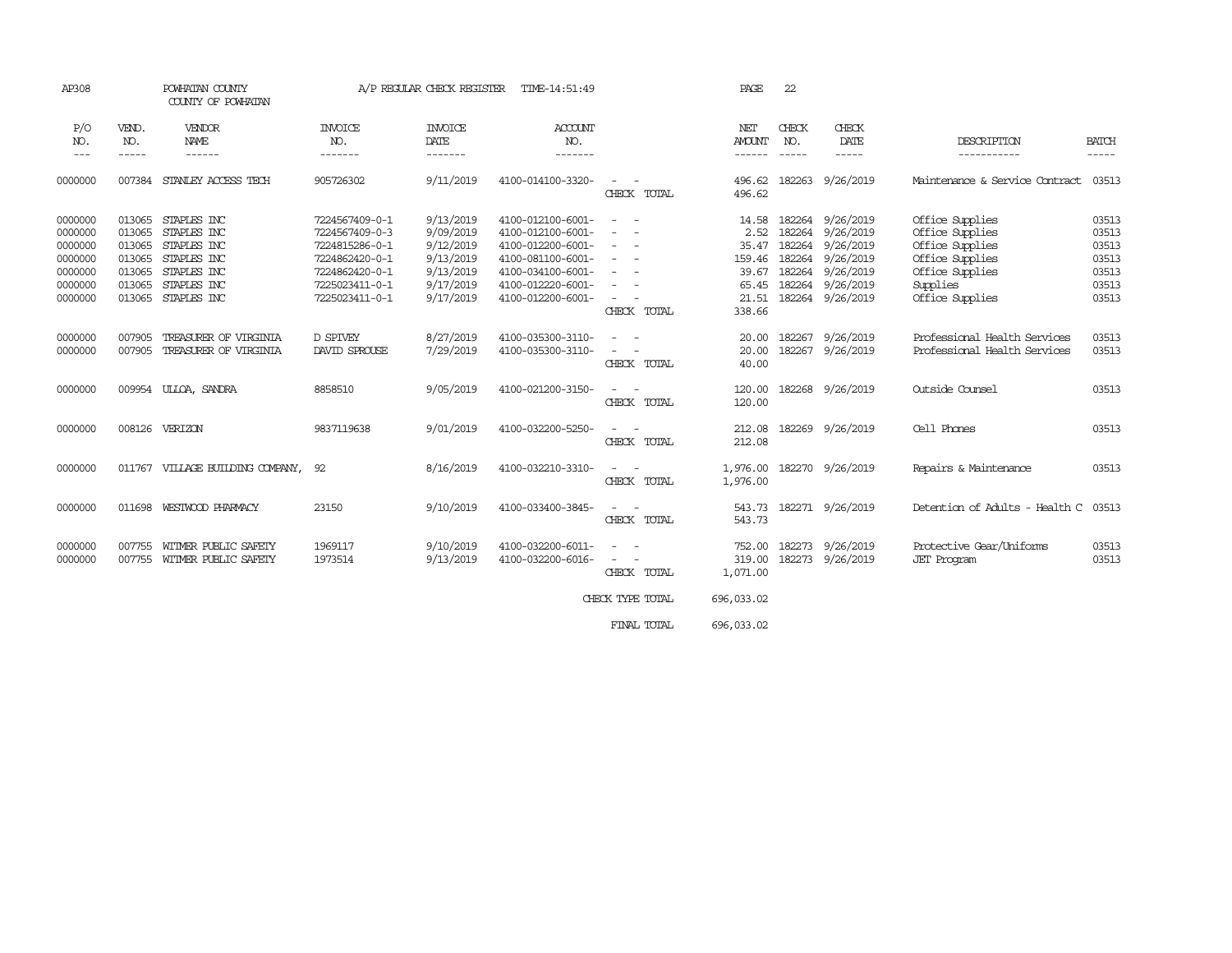AP308 POWHATAN COUNTY A/P REGULAR CHECK REGISTER TIME-14:51:49

COUNTY OF POWHATAN

| P/O NO. | VEND. NO. | VENDOR NAME | INVOICE NO. | INVOICE DATE | ACCOUNT NO. | | NET AMOUNT | CHECK NO. | CHECK DATE | DESCRIPTION | BATCH |
|---|---|---|---|---|---|---|---|---|---|---|---|
| 0000000 | 007384 | STANLEY ACCESS TECH | 905726302 | 9/11/2019 | 4100-014100-3320- | - - | 496.62 | 182263 | 9/26/2019 | Maintenance & Service Contract | 03513 |
| | | | | | | CHECK TOTAL | 496.62 | | | | |
| 0000000 | 013065 | STAPLES INC | 7224567409-0-1 | 9/13/2019 | 4100-012100-6001- | - - | 14.58 | 182264 | 9/26/2019 | Office Supplies | 03513 |
| 0000000 | 013065 | STAPLES INC | 7224567409-0-3 | 9/09/2019 | 4100-012100-6001- | - - | 2.52 | 182264 | 9/26/2019 | Office Supplies | 03513 |
| 0000000 | 013065 | STAPLES INC | 7224815286-0-1 | 9/12/2019 | 4100-012200-6001- | - - | 35.47 | 182264 | 9/26/2019 | Office Supplies | 03513 |
| 0000000 | 013065 | STAPLES INC | 7224862420-0-1 | 9/13/2019 | 4100-081100-6001- | - - | 159.46 | 182264 | 9/26/2019 | Office Supplies | 03513 |
| 0000000 | 013065 | STAPLES INC | 7224862420-0-1 | 9/13/2019 | 4100-034100-6001- | - - | 39.67 | 182264 | 9/26/2019 | Office Supplies | 03513 |
| 0000000 | 013065 | STAPLES INC | 7225023411-0-1 | 9/17/2019 | 4100-012220-6001- | - - | 65.45 | 182264 | 9/26/2019 | Supplies | 03513 |
| 0000000 | 013065 | STAPLES INC | 7225023411-0-1 | 9/17/2019 | 4100-012200-6001- | - - | 21.51 | 182264 | 9/26/2019 | Office Supplies | 03513 |
| | | | | | | CHECK TOTAL | 338.66 | | | | |
| 0000000 | 007905 | TREASURER OF VIRGINIA | D SPIVEY | 8/27/2019 | 4100-035300-3110- | - - | 20.00 | 182267 | 9/26/2019 | Professional Health Services | 03513 |
| 0000000 | 007905 | TREASURER OF VIRGINIA | DAVID SPROUSE | 7/29/2019 | 4100-035300-3110- | - - | 20.00 | 182267 | 9/26/2019 | Professional Health Services | 03513 |
| | | | | | | CHECK TOTAL | 40.00 | | | | |
| 0000000 | 009954 | ULLOA, SANDRA | 8858510 | 9/05/2019 | 4100-021200-3150- | - - | 120.00 | 182268 | 9/26/2019 | Outside Counsel | 03513 |
| | | | | | | CHECK TOTAL | 120.00 | | | | |
| 0000000 | 008126 | VERIZON | 9837119638 | 9/01/2019 | 4100-032200-5250- | - - | 212.08 | 182269 | 9/26/2019 | Cell Phones | 03513 |
| | | | | | | CHECK TOTAL | 212.08 | | | | |
| 0000000 | 011767 | VILLAGE BUILDING COMPANY, | 92 | 8/16/2019 | 4100-032210-3310- | - - | 1,976.00 | 182270 | 9/26/2019 | Repairs & Maintenance | 03513 |
| | | | | | | CHECK TOTAL | 1,976.00 | | | | |
| 0000000 | 011698 | WESTWOOD PHARMACY | 23150 | 9/10/2019 | 4100-033400-3845- | - - | 543.73 | 182271 | 9/26/2019 | Detention of Adults - Health C | 03513 |
| | | | | | | CHECK TOTAL | 543.73 | | | | |
| 0000000 | 007755 | WITMER PUBLIC SAFETY | 1969117 | 9/10/2019 | 4100-032200-6011- | - - | 752.00 | 182273 | 9/26/2019 | Protective Gear/Uniforms | 03513 |
| 0000000 | 007755 | WITMER PUBLIC SAFETY | 1973514 | 9/13/2019 | 4100-032200-6016- | - - | 319.00 | 182273 | 9/26/2019 | JET Program | 03513 |
| | | | | | | CHECK TOTAL | 1,071.00 | | | | |
| | | | | | | CHECK TYPE TOTAL | 696,033.02 | | | | |
| | | | | | | FINAL TOTAL | 696,033.02 | | | | |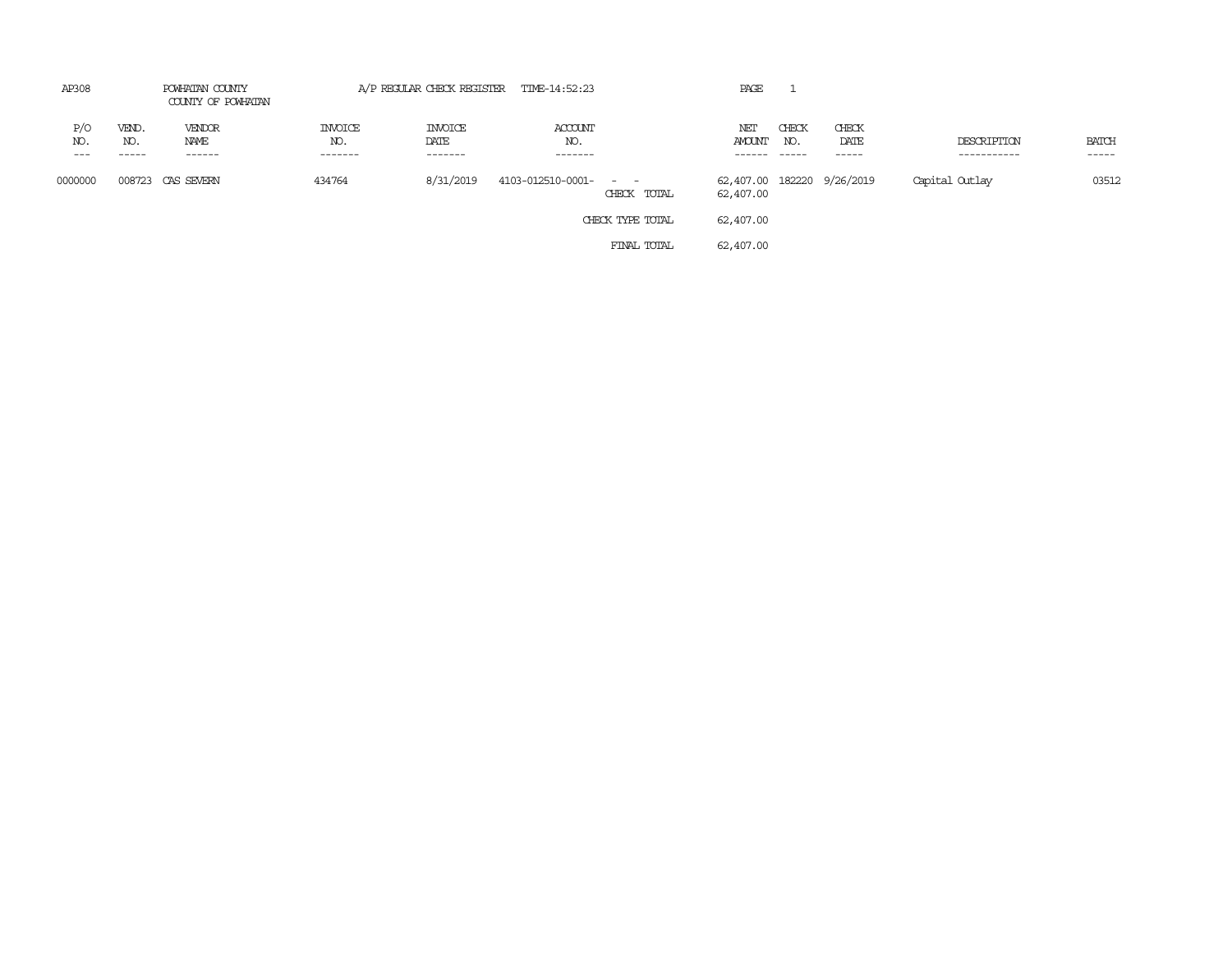AP308 POWHATAN COUNTY A/P REGULAR CHECK REGISTER TIME-14:52:23 PAGE 1

COUNTY OF POWHATAN

| P/O NO. | VEND. NO. | VENDOR NAME | INVOICE NO. | INVOICE DATE | ACCOUNT NO. | | NET AMOUNT | CHECK NO. | CHECK DATE | DESCRIPTION | BATCH |
|---|---|---|---|---|---|---|---|---|---|---|---|
| 0000000 | 008723 | CAS SEVERN | 434764 | 8/31/2019 | 4103-012510-0001- | - - | 62,407.00 | 182220 | 9/26/2019 | Capital Outlay | 03512 |
| | | | | | | CHECK TOTAL | 62,407.00 | | | | |
| | | | | | | CHECK TYPE TOTAL | 62,407.00 | | | | |
| | | | | | | FINAL TOTAL | 62,407.00 | | | | |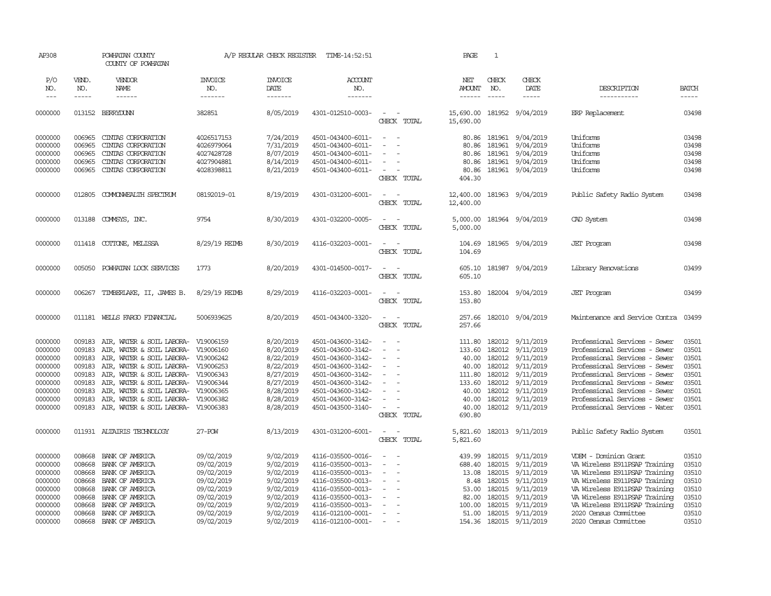AP308 POWHATAN COUNTY A/P REGULAR CHECK REGISTER TIME-14:52:51 PAGE 1

COUNTY OF POWHATAN

| P/O NO. | VEND. NO. | VENDOR NAME | INVOICE NO. | INVOICE DATE | ACCOUNT NO. | | NET AMOUNT | CHECK NO. | CHECK DATE | DESCRIPTION | BATCH |
|---|---|---|---|---|---|---|---|---|---|---|---|
| 0000000 | 013152 | BERRYDUNN | 382851 | 8/05/2019 | 4301-012510-0003- | - - | 15,690.00 | 181952 | 9/04/2019 | ERP Replacement | 03498 |
| | | | | | | CHECK TOTAL | 15,690.00 | | | | |
| 0000000 | 006965 | CINTAS CORPORATION | 4026517153 | 7/24/2019 | 4501-043400-6011- | - - | 80.86 | 181961 | 9/04/2019 | Uniforms | 03498 |
| 0000000 | 006965 | CINTAS CORPORATION | 4026979064 | 7/31/2019 | 4501-043400-6011- | - - | 80.86 | 181961 | 9/04/2019 | Uniforms | 03498 |
| 0000000 | 006965 | CINTAS CORPORATION | 4027428728 | 8/07/2019 | 4501-043400-6011- | - - | 80.86 | 181961 | 9/04/2019 | Uniforms | 03498 |
| 0000000 | 006965 | CINTAS CORPORATION | 4027904881 | 8/14/2019 | 4501-043400-6011- | - - | 80.86 | 181961 | 9/04/2019 | Uniforms | 03498 |
| 0000000 | 006965 | CINTAS CORPORATION | 4028398811 | 8/21/2019 | 4501-043400-6011- | - - | 80.86 | 181961 | 9/04/2019 | Uniforms | 03498 |
| | | | | | | CHECK TOTAL | 404.30 | | | | |
| 0000000 | 012805 | COMMONWEALTH SPECTRUM | 08192019-01 | 8/19/2019 | 4301-031200-6001- | - - | 12,400.00 | 181963 | 9/04/2019 | Public Safety Radio System | 03498 |
| | | | | | | CHECK TOTAL | 12,400.00 | | | | |
| 0000000 | 013188 | COMMSYS, INC. | 9754 | 8/30/2019 | 4301-032200-0005- | - - | 5,000.00 | 181964 | 9/04/2019 | CAD System | 03498 |
| | | | | | | CHECK TOTAL | 5,000.00 | | | | |
| 0000000 | 011418 | COTTONE, MELISSA | 8/29/19 REIMB | 8/30/2019 | 4116-032203-0001- | - - | 104.69 | 181965 | 9/04/2019 | JET Program | 03498 |
| | | | | | | CHECK TOTAL | 104.69 | | | | |
| 0000000 | 005050 | POWHATAN LOCK SERVICES | 1773 | 8/20/2019 | 4301-014500-0017- | - - | 605.10 | 181987 | 9/04/2019 | Library Renovations | 03499 |
| | | | | | | CHECK TOTAL | 605.10 | | | | |
| 0000000 | 006267 | TIMBERLAKE, II, JAMES B. | 8/29/19 REIMB | 8/29/2019 | 4116-032203-0001- | - - | 153.80 | 182004 | 9/04/2019 | JET Program | 03499 |
| | | | | | | CHECK TOTAL | 153.80 | | | | |
| 0000000 | 011181 | WELLS FARGO FINANCIAL | 5006939625 | 8/20/2019 | 4501-043400-3320- | - - | 257.66 | 182010 | 9/04/2019 | Maintenance and Service Contra | 03499 |
| | | | | | | CHECK TOTAL | 257.66 | | | | |
| 0000000 | 009183 | AIR, WATER & SOIL LABORA- | V19006159 | 8/20/2019 | 4501-043600-3142- | - - | 111.80 | 182012 | 9/11/2019 | Professional Services - Sewer | 03501 |
| 0000000 | 009183 | AIR, WATER & SOIL LABORA- | V19006160 | 8/20/2019 | 4501-043600-3142- | - - | 133.60 | 182012 | 9/11/2019 | Professional Services - Sewer | 03501 |
| 0000000 | 009183 | AIR, WATER & SOIL LABORA- | V19006242 | 8/22/2019 | 4501-043600-3142- | - - | 40.00 | 182012 | 9/11/2019 | Professional Services - Sewer | 03501 |
| 0000000 | 009183 | AIR, WATER & SOIL LABORA- | V19006253 | 8/22/2019 | 4501-043600-3142- | - - | 40.00 | 182012 | 9/11/2019 | Professional Services - Sewer | 03501 |
| 0000000 | 009183 | AIR, WATER & SOIL LABORA- | V19006343 | 8/27/2019 | 4501-043600-3142- | - - | 111.80 | 182012 | 9/11/2019 | Professional Services - Sewer | 03501 |
| 0000000 | 009183 | AIR, WATER & SOIL LABORA- | V19006344 | 8/27/2019 | 4501-043600-3142- | - - | 133.60 | 182012 | 9/11/2019 | Professional Services - Sewer | 03501 |
| 0000000 | 009183 | AIR, WATER & SOIL LABORA- | V19006365 | 8/28/2019 | 4501-043600-3142- | - - | 40.00 | 182012 | 9/11/2019 | Professional Services - Sewer | 03501 |
| 0000000 | 009183 | AIR, WATER & SOIL LABORA- | V19006382 | 8/28/2019 | 4501-043600-3142- | - - | 40.00 | 182012 | 9/11/2019 | Professional Services - Sewer | 03501 |
| 0000000 | 009183 | AIR, WATER & SOIL LABORA- | V19006383 | 8/28/2019 | 4501-043500-3140- | - - | 40.00 | 182012 | 9/11/2019 | Professional Services - Water | 03501 |
| | | | | | | CHECK TOTAL | 690.80 | | | | |
| 0000000 | 011931 | ALTAIRIS TECHNOLOGY | 27-POW | 8/13/2019 | 4301-031200-6001- | - - | 5,821.60 | 182013 | 9/11/2019 | Public Safety Radio System | 03501 |
| | | | | | | CHECK TOTAL | 5,821.60 | | | | |
| 0000000 | 008668 | BANK OF AMERICA | 09/02/2019 | 9/02/2019 | 4116-035500-0016- | - - | 439.99 | 182015 | 9/11/2019 | VDEM - Dominion Grant | 03510 |
| 0000000 | 008668 | BANK OF AMERICA | 09/02/2019 | 9/02/2019 | 4116-035500-0013- | - - | 688.40 | 182015 | 9/11/2019 | VA Wireless E911PSAP Training | 03510 |
| 0000000 | 008668 | BANK OF AMERICA | 09/02/2019 | 9/02/2019 | 4116-035500-0013- | - - | 13.08 | 182015 | 9/11/2019 | VA Wireless E911PSAP Training | 03510 |
| 0000000 | 008668 | BANK OF AMERICA | 09/02/2019 | 9/02/2019 | 4116-035500-0013- | - - | 8.48 | 182015 | 9/11/2019 | VA Wireless E911PSAP Training | 03510 |
| 0000000 | 008668 | BANK OF AMERICA | 09/02/2019 | 9/02/2019 | 4116-035500-0013- | - - | 53.00 | 182015 | 9/11/2019 | VA Wireless E911PSAP Training | 03510 |
| 0000000 | 008668 | BANK OF AMERICA | 09/02/2019 | 9/02/2019 | 4116-035500-0013- | - - | 82.00 | 182015 | 9/11/2019 | VA Wireless E911PSAP Training | 03510 |
| 0000000 | 008668 | BANK OF AMERICA | 09/02/2019 | 9/02/2019 | 4116-035500-0013- | - - | 100.00 | 182015 | 9/11/2019 | VA Wireless E911PSAP Training | 03510 |
| 0000000 | 008668 | BANK OF AMERICA | 09/02/2019 | 9/02/2019 | 4116-012100-0001- | - - | 51.00 | 182015 | 9/11/2019 | 2020 Census Committee | 03510 |
| 0000000 | 008668 | BANK OF AMERICA | 09/02/2019 | 9/02/2019 | 4116-012100-0001- | - - | 154.36 | 182015 | 9/11/2019 | 2020 Census Committee | 03510 |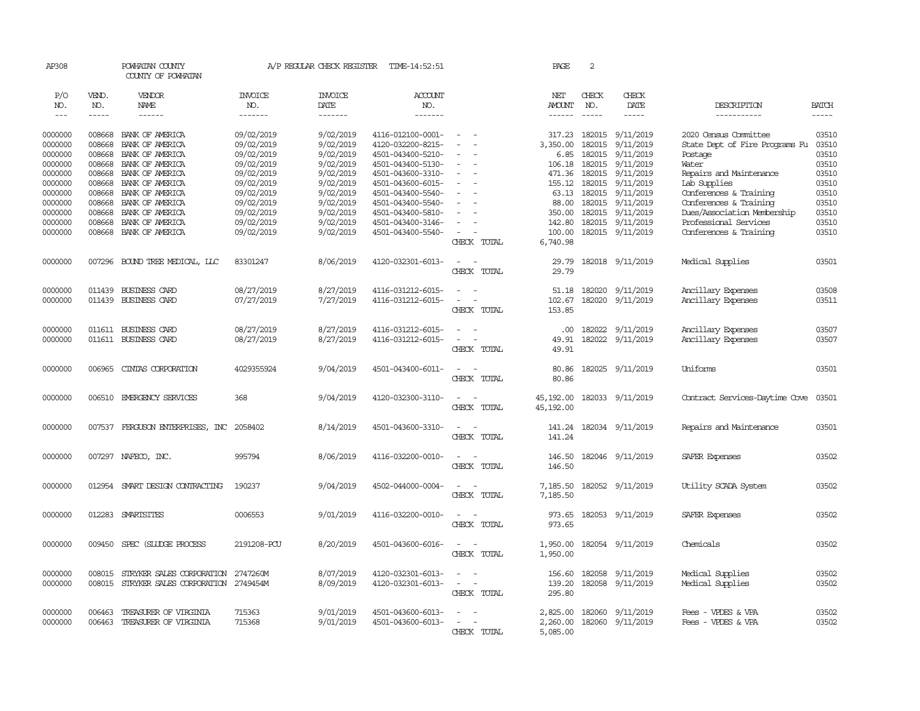AP308 POWHATAN COUNTY A/P REGULAR CHECK REGISTER TIME-14:52:51 PAGE 2

COUNTY OF POWHATAN

| P/O NO. | VEND. NO. | VENDOR NAME | INVOICE NO. | INVOICE DATE | ACCOUNT NO. | | NET AMOUNT | CHECK NO. | CHECK DATE | DESCRIPTION | BATCH |
|---|---|---|---|---|---|---|---|---|---|---|---|
| --- | ----- | ------ | ------- | ------- | ------- | | ------ | ----- | ----- | ----------- | ----- |
| 0000000 | 008668 | BANK OF AMERICA | 09/02/2019 | 9/02/2019 | 4116-012100-0001- | - - | 317.23 | 182015 | 9/11/2019 | 2020 Census Committee | 03510 |
| 0000000 | 008668 | BANK OF AMERICA | 09/02/2019 | 9/02/2019 | 4120-032200-8215- | - - | 3,350.00 | 182015 | 9/11/2019 | State Dept of Fire Programs Fu | 03510 |
| 0000000 | 008668 | BANK OF AMERICA | 09/02/2019 | 9/02/2019 | 4501-043400-5210- | - - | 6.85 | 182015 | 9/11/2019 | Postage | 03510 |
| 0000000 | 008668 | BANK OF AMERICA | 09/02/2019 | 9/02/2019 | 4501-043400-5130- | - - | 106.18 | 182015 | 9/11/2019 | Water | 03510 |
| 0000000 | 008668 | BANK OF AMERICA | 09/02/2019 | 9/02/2019 | 4501-043600-3310- | - - | 471.36 | 182015 | 9/11/2019 | Repairs and Maintenance | 03510 |
| 0000000 | 008668 | BANK OF AMERICA | 09/02/2019 | 9/02/2019 | 4501-043600-6015- | - - | 155.12 | 182015 | 9/11/2019 | Lab Supplies | 03510 |
| 0000000 | 008668 | BANK OF AMERICA | 09/02/2019 | 9/02/2019 | 4501-043400-5540- | - - | 63.13 | 182015 | 9/11/2019 | Conferences & Training | 03510 |
| 0000000 | 008668 | BANK OF AMERICA | 09/02/2019 | 9/02/2019 | 4501-043400-5540- | - - | 88.00 | 182015 | 9/11/2019 | Conferences & Training | 03510 |
| 0000000 | 008668 | BANK OF AMERICA | 09/02/2019 | 9/02/2019 | 4501-043400-5810- | - - | 350.00 | 182015 | 9/11/2019 | Dues/Association Membership | 03510 |
| 0000000 | 008668 | BANK OF AMERICA | 09/02/2019 | 9/02/2019 | 4501-043400-3146- | - - | 142.80 | 182015 | 9/11/2019 | Professional Services | 03510 |
| 0000000 | 008668 | BANK OF AMERICA | 09/02/2019 | 9/02/2019 | 4501-043400-5540- | - - | 100.00 | 182015 | 9/11/2019 | Conferences & Training | 03510 |
| | | | | | | CHECK TOTAL | 6,740.98 | | | | |
| 0000000 | 007296 | BOUND TREE MEDICAL, LLC | 83301247 | 8/06/2019 | 4120-032301-6013- | - - | 29.79 | 182018 | 9/11/2019 | Medical Supplies | 03501 |
| | | | | | | CHECK TOTAL | 29.79 | | | | |
| 0000000 | 011439 | BUSINESS CARD | 08/27/2019 | 8/27/2019 | 4116-031212-6015- | - - | 51.18 | 182020 | 9/11/2019 | Ancillary Expenses | 03508 |
| 0000000 | 011439 | BUSINESS CARD | 07/27/2019 | 7/27/2019 | 4116-031212-6015- | - - | 102.67 | 182020 | 9/11/2019 | Ancillary Expenses | 03511 |
| | | | | | | CHECK TOTAL | 153.85 | | | | |
| 0000000 | 011611 | BUSINESS CARD | 08/27/2019 | 8/27/2019 | 4116-031212-6015- | - - | .00 | 182022 | 9/11/2019 | Ancillary Expenses | 03507 |
| 0000000 | 011611 | BUSINESS CARD | 08/27/2019 | 8/27/2019 | 4116-031212-6015- | - - | 49.91 | 182022 | 9/11/2019 | Ancillary Expenses | 03507 |
| | | | | | | CHECK TOTAL | 49.91 | | | | |
| 0000000 | 006965 | CINTAS CORPORATION | 4029355924 | 9/04/2019 | 4501-043400-6011- | - - | 80.86 | 182025 | 9/11/2019 | Uniforms | 03501 |
| | | | | | | CHECK TOTAL | 80.86 | | | | |
| 0000000 | 006510 | EMERGENCY SERVICES | 368 | 9/04/2019 | 4120-032300-3110- | - - | 45,192.00 | 182033 | 9/11/2019 | Contract Services-Daytime Cove | 03501 |
| | | | | | | CHECK TOTAL | 45,192.00 | | | | |
| 0000000 | 007537 | FERGUSON ENTERPRISES, INC | 2058402 | 8/14/2019 | 4501-043600-3310- | - - | 141.24 | 182034 | 9/11/2019 | Repairs and Maintenance | 03501 |
| | | | | | | CHECK TOTAL | 141.24 | | | | |
| 0000000 | 007297 | NAFECO, INC. | 995794 | 8/06/2019 | 4116-032200-0010- | - - | 146.50 | 182046 | 9/11/2019 | SAFER Expenses | 03502 |
| | | | | | | CHECK TOTAL | 146.50 | | | | |
| 0000000 | 012954 | SMART DESIGN CONTRACTING | 190237 | 9/04/2019 | 4502-044000-0004- | - - | 7,185.50 | 182052 | 9/11/2019 | Utility SCADA System | 03502 |
| | | | | | | CHECK TOTAL | 7,185.50 | | | | |
| 0000000 | 012283 | SMARTSITES | 0006553 | 9/01/2019 | 4116-032200-0010- | - - | 973.65 | 182053 | 9/11/2019 | SAFER Expenses | 03502 |
| | | | | | | CHECK TOTAL | 973.65 | | | | |
| 0000000 | 009450 | SPEC (SLUDGE PROCESS | 2191208-PCU | 8/20/2019 | 4501-043600-6016- | - - | 1,950.00 | 182054 | 9/11/2019 | Chemicals | 03502 |
| | | | | | | CHECK TOTAL | 1,950.00 | | | | |
| 0000000 | 008015 | STRYKER SALES CORPORATION | 2747260M | 8/07/2019 | 4120-032301-6013- | - - | 156.60 | 182058 | 9/11/2019 | Medical Supplies | 03502 |
| 0000000 | 008015 | STRYKER SALES CORPORATION | 2749454M | 8/09/2019 | 4120-032301-6013- | - - | 139.20 | 182058 | 9/11/2019 | Medical Supplies | 03502 |
| | | | | | | CHECK TOTAL | 295.80 | | | | |
| 0000000 | 006463 | TREASURER OF VIRGINIA | 715363 | 9/01/2019 | 4501-043600-6013- | - - | 2,825.00 | 182060 | 9/11/2019 | Fees - VPDES & VPA | 03502 |
| 0000000 | 006463 | TREASURER OF VIRGINIA | 715368 | 9/01/2019 | 4501-043600-6013- | - - | 2,260.00 | 182060 | 9/11/2019 | Fees - VPDES & VPA | 03502 |
| | | | | | | CHECK TOTAL | 5,085.00 | | | | |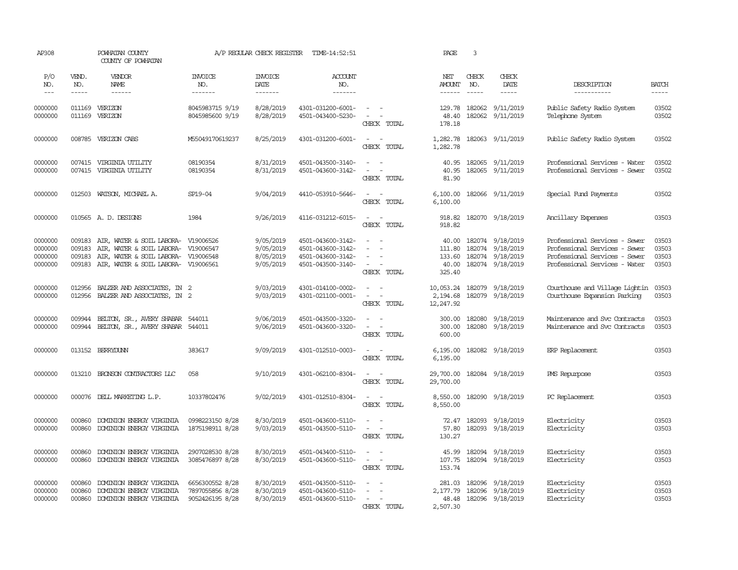AP308 POWHATAN COUNTY A/P REGULAR CHECK REGISTER TIME-14:52:51 PAGE 3

COUNTY OF POWHATAN

| P/O NO. | VEND. NO. | VENDOR NAME | INVOICE NO. | INVOICE DATE | ACCOUNT NO. | | NET AMOUNT | CHECK NO. | CHECK DATE | DESCRIPTION | BATCH |
|---|---|---|---|---|---|---|---|---|---|---|---|
| 0000000 | 011169 | VERIZON | 8045983715 9/19 | 8/28/2019 | 4301-031200-6001- | - - | 129.78 | 182062 | 9/11/2019 | Public Safety Radio System | 03502 |
| 0000000 | 011169 | VERIZON | 8045985600 9/19 | 8/28/2019 | 4501-043400-5230- | - - | 48.40 | 182062 | 9/11/2019 | Telephone System | 03502 |
| | | | | | | CHECK TOTAL | 178.18 | | | | |
| 0000000 | 008785 | VERIZON CABS | M55049170619237 | 8/25/2019 | 4301-031200-6001- | - - | 1,282.78 | 182063 | 9/11/2019 | Public Safety Radio System | 03502 |
| | | | | | | CHECK TOTAL | 1,282.78 | | | | |
| 0000000 | 007415 | VIRGINIA UTILITY | 08190354 | 8/31/2019 | 4501-043500-3140- | - - | 40.95 | 182065 | 9/11/2019 | Professional Services - Water | 03502 |
| 0000000 | 007415 | VIRGINIA UTILITY | 08190354 | 8/31/2019 | 4501-043600-3142- | - - | 40.95 | 182065 | 9/11/2019 | Professional Services - Sewer | 03502 |
| | | | | | | CHECK TOTAL | 81.90 | | | | |
| 0000000 | 012503 | WATSON, MICHAEL A. | SP19-04 | 9/04/2019 | 4410-053910-5646- | - - | 6,100.00 | 182066 | 9/11/2019 | Special Fund Payments | 03502 |
| | | | | | | CHECK TOTAL | 6,100.00 | | | | |
| 0000000 | 010565 | A. D. DESIGNS | 1984 | 9/26/2019 | 4116-031212-6015- | - - | 918.82 | 182070 | 9/18/2019 | Ancillary Expenses | 03503 |
| | | | | | | CHECK TOTAL | 918.82 | | | | |
| 0000000 | 009183 | AIR, WATER & SOIL LABORA- | V19006526 | 9/05/2019 | 4501-043600-3142- | - - | 40.00 | 182074 | 9/18/2019 | Professional Services - Sewer | 03503 |
| 0000000 | 009183 | AIR, WATER & SOIL LABORA- | V19006547 | 9/05/2019 | 4501-043600-3142- | - - | 111.80 | 182074 | 9/18/2019 | Professional Services - Sewer | 03503 |
| 0000000 | 009183 | AIR, WATER & SOIL LABORA- | V19006548 | 8/05/2019 | 4501-043600-3142- | - - | 133.60 | 182074 | 9/18/2019 | Professional Services - Sewer | 03503 |
| 0000000 | 009183 | AIR, WATER & SOIL LABORA- | V19006561 | 9/05/2019 | 4501-043500-3140- | - - | 40.00 | 182074 | 9/18/2019 | Professional Services - Water | 03503 |
| | | | | | | CHECK TOTAL | 325.40 | | | | |
| 0000000 | 012956 | BALZER AND ASSOCIATES, IN | 2 | 9/03/2019 | 4301-014100-0002- | - - | 10,053.24 | 182079 | 9/18/2019 | Courthouse and Village Lightin | 03503 |
| 0000000 | 012956 | BALZER AND ASSOCIATES, IN | 2 | 9/03/2019 | 4301-021100-0001- | - - | 2,194.68 | 182079 | 9/18/2019 | Courthouse Expansion Parking | 03503 |
| | | | | | | CHECK TOTAL | 12,247.92 | | | | |
| 0000000 | 009944 | BELTON, SR., AVERY SHABAR | 544011 | 9/06/2019 | 4501-043500-3320- | - - | 300.00 | 182080 | 9/18/2019 | Maintenance and Svc Contracts | 03503 |
| 0000000 | 009944 | BELTON, SR., AVERY SHABAR | 544011 | 9/06/2019 | 4501-043600-3320- | - - | 300.00 | 182080 | 9/18/2019 | Maintenance and Svc Contracts | 03503 |
| | | | | | | CHECK TOTAL | 600.00 | | | | |
| 0000000 | 013152 | BERRYDUNN | 383617 | 9/09/2019 | 4301-012510-0003- | - - | 6,195.00 | 182082 | 9/18/2019 | ERP Replacement | 03503 |
| | | | | | | CHECK TOTAL | 6,195.00 | | | | |
| 0000000 | 013210 | BRONSON CONTRACTORS LLC | 058 | 9/10/2019 | 4301-062100-8304- | - - | 29,700.00 | 182084 | 9/18/2019 | PMS Repurpose | 03503 |
| | | | | | | CHECK TOTAL | 29,700.00 | | | | |
| 0000000 | 000076 | DELL MARKETING L.P. | 10337802476 | 9/02/2019 | 4301-012510-8304- | - - | 8,550.00 | 182090 | 9/18/2019 | PC Replacement | 03503 |
| | | | | | | CHECK TOTAL | 8,550.00 | | | | |
| 0000000 | 000860 | DOMINION ENERGY VIRGINIA | 0998223150 8/28 | 8/30/2019 | 4501-043600-5110- | - - | 72.47 | 182093 | 9/18/2019 | Electricity | 03503 |
| 0000000 | 000860 | DOMINION ENERGY VIRGINIA | 1875198911 8/28 | 9/03/2019 | 4501-043500-5110- | - - | 57.80 | 182093 | 9/18/2019 | Electricity | 03503 |
| | | | | | | CHECK TOTAL | 130.27 | | | | |
| 0000000 | 000860 | DOMINION ENERGY VIRGINIA | 2907028530 8/28 | 8/30/2019 | 4501-043400-5110- | - - | 45.99 | 182094 | 9/18/2019 | Electricity | 03503 |
| 0000000 | 000860 | DOMINION ENERGY VIRGINIA | 3085476897 8/28 | 8/30/2019 | 4501-043600-5110- | - - | 107.75 | 182094 | 9/18/2019 | Electricity | 03503 |
| | | | | | | CHECK TOTAL | 153.74 | | | | |
| 0000000 | 000860 | DOMINION ENERGY VIRGINIA | 6656300552 8/28 | 8/30/2019 | 4501-043500-5110- | - - | 281.03 | 182096 | 9/18/2019 | Electricity | 03503 |
| 0000000 | 000860 | DOMINION ENERGY VIRGINIA | 7897055856 8/28 | 8/30/2019 | 4501-043600-5110- | - - | 2,177.79 | 182096 | 9/18/2019 | Electricity | 03503 |
| 0000000 | 000860 | DOMINION ENERGY VIRGINIA | 9052426195 8/28 | 8/30/2019 | 4501-043600-5110- | - - | 48.48 | 182096 | 9/18/2019 | Electricity | 03503 |
| | | | | | | CHECK TOTAL | 2,507.30 | | | | |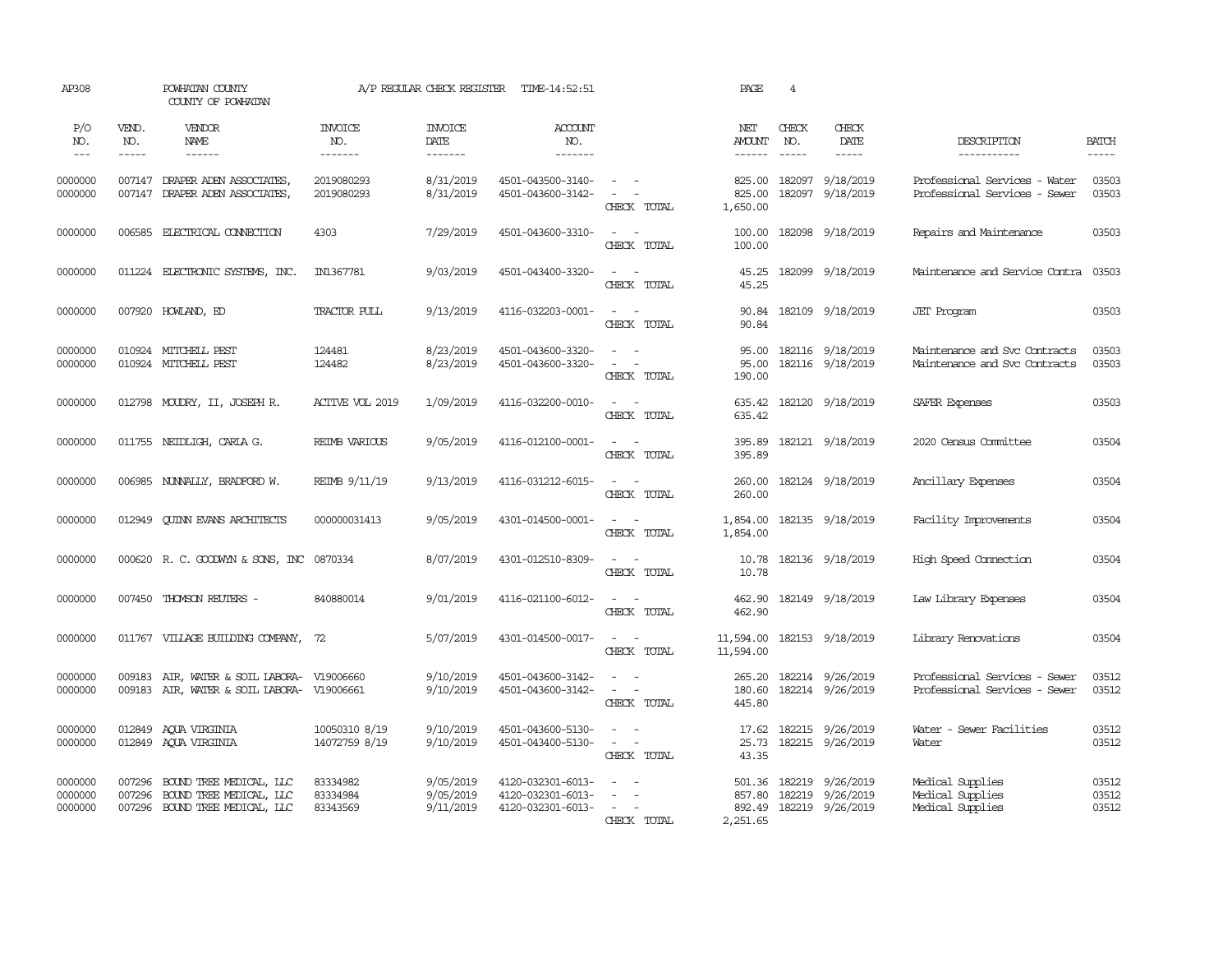AP308 POWHATAN COUNTY A/P REGULAR CHECK REGISTER TIME-14:52:51 PAGE 4

COUNTY OF POWHATAN

| P/O NO. | VEND. NO. | VENDOR NAME | INVOICE NO. | INVOICE DATE | ACCOUNT NO. | | NET AMOUNT | CHECK NO. | CHECK DATE | DESCRIPTION | BATCH |
|---|---|---|---|---|---|---|---|---|---|---|---|
| 0000000 | 007147 | DRAPER ADEN ASSOCIATES, | 2019080293 | 8/31/2019 | 4501-043500-3140- | - - | 825.00 | 182097 | 9/18/2019 | Professional Services - Water | 03503 |
| 0000000 | 007147 | DRAPER ADEN ASSOCIATES, | 2019080293 | 8/31/2019 | 4501-043600-3142- | - - | 825.00 | 182097 | 9/18/2019 | Professional Services - Sewer | 03503 |
| | | | | | | CHECK TOTAL | 1,650.00 | | | | |
| 0000000 | 006585 | ELECTRICAL CONNECTION | 4303 | 7/29/2019 | 4501-043600-3310- | - - | 100.00 | 182098 | 9/18/2019 | Repairs and Maintenance | 03503 |
| | | | | | | CHECK TOTAL | 100.00 | | | | |
| 0000000 | 011224 | ELECTRONIC SYSTEMS, INC. | IN1367781 | 9/03/2019 | 4501-043400-3320- | - - | 45.25 | 182099 | 9/18/2019 | Maintenance and Service Contra | 03503 |
| | | | | | | CHECK TOTAL | 45.25 | | | | |
| 0000000 | 007920 | HOWLAND, ED | TRACTOR PULL | 9/13/2019 | 4116-032203-0001- | - - | 90.84 | 182109 | 9/18/2019 | JET Program | 03503 |
| | | | | | | CHECK TOTAL | 90.84 | | | | |
| 0000000 | 010924 | MITCHELL PEST | 124481 | 8/23/2019 | 4501-043600-3320- | - - | 95.00 | 182116 | 9/18/2019 | Maintenance and Svc Contracts | 03503 |
| 0000000 | 010924 | MITCHELL PEST | 124482 | 8/23/2019 | 4501-043600-3320- | - - | 95.00 | 182116 | 9/18/2019 | Maintenance and Svc Contracts | 03503 |
| | | | | | | CHECK TOTAL | 190.00 | | | | |
| 0000000 | 012798 | MOUDRY, II, JOSEPH R. | ACTIVE VOL 2019 | 1/09/2019 | 4116-032200-0010- | - - | 635.42 | 182120 | 9/18/2019 | SAFER Expenses | 03503 |
| | | | | | | CHECK TOTAL | 635.42 | | | | |
| 0000000 | 011755 | NEIDLIGH, CARLA G. | REIMB VARIOUS | 9/05/2019 | 4116-012100-0001- | - - | 395.89 | 182121 | 9/18/2019 | 2020 Census Committee | 03504 |
| | | | | | | CHECK TOTAL | 395.89 | | | | |
| 0000000 | 006985 | NUNNALLY, BRADFORD W. | REIMB 9/11/19 | 9/13/2019 | 4116-031212-6015- | - - | 260.00 | 182124 | 9/18/2019 | Ancillary Expenses | 03504 |
| | | | | | | CHECK TOTAL | 260.00 | | | | |
| 0000000 | 012949 | QUINN EVANS ARCHITECTS | 000000031413 | 9/05/2019 | 4301-014500-0001- | - - | 1,854.00 | 182135 | 9/18/2019 | Facility Improvements | 03504 |
| | | | | | | CHECK TOTAL | 1,854.00 | | | | |
| 0000000 | 000620 | R. C. GOODWYN & SONS, INC | 0870334 | 8/07/2019 | 4301-012510-8309- | - - | 10.78 | 182136 | 9/18/2019 | High Speed Connection | 03504 |
| | | | | | | CHECK TOTAL | 10.78 | | | | |
| 0000000 | 007450 | THOMSON REUTERS - | 840880014 | 9/01/2019 | 4116-021100-6012- | - - | 462.90 | 182149 | 9/18/2019 | Law Library Expenses | 03504 |
| | | | | | | CHECK TOTAL | 462.90 | | | | |
| 0000000 | 011767 | VILLAGE BUILDING COMPANY, | 72 | 5/07/2019 | 4301-014500-0017- | - - | 11,594.00 | 182153 | 9/18/2019 | Library Renovations | 03504 |
| | | | | | | CHECK TOTAL | 11,594.00 | | | | |
| 0000000 | 009183 | AIR, WATER & SOIL LABORA- | V19006660 | 9/10/2019 | 4501-043600-3142- | - - | 265.20 | 182214 | 9/26/2019 | Professional Services - Sewer | 03512 |
| 0000000 | 009183 | AIR, WATER & SOIL LABORA- | V19006661 | 9/10/2019 | 4501-043600-3142- | - - | 180.60 | 182214 | 9/26/2019 | Professional Services - Sewer | 03512 |
| | | | | | | CHECK TOTAL | 445.80 | | | | |
| 0000000 | 012849 | AQUA VIRGINIA | 10050310 8/19 | 9/10/2019 | 4501-043600-5130- | - - | 17.62 | 182215 | 9/26/2019 | Water - Sewer Facilities | 03512 |
| 0000000 | 012849 | AQUA VIRGINIA | 14072759 8/19 | 9/10/2019 | 4501-043400-5130- | - - | 25.73 | 182215 | 9/26/2019 | Water | 03512 |
| | | | | | | CHECK TOTAL | 43.35 | | | | |
| 0000000 | 007296 | BOUND TREE MEDICAL, LLC | 83334982 | 9/05/2019 | 4120-032301-6013- | - - | 501.36 | 182219 | 9/26/2019 | Medical Supplies | 03512 |
| 0000000 | 007296 | BOUND TREE MEDICAL, LLC | 83334984 | 9/05/2019 | 4120-032301-6013- | - - | 857.80 | 182219 | 9/26/2019 | Medical Supplies | 03512 |
| 0000000 | 007296 | BOUND TREE MEDICAL, LLC | 83343569 | 9/11/2019 | 4120-032301-6013- | - - | 892.49 | 182219 | 9/26/2019 | Medical Supplies | 03512 |
| | | | | | | CHECK TOTAL | 2,251.65 | | | | |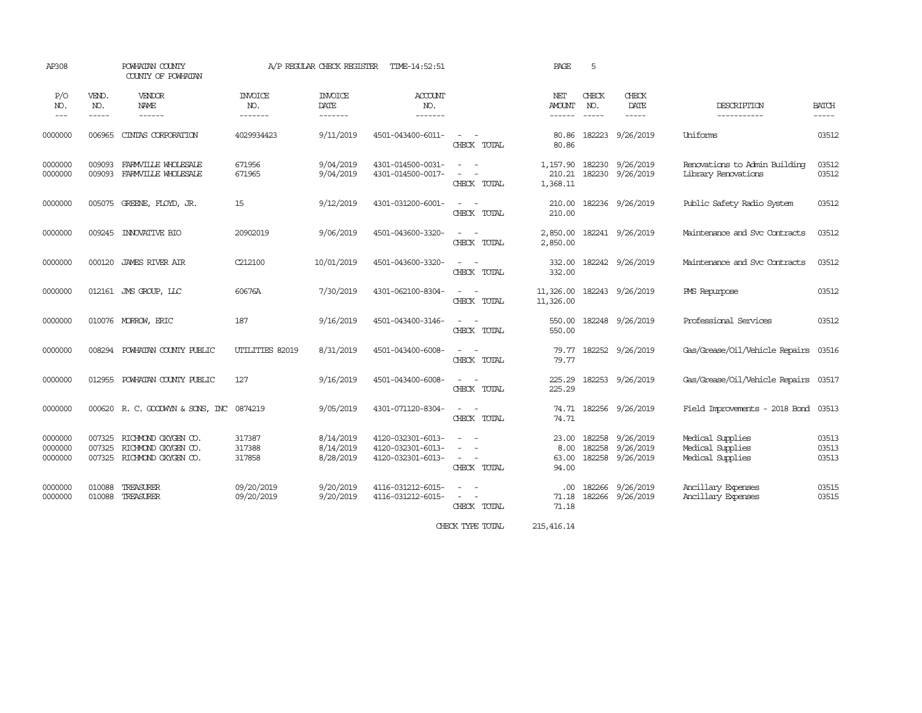AP308 POWHATAN COUNTY COUNTY OF POWHATAN A/P REGULAR CHECK REGISTER TIME-14:52:51 PAGE 5

| P/O NO. | VEND. NO. | VENDOR NAME | INVOICE NO. | INVOICE DATE | ACCOUNT NO. | | NET AMOUNT | CHECK NO. | CHECK DATE | DESCRIPTION | BATCH |
|---|---|---|---|---|---|---|---|---|---|---|---|
| 0000000 | 006965 | CINTAS CORPORATION | 4029934423 | 9/11/2019 | 4501-043400-6011- | - - | 80.86 | 182223 | 9/26/2019 | Uniforms | 03512 |
| | | | | | | CHECK TOTAL | 80.86 | | | | |
| 0000000 | 009093 | FARMVILLE WHOLESALE | 671956 | 9/04/2019 | 4301-014500-0031- | - - | 1,157.90 | 182230 | 9/26/2019 | Renovations to Admin Building | 03512 |
| 0000000 | 009093 | FARMVILLE WHOLESALE | 671965 | 9/04/2019 | 4301-014500-0017- | - - | 210.21 | 182230 | 9/26/2019 | Library Renovations | 03512 |
| | | | | | | CHECK TOTAL | 1,368.11 | | | | |
| 0000000 | 005075 | GREENE, FLOYD, JR. | 15 | 9/12/2019 | 4301-031200-6001- | - - | 210.00 | 182236 | 9/26/2019 | Public Safety Radio System | 03512 |
| | | | | | | CHECK TOTAL | 210.00 | | | | |
| 0000000 | 009245 | INNOVATIVE BIO | 20902019 | 9/06/2019 | 4501-043600-3320- | - - | 2,850.00 | 182241 | 9/26/2019 | Maintenance and Svc Contracts | 03512 |
| | | | | | | CHECK TOTAL | 2,850.00 | | | | |
| 0000000 | 000120 | JAMES RIVER AIR | C212100 | 10/01/2019 | 4501-043600-3320- | - - | 332.00 | 182242 | 9/26/2019 | Maintenance and Svc Contracts | 03512 |
| | | | | | | CHECK TOTAL | 332.00 | | | | |
| 0000000 | 012161 | JMS GROUP, LLC | 60676A | 7/30/2019 | 4301-062100-8304- | - - | 11,326.00 | 182243 | 9/26/2019 | PMS Repurpose | 03512 |
| | | | | | | CHECK TOTAL | 11,326.00 | | | | |
| 0000000 | 010076 | MORROW, ERIC | 187 | 9/16/2019 | 4501-043400-3146- | - - | 550.00 | 182248 | 9/26/2019 | Professional Services | 03512 |
| | | | | | | CHECK TOTAL | 550.00 | | | | |
| 0000000 | 008294 | POWHATAN COUNTY PUBLIC | UTILITIES 82019 | 8/31/2019 | 4501-043400-6008- | - - | 79.77 | 182252 | 9/26/2019 | Gas/Grease/Oil/Vehicle Repairs | 03516 |
| | | | | | | CHECK TOTAL | 79.77 | | | | |
| 0000000 | 012955 | POWHATAN COUNTY PUBLIC | 127 | 9/16/2019 | 4501-043400-6008- | - - | 225.29 | 182253 | 9/26/2019 | Gas/Grease/Oil/Vehicle Repairs | 03517 |
| | | | | | | CHECK TOTAL | 225.29 | | | | |
| 0000000 | 000620 | R. C. GOODWYN & SONS, INC | 0874219 | 9/05/2019 | 4301-071120-8304- | - - | 74.71 | 182256 | 9/26/2019 | Field Improvements - 2018 Bond | 03513 |
| | | | | | | CHECK TOTAL | 74.71 | | | | |
| 0000000 | 007325 | RICHMOND OXYGEN CO. | 317387 | 8/14/2019 | 4120-032301-6013- | - - | 23.00 | 182258 | 9/26/2019 | Medical Supplies | 03513 |
| 0000000 | 007325 | RICHMOND OXYGEN CO. | 317388 | 8/14/2019 | 4120-032301-6013- | - - | 8.00 | 182258 | 9/26/2019 | Medical Supplies | 03513 |
| 0000000 | 007325 | RICHMOND OXYGEN CO. | 317858 | 8/28/2019 | 4120-032301-6013- | - - | 63.00 | 182258 | 9/26/2019 | Medical Supplies | 03513 |
| | | | | | | CHECK TOTAL | 94.00 | | | | |
| 0000000 | 010088 | TREASURER | 09/20/2019 | 9/20/2019 | 4116-031212-6015- | - - | .00 | 182266 | 9/26/2019 | Ancillary Expenses | 03515 |
| 0000000 | 010088 | TREASURER | 09/20/2019 | 9/20/2019 | 4116-031212-6015- | - - | 71.18 | 182266 | 9/26/2019 | Ancillary Expenses | 03515 |
| | | | | | | CHECK TOTAL | 71.18 | | | | |
| | | | | | | CHECK TYPE TOTAL | 215,416.14 | | | | |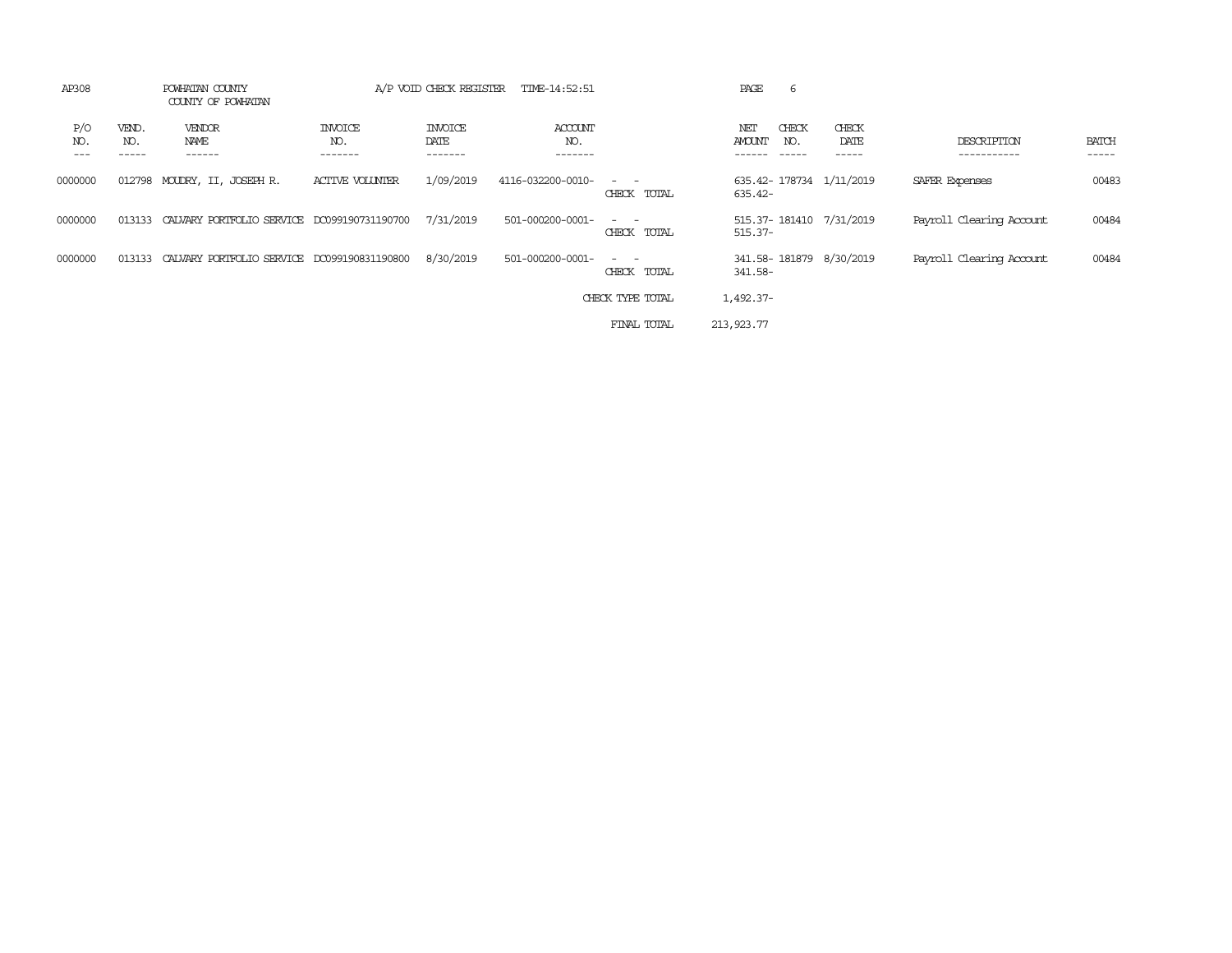AP308 POWHATAN COUNTY A/P VOID CHECK REGISTER TIME-14:52:51 PAGE 6

COUNTY OF POWHATAN

| P/O NO. | VEND. NO. | VENDOR NAME | INVOICE NO. | INVOICE DATE | ACCOUNT NO. | | NET AMOUNT | CHECK NO. | CHECK DATE | DESCRIPTION | BATCH |
|---|---|---|---|---|---|---|---|---|---|---|---|
| 0000000 | 012798 | MOUDRY, II, JOSEPH R. | ACTIVE VOLUNTER | 1/09/2019 | 4116-032200-0010- | - - | 635.42- | 178734 | 1/11/2019 | SAFER Expenses | 00483 |
| | | | | | | CHECK TOTAL | 635.42- | | | | |
| 0000000 | 013133 | CALVARY PORTFOLIO SERVICE | DC099190731190700 | 7/31/2019 | 501-000200-0001- | - - | 515.37- | 181410 | 7/31/2019 | Payroll Clearing Account | 00484 |
| | | | | | | CHECK TOTAL | 515.37- | | | | |
| 0000000 | 013133 | CALVARY PORTFOLIO SERVICE | DC099190831190800 | 8/30/2019 | 501-000200-0001- | - - | 341.58- | 181879 | 8/30/2019 | Payroll Clearing Account | 00484 |
| | | | | | | CHECK TOTAL | 341.58- | | | | |
| | | | | | | CHECK TYPE TOTAL | 1,492.37- | | | | |
| | | | | | | FINAL TOTAL | 213,923.77 | | | | |